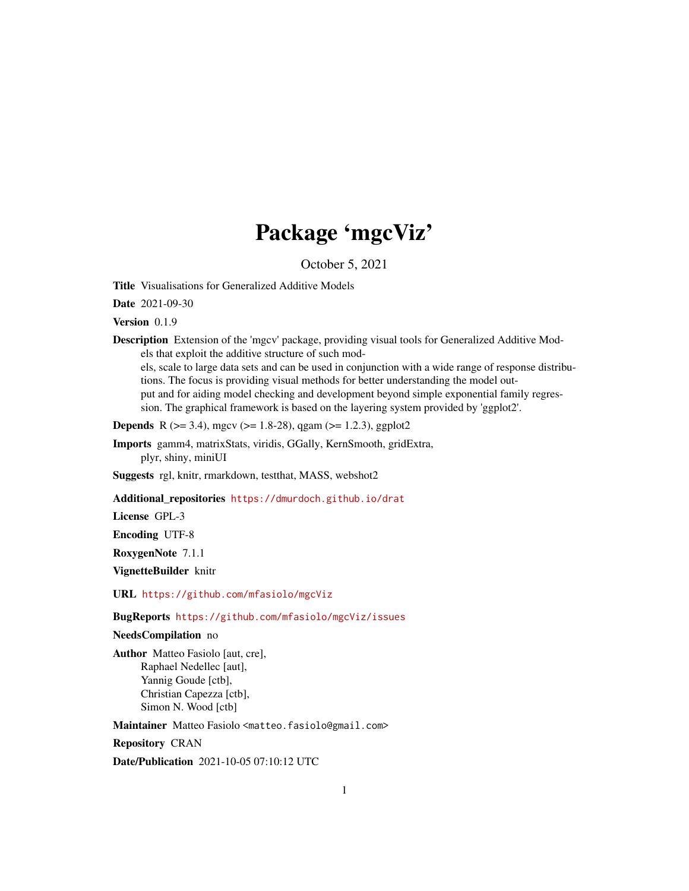# Package 'mgcViz'

October 5, 2021

**Title** Visualisations for Generalized Additive Models

**Date** 2021-09-30

**Version** 0.1.9

**Description** Extension of the 'mgcv' package, providing visual tools for Generalized Additive Models that exploit the additive structure of such models, scale to large data sets and can be used in conjunction with a wide range of response distributions. The focus is providing visual methods for better understanding the model output and for aiding model checking and development beyond simple exponential family regression. The graphical framework is based on the layering system provided by 'ggplot2'.

**Depends** R (>= 3.4), mgcv (>= 1.8-28), qgam (>= 1.2.3), ggplot2

**Imports** gamm4, matrixStats, viridis, GGally, KernSmooth, gridExtra, plyr, shiny, miniUI

**Suggests** rgl, knitr, rmarkdown, testthat, MASS, webshot2

**Additional_repositories** https://dmurdoch.github.io/drat

**License** GPL-3

**Encoding** UTF-8

**RoxygenNote** 7.1.1

**VignetteBuilder** knitr

**URL** https://github.com/mfasiolo/mgcViz

**BugReports** https://github.com/mfasiolo/mgcViz/issues

**NeedsCompilation** no

**Author** Matteo Fasiolo [aut, cre],
Raphael Nedellec [aut],
Yannig Goude [ctb],
Christian Capezza [ctb],
Simon N. Wood [ctb]

**Maintainer** Matteo Fasiolo <matteo.fasiolo@gmail.com>

**Repository** CRAN

**Date/Publication** 2021-10-05 07:10:12 UTC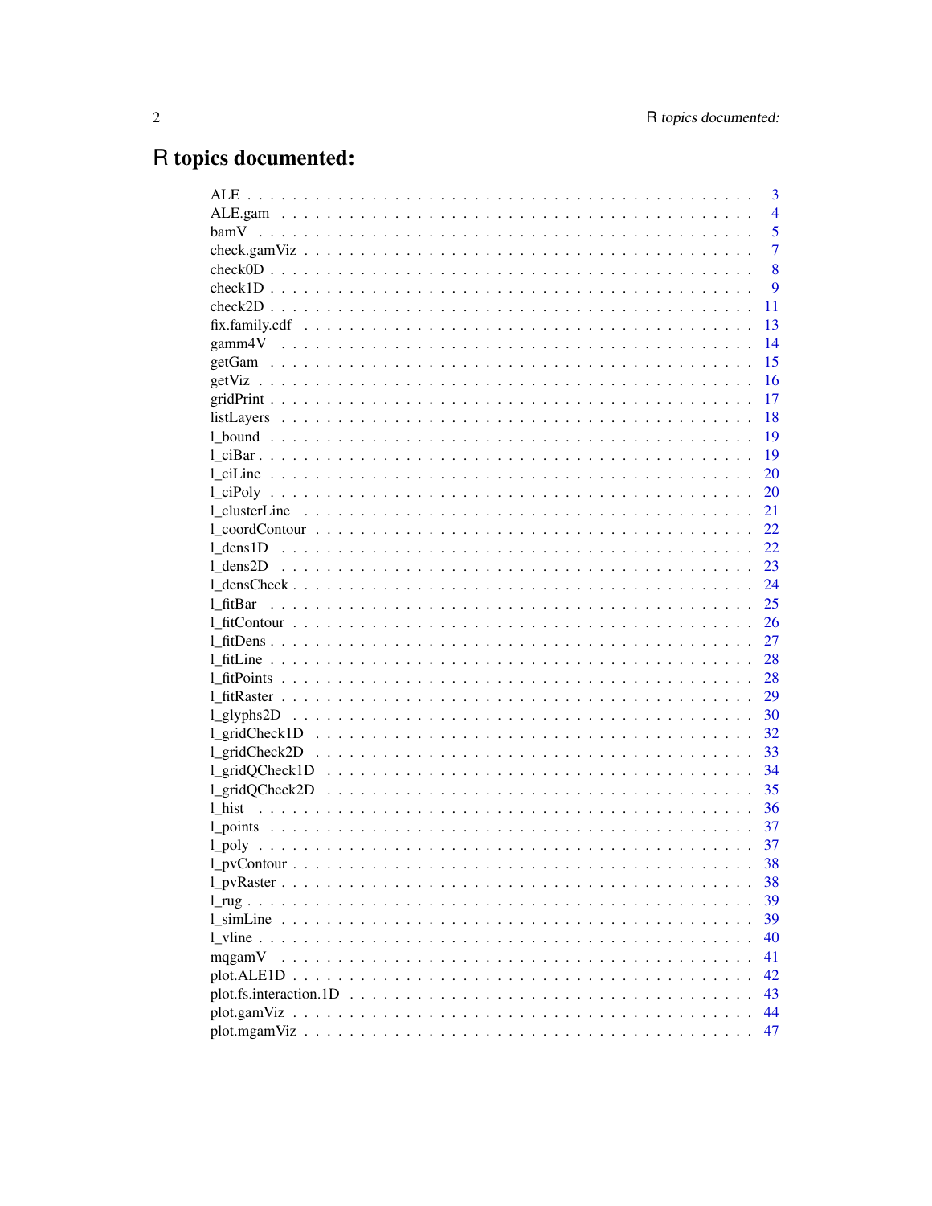# R topics documented:

| | |
|---|---|
| ALE | 3 |
| ALE.gam | 4 |
| bamV | 5 |
| check.gamViz | 7 |
| check0D | 8 |
| check1D | 9 |
| check2D | 11 |
| fix.family.cdf | 13 |
| gamm4V | 14 |
| getGam | 15 |
| getViz | 16 |
| gridPrint | 17 |
| listLayers | 18 |
| l_bound | 19 |
| l_ciBar | 19 |
| l_ciLine | 20 |
| l_ciPoly | 20 |
| l_clusterLine | 21 |
| l_coordContour | 22 |
| l_dens1D | 22 |
| l_dens2D | 23 |
| l_densCheck | 24 |
| l_fitBar | 25 |
| l_fitContour | 26 |
| l_fitDens | 27 |
| l_fitLine | 28 |
| l_fitPoints | 28 |
| l_fitRaster | 29 |
| l_glyphs2D | 30 |
| l_gridCheck1D | 32 |
| l_gridCheck2D | 33 |
| l_gridQCheck1D | 34 |
| l_gridQCheck2D | 35 |
| l_hist | 36 |
| l_points | 37 |
| l_poly | 37 |
| l_pvContour | 38 |
| l_pvRaster | 38 |
| l_rug | 39 |
| l_simLine | 39 |
| l_vline | 40 |
| mqgamV | 41 |
| plot.ALE1D | 42 |
| plot.fs.interaction.1D | 43 |
| plot.gamViz | 44 |
| plot.mgamViz | 47 |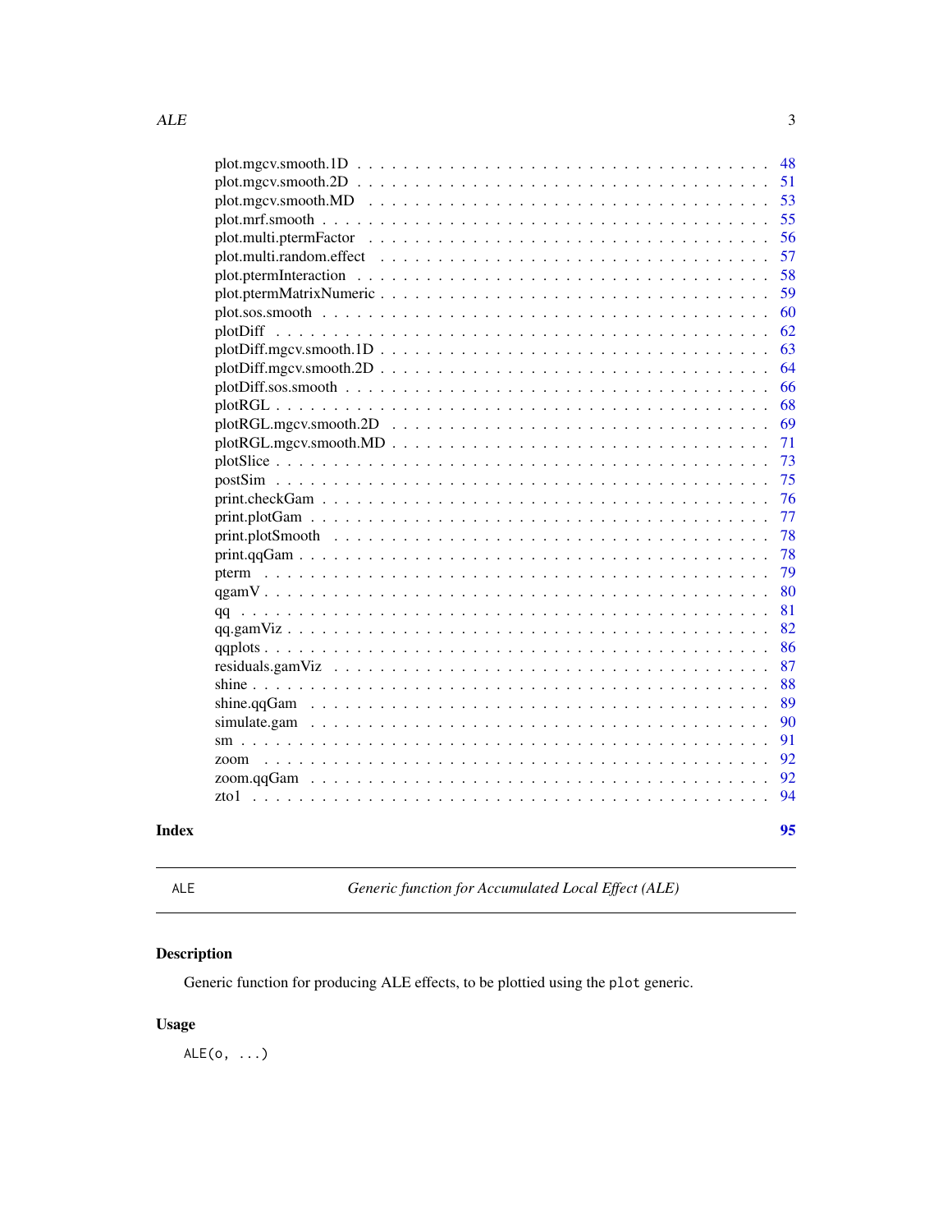plot.mgcv.smooth.1D . . . . . . . . . . . . . . . . . . . . . . . . . . . . . . . . . 48
plot.mgcv.smooth.2D . . . . . . . . . . . . . . . . . . . . . . . . . . . . . . . . . 51
plot.mgcv.smooth.MD . . . . . . . . . . . . . . . . . . . . . . . . . . . . . . . . . 53
plot.mrf.smooth . . . . . . . . . . . . . . . . . . . . . . . . . . . . . . . . . . . 55
plot.multi.ptermFactor . . . . . . . . . . . . . . . . . . . . . . . . . . . . . . . . 56
plot.multi.random.effect . . . . . . . . . . . . . . . . . . . . . . . . . . . . . . . 57
plot.ptermInteraction . . . . . . . . . . . . . . . . . . . . . . . . . . . . . . . . . 58
plot.ptermMatrixNumeric . . . . . . . . . . . . . . . . . . . . . . . . . . . . . . . . 59
plot.sos.smooth . . . . . . . . . . . . . . . . . . . . . . . . . . . . . . . . . . . 60
plotDiff . . . . . . . . . . . . . . . . . . . . . . . . . . . . . . . . . . . . . . . 62
plotDiff.mgcv.smooth.1D . . . . . . . . . . . . . . . . . . . . . . . . . . . . . . . 63
plotDiff.mgcv.smooth.2D . . . . . . . . . . . . . . . . . . . . . . . . . . . . . . . 64
plotDiff.sos.smooth . . . . . . . . . . . . . . . . . . . . . . . . . . . . . . . . . 66
plotRGL . . . . . . . . . . . . . . . . . . . . . . . . . . . . . . . . . . . . . . . 68
plotRGL.mgcv.smooth.2D . . . . . . . . . . . . . . . . . . . . . . . . . . . . . . . 69
plotRGL.mgcv.smooth.MD . . . . . . . . . . . . . . . . . . . . . . . . . . . . . . . 71
plotSlice . . . . . . . . . . . . . . . . . . . . . . . . . . . . . . . . . . . . . . 73
postSim . . . . . . . . . . . . . . . . . . . . . . . . . . . . . . . . . . . . . . . 75
print.checkGam . . . . . . . . . . . . . . . . . . . . . . . . . . . . . . . . . . . 76
print.plotGam . . . . . . . . . . . . . . . . . . . . . . . . . . . . . . . . . . . . 77
print.plotSmooth . . . . . . . . . . . . . . . . . . . . . . . . . . . . . . . . . . 78
print.qqGam . . . . . . . . . . . . . . . . . . . . . . . . . . . . . . . . . . . . . 78
pterm . . . . . . . . . . . . . . . . . . . . . . . . . . . . . . . . . . . . . . . . 79
qgamV . . . . . . . . . . . . . . . . . . . . . . . . . . . . . . . . . . . . . . . . 80
qq . . . . . . . . . . . . . . . . . . . . . . . . . . . . . . . . . . . . . . . . . 81
qq.gamViz . . . . . . . . . . . . . . . . . . . . . . . . . . . . . . . . . . . . . . 82
qqplots . . . . . . . . . . . . . . . . . . . . . . . . . . . . . . . . . . . . . . . 86
residuals.gamViz . . . . . . . . . . . . . . . . . . . . . . . . . . . . . . . . . . 87
shine . . . . . . . . . . . . . . . . . . . . . . . . . . . . . . . . . . . . . . . . 88
shine.qqGam . . . . . . . . . . . . . . . . . . . . . . . . . . . . . . . . . . . . . 89
simulate.gam . . . . . . . . . . . . . . . . . . . . . . . . . . . . . . . . . . . . 90
sm . . . . . . . . . . . . . . . . . . . . . . . . . . . . . . . . . . . . . . . . . 91
zoom . . . . . . . . . . . . . . . . . . . . . . . . . . . . . . . . . . . . . . . . 92
zoom.qqGam . . . . . . . . . . . . . . . . . . . . . . . . . . . . . . . . . . . . . 92
zto1 . . . . . . . . . . . . . . . . . . . . . . . . . . . . . . . . . . . . . . . . 94

**Index** **95**

---

ALE *Generic function for Accumulated Local Effect (ALE)*

---

## Description

Generic function for producing ALE effects, to be plottied using the `plot` generic.

## Usage

```
ALE(o, ...)
```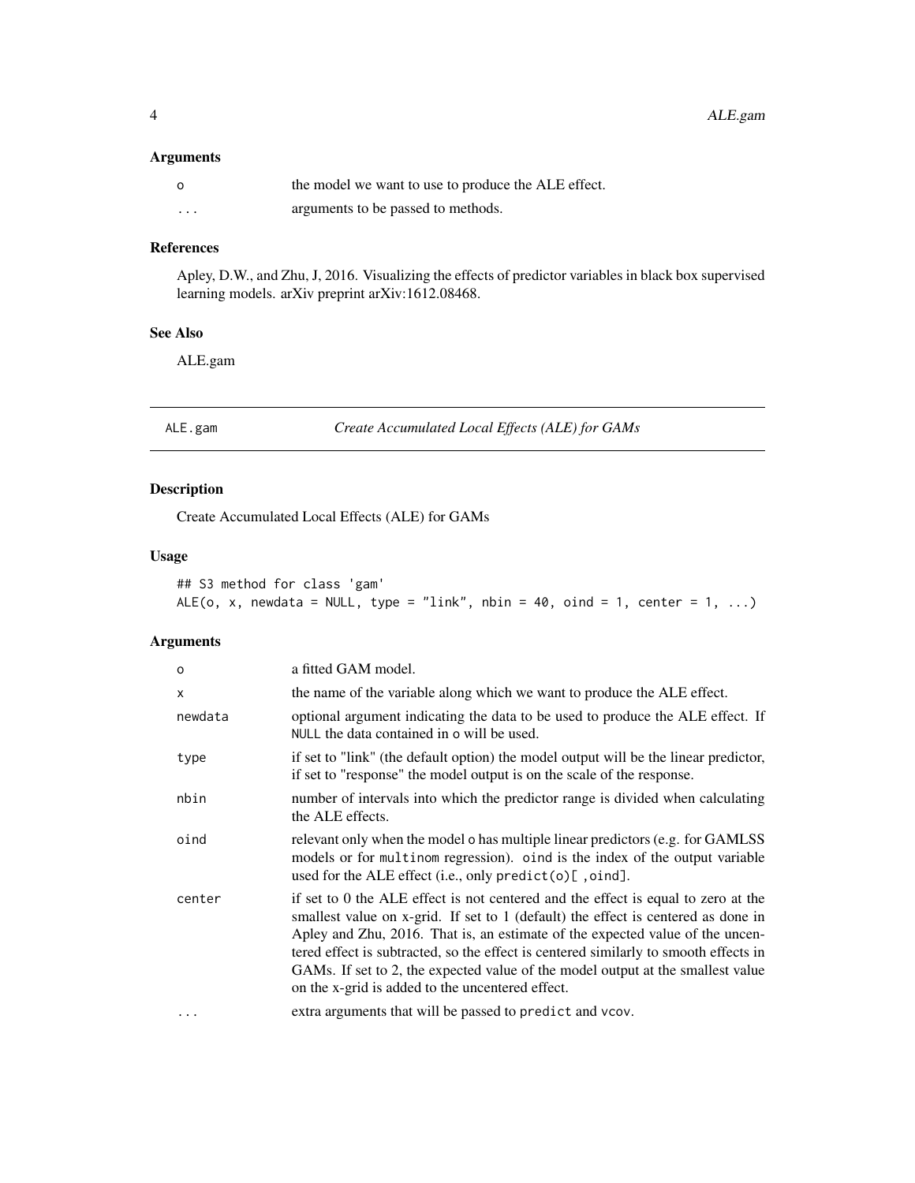### Arguments

| | |
|---|---|
| o | the model we want to use to produce the ALE effect. |
| ... | arguments to be passed to methods. |

### References

Apley, D.W., and Zhu, J, 2016. Visualizing the effects of predictor variables in black box supervised learning models. arXiv preprint arXiv:1612.08468.

### See Also

ALE.gam

---

## ALE.gam — *Create Accumulated Local Effects (ALE) for GAMs*

### Description

Create Accumulated Local Effects (ALE) for GAMs

### Usage

```
## S3 method for class 'gam'
ALE(o, x, newdata = NULL, type = "link", nbin = 40, oind = 1, center = 1, ...)
```

### Arguments

| | |
|---|---|
| o | a fitted GAM model. |
| x | the name of the variable along which we want to produce the ALE effect. |
| newdata | optional argument indicating the data to be used to produce the ALE effect. If NULL the data contained in o will be used. |
| type | if set to "link" (the default option) the model output will be the linear predictor, if set to "response" the model output is on the scale of the response. |
| nbin | number of intervals into which the predictor range is divided when calculating the ALE effects. |
| oind | relevant only when the model o has multiple linear predictors (e.g. for GAMLSS models or for multinom regression). oind is the index of the output variable used for the ALE effect (i.e., only predict(o)[ ,oind]. |
| center | if set to 0 the ALE effect is not centered and the effect is equal to zero at the smallest value on x-grid. If set to 1 (default) the effect is centered as done in Apley and Zhu, 2016. That is, an estimate of the expected value of the uncentered effect is subtracted, so the effect is centered similarly to smooth effects in GAMs. If set to 2, the expected value of the model output at the smallest value on the x-grid is added to the uncentered effect. |
| ... | extra arguments that will be passed to predict and vcov. |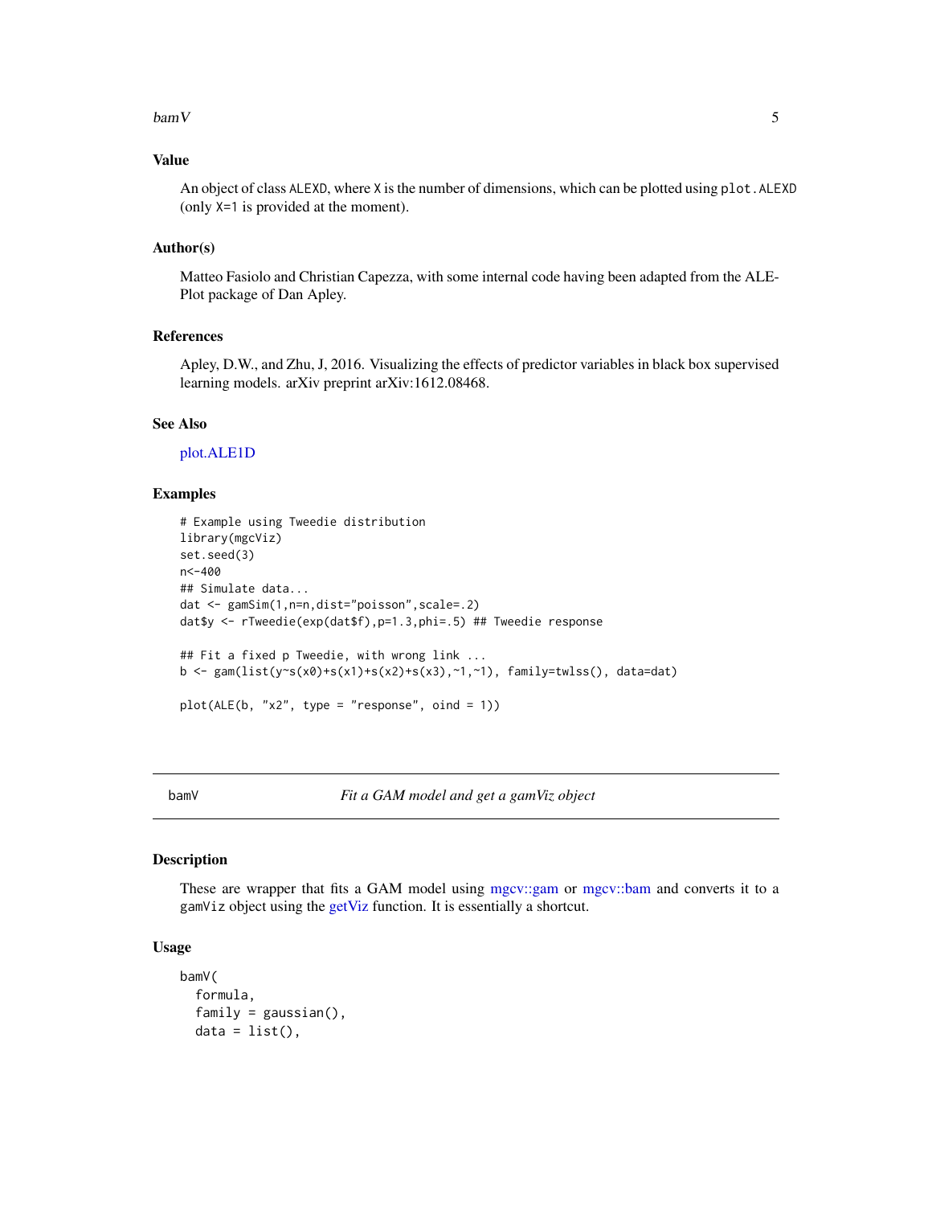## Value

An object of class `ALEXD`, where `X` is the number of dimensions, which can be plotted using `plot.ALEXD` (only `X=1` is provided at the moment).

## Author(s)

Matteo Fasiolo and Christian Capezza, with some internal code having been adapted from the ALE-Plot package of Dan Apley.

## References

Apley, D.W., and Zhu, J, 2016. Visualizing the effects of predictor variables in black box supervised learning models. arXiv preprint arXiv:1612.08468.

## See Also

plot.ALE1D

## Examples

```
# Example using Tweedie distribution
library(mgcViz)
set.seed(3)
n<-400
## Simulate data...
dat <- gamSim(1,n=n,dist="poisson",scale=.2)
dat$y <- rTweedie(exp(dat$f),p=1.3,phi=.5) ## Tweedie response

## Fit a fixed p Tweedie, with wrong link ...
b <- gam(list(y~s(x0)+s(x1)+s(x2)+s(x3),~1,~1), family=twlss(), data=dat)

plot(ALE(b, "x2", type = "response", oind = 1))
```

---

# bamV — *Fit a GAM model and get a gamViz object*

## Description

These are wrapper that fits a GAM model using mgcv::gam or mgcv::bam and converts it to a `gamViz` object using the getViz function. It is essentially a shortcut.

## Usage

```
bamV(
  formula,
  family = gaussian(),
  data = list(),
```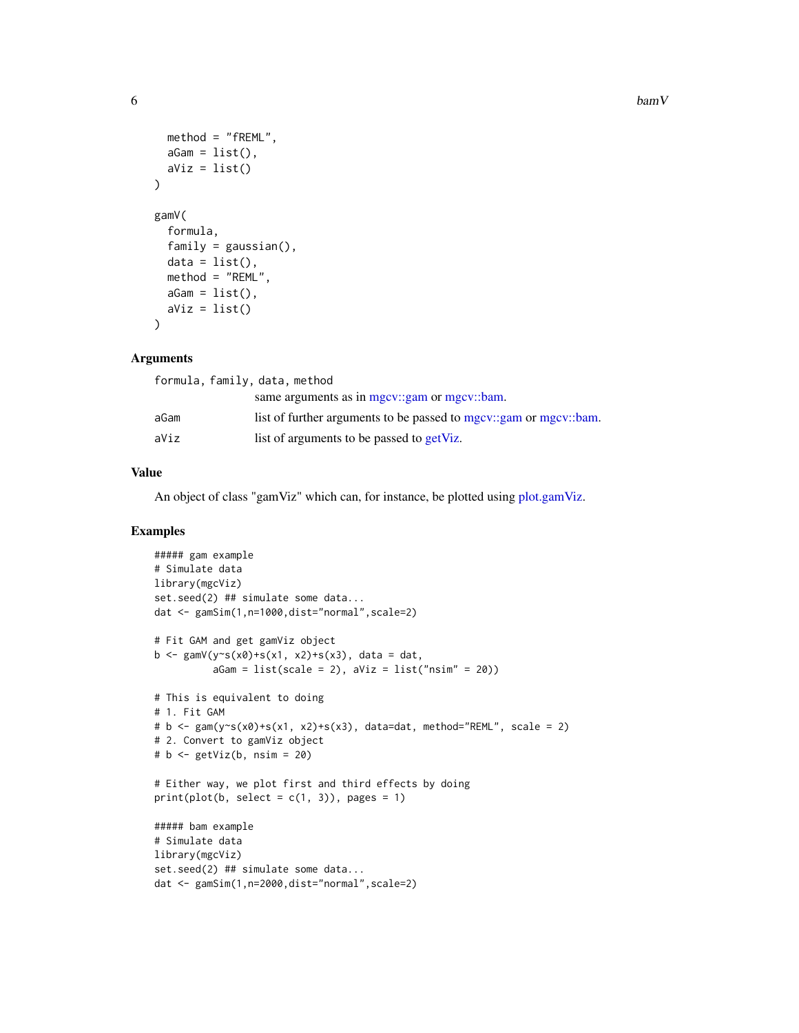```
  method = "fREML",
  aGam = list(),
  aViz = list()
)

gamV(
  formula,
  family = gaussian(),
  data = list(),
  method = "REML",
  aGam = list(),
  aViz = list()
)
```

## Arguments

| | |
|---|---|
| formula, family, data, method | same arguments as in mgcv::gam or mgcv::bam. |
| aGam | list of further arguments to be passed to mgcv::gam or mgcv::bam. |
| aViz | list of arguments to be passed to getViz. |

## Value

An object of class "gamViz" which can, for instance, be plotted using plot.gamViz.

## Examples

```
##### gam example
# Simulate data
library(mgcViz)
set.seed(2) ## simulate some data...
dat <- gamSim(1,n=1000,dist="normal",scale=2)

# Fit GAM and get gamViz object
b <- gamV(y~s(x0)+s(x1, x2)+s(x3), data = dat,
          aGam = list(scale = 2), aViz = list("nsim" = 20))

# This is equivalent to doing
# 1. Fit GAM
# b <- gam(y~s(x0)+s(x1, x2)+s(x3), data=dat, method="REML", scale = 2)
# 2. Convert to gamViz object
# b <- getViz(b, nsim = 20)

# Either way, we plot first and third effects by doing
print(plot(b, select = c(1, 3)), pages = 1)

##### bam example
# Simulate data
library(mgcViz)
set.seed(2) ## simulate some data...
dat <- gamSim(1,n=2000,dist="normal",scale=2)
```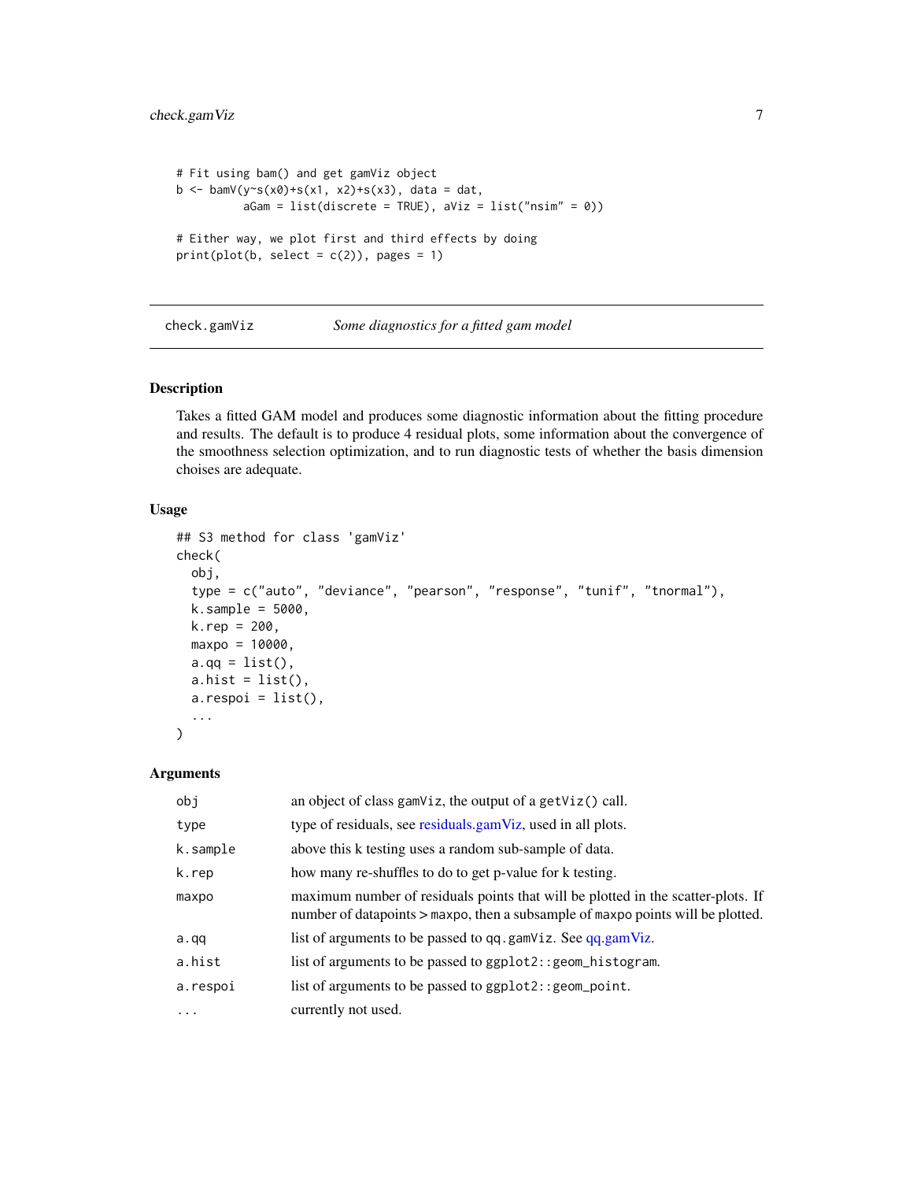```
# Fit using bam() and get gamViz object
b <- bamV(y~s(x0)+s(x1, x2)+s(x3), data = dat,
          aGam = list(discrete = TRUE), aViz = list("nsim" = 0))

# Either way, we plot first and third effects by doing
print(plot(b, select = c(2)), pages = 1)
```

---

## check.gamViz — *Some diagnostics for a fitted gam model*

---

### Description

Takes a fitted GAM model and produces some diagnostic information about the fitting procedure and results. The default is to produce 4 residual plots, some information about the convergence of the smoothness selection optimization, and to run diagnostic tests of whether the basis dimension choises are adequate.

### Usage

```
## S3 method for class 'gamViz'
check(
  obj,
  type = c("auto", "deviance", "pearson", "response", "tunif", "tnormal"),
  k.sample = 5000,
  k.rep = 200,
  maxpo = 10000,
  a.qq = list(),
  a.hist = list(),
  a.respoi = list(),
  ...
)
```

### Arguments

| | |
|---|---|
| `obj` | an object of class `gamViz`, the output of a `getViz()` call. |
| `type` | type of residuals, see residuals.gamViz, used in all plots. |
| `k.sample` | above this k testing uses a random sub-sample of data. |
| `k.rep` | how many re-shuffles to do to get p-value for k testing. |
| `maxpo` | maximum number of residuals points that will be plotted in the scatter-plots. If number of datapoints > `maxpo`, then a subsample of `maxpo` points will be plotted. |
| `a.qq` | list of arguments to be passed to `qq.gamViz`. See qq.gamViz. |
| `a.hist` | list of arguments to be passed to `ggplot2::geom_histogram`. |
| `a.respoi` | list of arguments to be passed to `ggplot2::geom_point`. |
| `...` | currently not used. |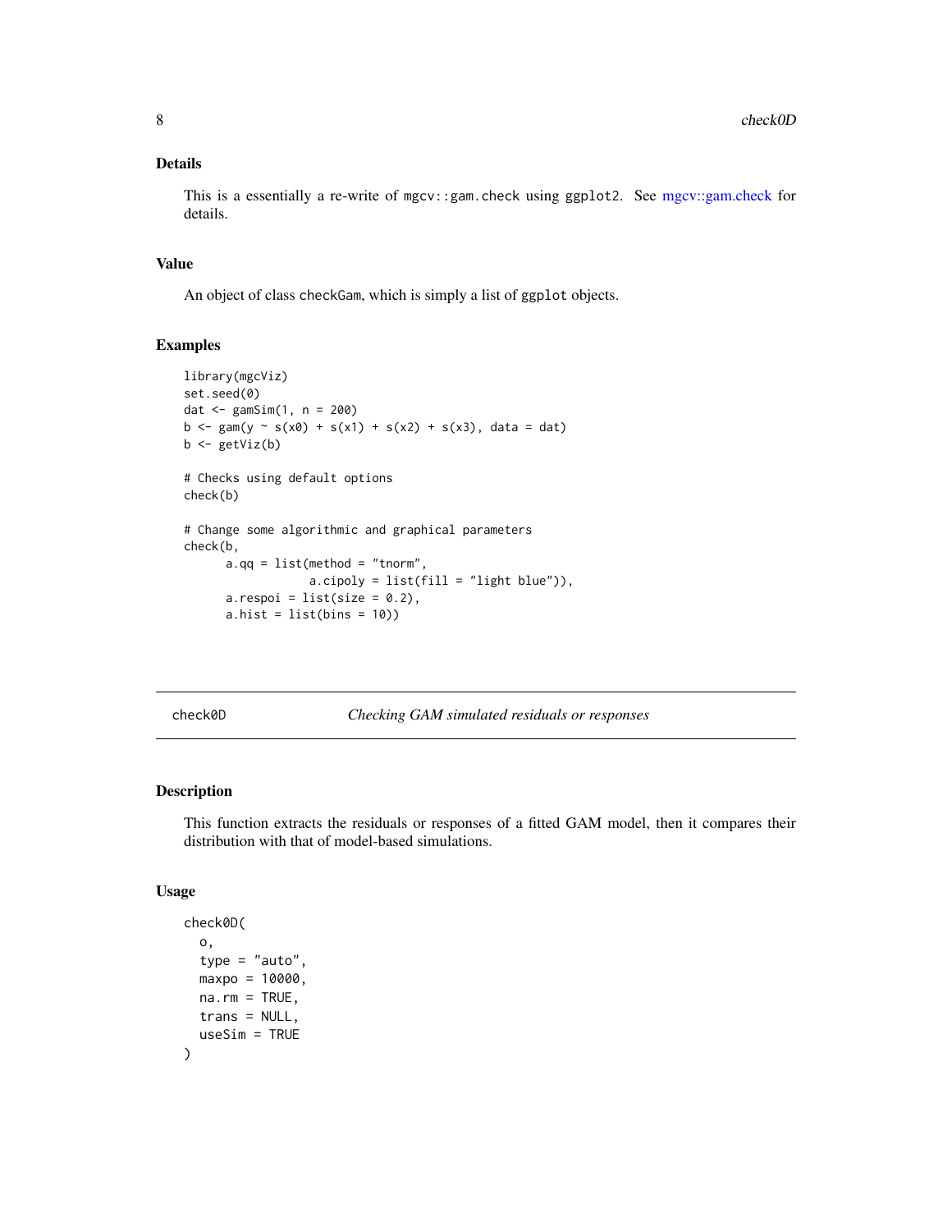## Details

This is a essentially a re-write of `mgcv::gam.check` using `ggplot2`. See mgcv::gam.check for details.

## Value

An object of class `checkGam`, which is simply a list of `ggplot` objects.

## Examples

```
library(mgcViz)
set.seed(0)
dat <- gamSim(1, n = 200)
b <- gam(y ~ s(x0) + s(x1) + s(x2) + s(x3), data = dat)
b <- getViz(b)

# Checks using default options
check(b)

# Change some algorithmic and graphical parameters
check(b,
      a.qq = list(method = "tnorm",
                  a.cipoly = list(fill = "light blue")),
      a.respoi = list(size = 0.2),
      a.hist = list(bins = 10))
```

---

# check0D — *Checking GAM simulated residuals or responses*

## Description

This function extracts the residuals or responses of a fitted GAM model, then it compares their distribution with that of model-based simulations.

## Usage

```
check0D(
  o,
  type = "auto",
  maxpo = 10000,
  na.rm = TRUE,
  trans = NULL,
  useSim = TRUE
)
```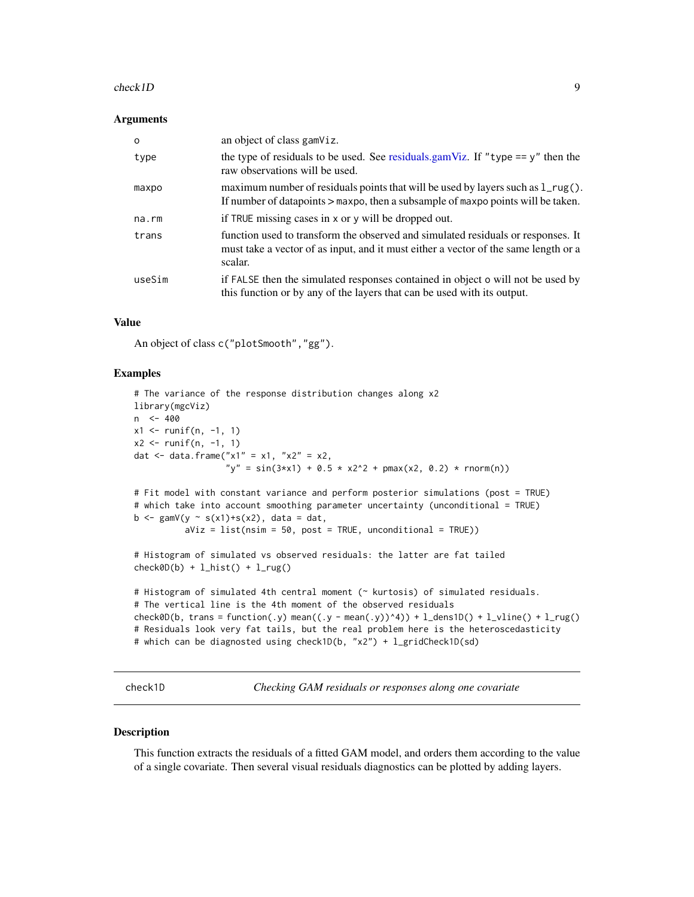### Arguments

| | |
|---|---|
| o | an object of class gamViz. |
| type | the type of residuals to be used. See residuals.gamViz. If "type == y" then the raw observations will be used. |
| maxpo | maximum number of residuals points that will be used by layers such as l_rug(). If number of datapoints > maxpo, then a subsample of maxpo points will be taken. |
| na.rm | if TRUE missing cases in x or y will be dropped out. |
| trans | function used to transform the observed and simulated residuals or responses. It must take a vector of as input, and it must either a vector of the same length or a scalar. |
| useSim | if FALSE then the simulated responses contained in object o will not be used by this function or by any of the layers that can be used with its output. |

### Value

An object of class c("plotSmooth","gg").

### Examples

```
# The variance of the response distribution changes along x2
library(mgcViz)
n  <- 400
x1 <- runif(n, -1, 1)
x2 <- runif(n, -1, 1)
dat <- data.frame("x1" = x1, "x2" = x2,
                  "y" = sin(3*x1) + 0.5 * x2^2 + pmax(x2, 0.2) * rnorm(n))

# Fit model with constant variance and perform posterior simulations (post = TRUE)
# which take into account smoothing parameter uncertainty (unconditional = TRUE)
b <- gamV(y ~ s(x1)+s(x2), data = dat,
          aViz = list(nsim = 50, post = TRUE, unconditional = TRUE))

# Histogram of simulated vs observed residuals: the latter are fat tailed
check0D(b) + l_hist() + l_rug()

# Histogram of simulated 4th central moment (~ kurtosis) of simulated residuals.
# The vertical line is the 4th moment of the observed residuals
check0D(b, trans = function(.y) mean((.y - mean(.y))^4)) + l_dens1D() + l_vline() + l_rug()
# Residuals look very fat tails, but the real problem here is the heteroscedasticity
# which can be diagnosted using check1D(b, "x2") + l_gridCheck1D(sd)
```

---

## check1D — *Checking GAM residuals or responses along one covariate*

### Description

This function extracts the residuals of a fitted GAM model, and orders them according to the value of a single covariate. Then several visual residuals diagnostics can be plotted by adding layers.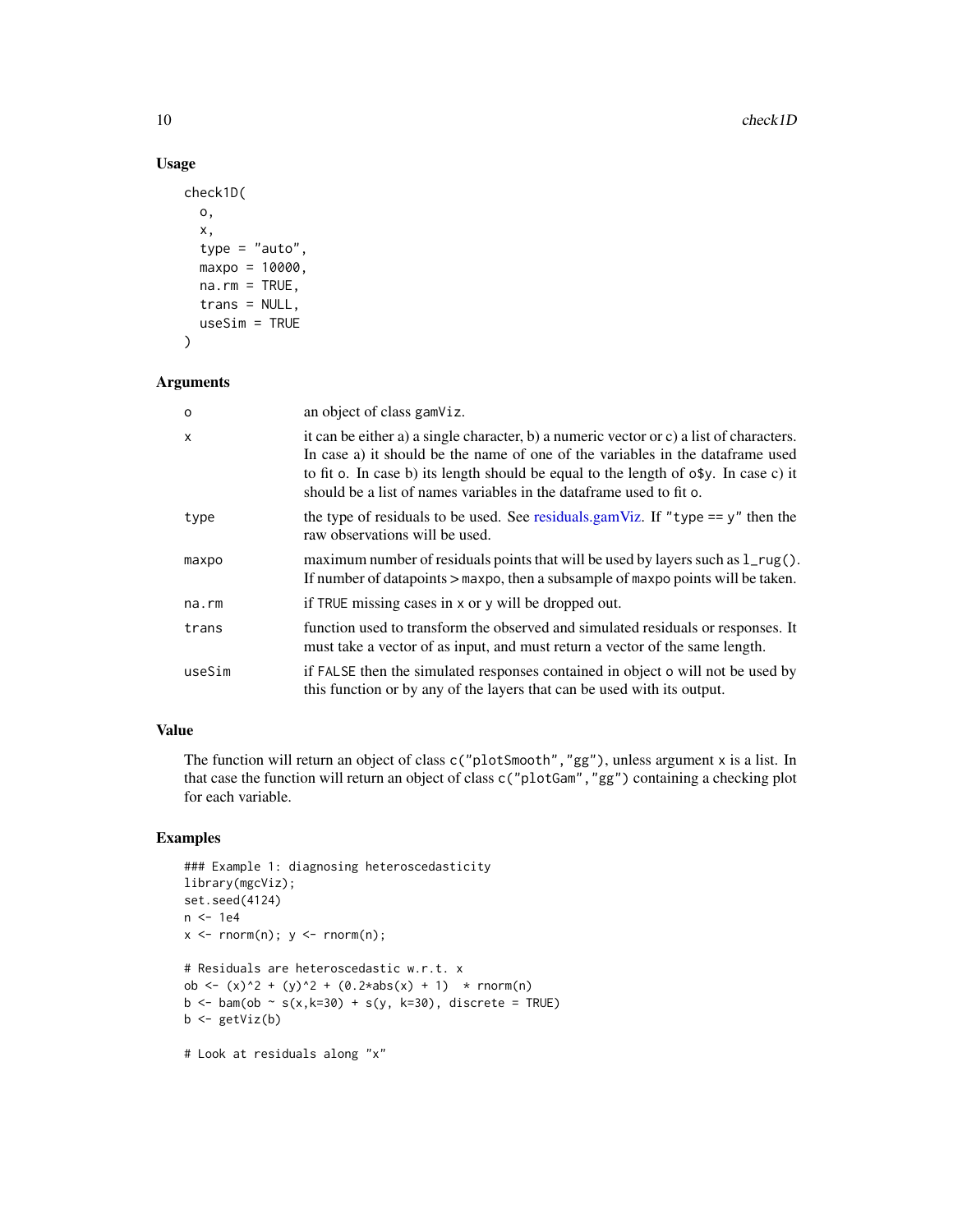## Usage

```
check1D(
  o,
  x,
  type = "auto",
  maxpo = 10000,
  na.rm = TRUE,
  trans = NULL,
  useSim = TRUE
)
```

## Arguments

| | |
|---|---|
| o | an object of class gamViz. |
| x | it can be either a) a single character, b) a numeric vector or c) a list of characters. In case a) it should be the name of one of the variables in the dataframe used to fit o. In case b) its length should be equal to the length of o$y. In case c) it should be a list of names variables in the dataframe used to fit o. |
| type | the type of residuals to be used. See residuals.gamViz. If "type == y" then the raw observations will be used. |
| maxpo | maximum number of residuals points that will be used by layers such as l_rug(). If number of datapoints > maxpo, then a subsample of maxpo points will be taken. |
| na.rm | if TRUE missing cases in x or y will be dropped out. |
| trans | function used to transform the observed and simulated residuals or responses. It must take a vector of as input, and must return a vector of the same length. |
| useSim | if FALSE then the simulated responses contained in object o will not be used by this function or by any of the layers that can be used with its output. |

## Value

The function will return an object of class c("plotSmooth","gg"), unless argument x is a list. In that case the function will return an object of class c("plotGam","gg") containing a checking plot for each variable.

## Examples

```
### Example 1: diagnosing heteroscedasticity
library(mgcViz);
set.seed(4124)
n <- 1e4
x <- rnorm(n); y <- rnorm(n);

# Residuals are heteroscedastic w.r.t. x
ob <- (x)^2 + (y)^2 + (0.2*abs(x) + 1)  * rnorm(n)
b <- bam(ob ~ s(x,k=30) + s(y, k=30), discrete = TRUE)
b <- getViz(b)

# Look at residuals along "x"
```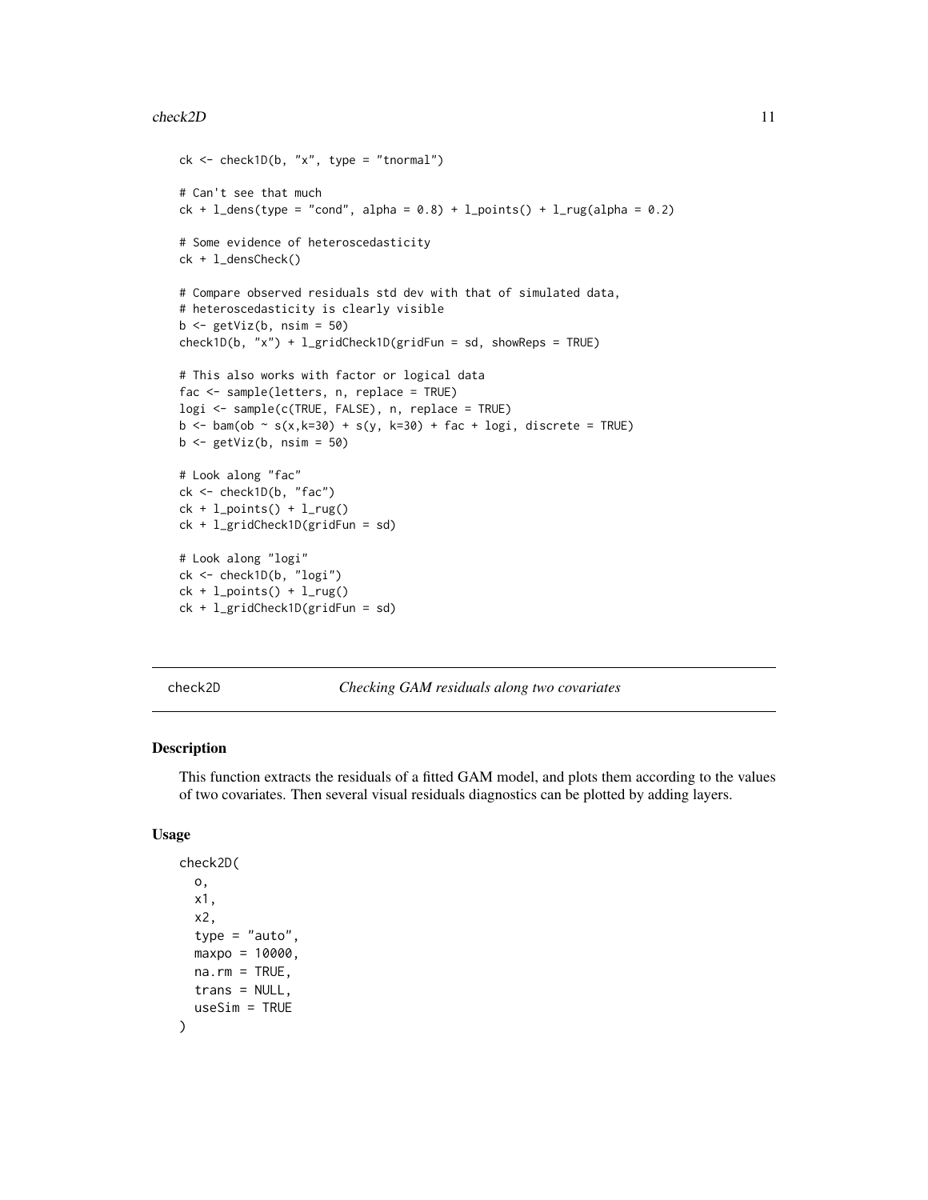```
ck <- check1D(b, "x", type = "tnormal")

# Can't see that much
ck + l_dens(type = "cond", alpha = 0.8) + l_points() + l_rug(alpha = 0.2)

# Some evidence of heteroscedasticity
ck + l_densCheck()

# Compare observed residuals std dev with that of simulated data,
# heteroscedasticity is clearly visible
b <- getViz(b, nsim = 50)
check1D(b, "x") + l_gridCheck1D(gridFun = sd, showReps = TRUE)

# This also works with factor or logical data
fac <- sample(letters, n, replace = TRUE)
logi <- sample(c(TRUE, FALSE), n, replace = TRUE)
b <- bam(ob ~ s(x,k=30) + s(y, k=30) + fac + logi, discrete = TRUE)
b <- getViz(b, nsim = 50)

# Look along "fac"
ck <- check1D(b, "fac")
ck + l_points() + l_rug()
ck + l_gridCheck1D(gridFun = sd)

# Look along "logi"
ck <- check1D(b, "logi")
ck + l_points() + l_rug()
ck + l_gridCheck1D(gridFun = sd)
```

---

## check2D — *Checking GAM residuals along two covariates*

### Description

This function extracts the residuals of a fitted GAM model, and plots them according to the values of two covariates. Then several visual residuals diagnostics can be plotted by adding layers.

### Usage

```
check2D(
  o,
  x1,
  x2,
  type = "auto",
  maxpo = 10000,
  na.rm = TRUE,
  trans = NULL,
  useSim = TRUE
)
```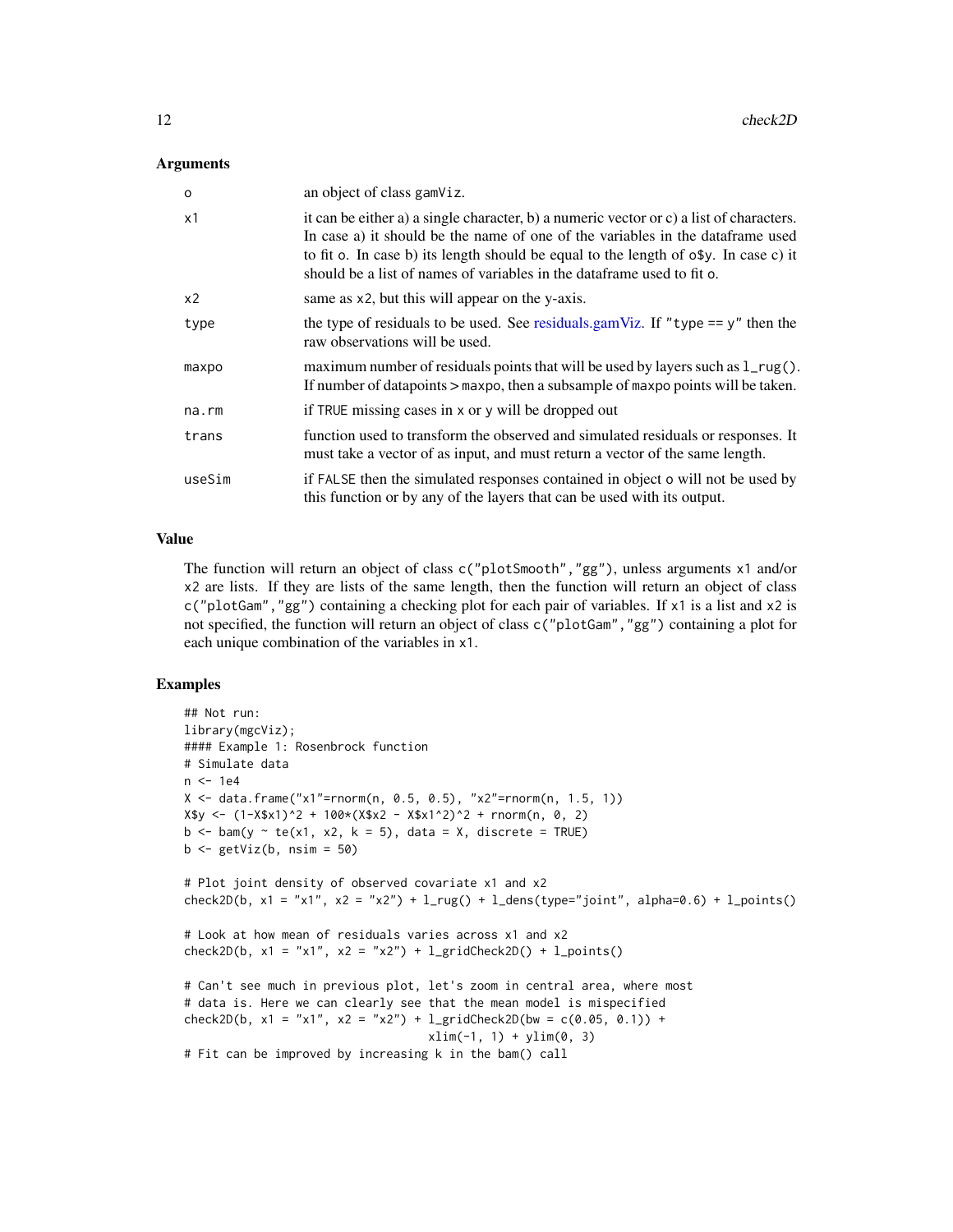### Arguments

| | |
|---|---|
| o | an object of class `gamViz`. |
| x1 | it can be either a) a single character, b) a numeric vector or c) a list of characters. In case a) it should be the name of one of the variables in the dataframe used to fit `o`. In case b) its length should be equal to the length of `o$y`. In case c) it should be a list of names of variables in the dataframe used to fit `o`. |
| x2 | same as `x2`, but this will appear on the y-axis. |
| type | the type of residuals to be used. See residuals.gamViz. If `"type == y"` then the raw observations will be used. |
| maxpo | maximum number of residuals points that will be used by layers such as `l_rug()`. If number of datapoints > `maxpo`, then a subsample of `maxpo` points will be taken. |
| na.rm | if `TRUE` missing cases in `x` or `y` will be dropped out |
| trans | function used to transform the observed and simulated residuals or responses. It must take a vector of as input, and must return a vector of the same length. |
| useSim | if `FALSE` then the simulated responses contained in object `o` will not be used by this function or by any of the layers that can be used with its output. |

### Value

The function will return an object of class `c("plotSmooth","gg")`, unless arguments `x1` and/or `x2` are lists. If they are lists of the same length, then the function will return an object of class `c("plotGam","gg")` containing a checking plot for each pair of variables. If `x1` is a list and `x2` is not specified, the function will return an object of class `c("plotGam","gg")` containing a plot for each unique combination of the variables in `x1`.

### Examples

```
## Not run:
library(mgcViz);
#### Example 1: Rosenbrock function
# Simulate data
n <- 1e4
X <- data.frame("x1"=rnorm(n, 0.5, 0.5), "x2"=rnorm(n, 1.5, 1))
X$y <- (1-X$x1)^2 + 100*(X$x2 - X$x1^2)^2 + rnorm(n, 0, 2)
b <- bam(y ~ te(x1, x2, k = 5), data = X, discrete = TRUE)
b <- getViz(b, nsim = 50)

# Plot joint density of observed covariate x1 and x2
check2D(b, x1 = "x1", x2 = "x2") + l_rug() + l_dens(type="joint", alpha=0.6) + l_points()

# Look at how mean of residuals varies across x1 and x2
check2D(b, x1 = "x1", x2 = "x2") + l_gridCheck2D() + l_points()

# Can't see much in previous plot, let's zoom in central area, where most
# data is. Here we can clearly see that the mean model is mispecified
check2D(b, x1 = "x1", x2 = "x2") + l_gridCheck2D(bw = c(0.05, 0.1)) +
                                   xlim(-1, 1) + ylim(0, 3)
# Fit can be improved by increasing k in the bam() call
```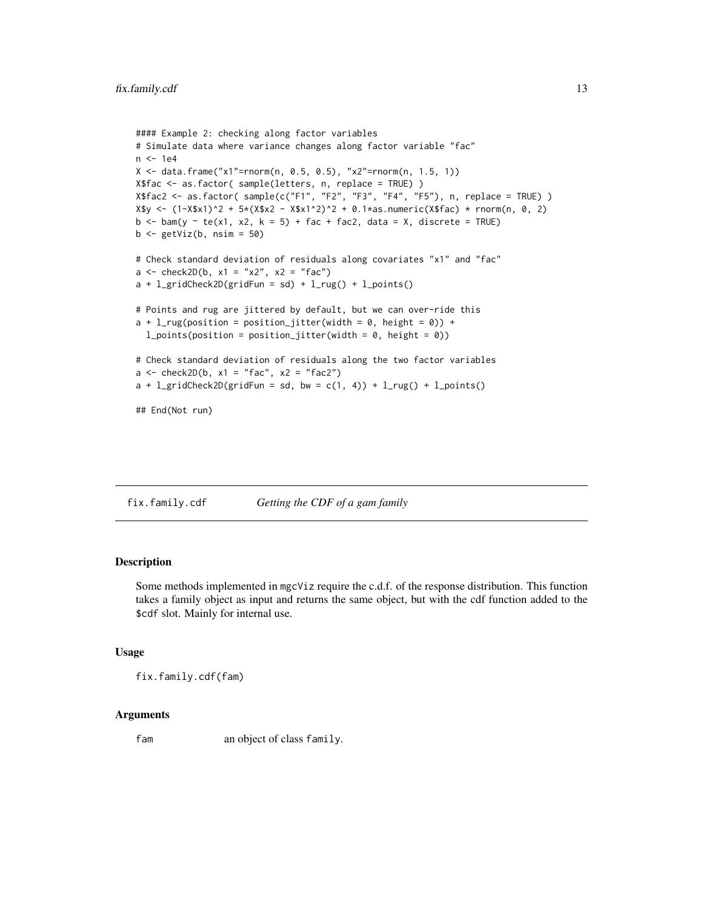```
#### Example 2: checking along factor variables
# Simulate data where variance changes along factor variable "fac"
n <- 1e4
X <- data.frame("x1"=rnorm(n, 0.5, 0.5), "x2"=rnorm(n, 1.5, 1))
X$fac <- as.factor( sample(letters, n, replace = TRUE) )
X$fac2 <- as.factor( sample(c("F1", "F2", "F3", "F4", "F5"), n, replace = TRUE) )
X$y <- (1-X$x1)^2 + 5*(X$x2 - X$x1^2)^2 + 0.1*as.numeric(X$fac) * rnorm(n, 0, 2)
b <- bam(y ~ te(x1, x2, k = 5) + fac + fac2, data = X, discrete = TRUE)
b <- getViz(b, nsim = 50)

# Check standard deviation of residuals along covariates "x1" and "fac"
a <- check2D(b, x1 = "x2", x2 = "fac")
a + l_gridCheck2D(gridFun = sd) + l_rug() + l_points()

# Points and rug are jittered by default, but we can over-ride this
a + l_rug(position = position_jitter(width = 0, height = 0)) +
  l_points(position = position_jitter(width = 0, height = 0))

# Check standard deviation of residuals along the two factor variables
a <- check2D(b, x1 = "fac", x2 = "fac2")
a + l_gridCheck2D(gridFun = sd, bw = c(1, 4)) + l_rug() + l_points()

## End(Not run)
```

---

## fix.family.cdf — *Getting the CDF of a gam family*

### Description

Some methods implemented in mgcViz require the c.d.f. of the response distribution. This function takes a family object as input and returns the same object, but with the cdf function added to the $cdf slot. Mainly for internal use.

### Usage

```
fix.family.cdf(fam)
```

### Arguments

fam — an object of class family.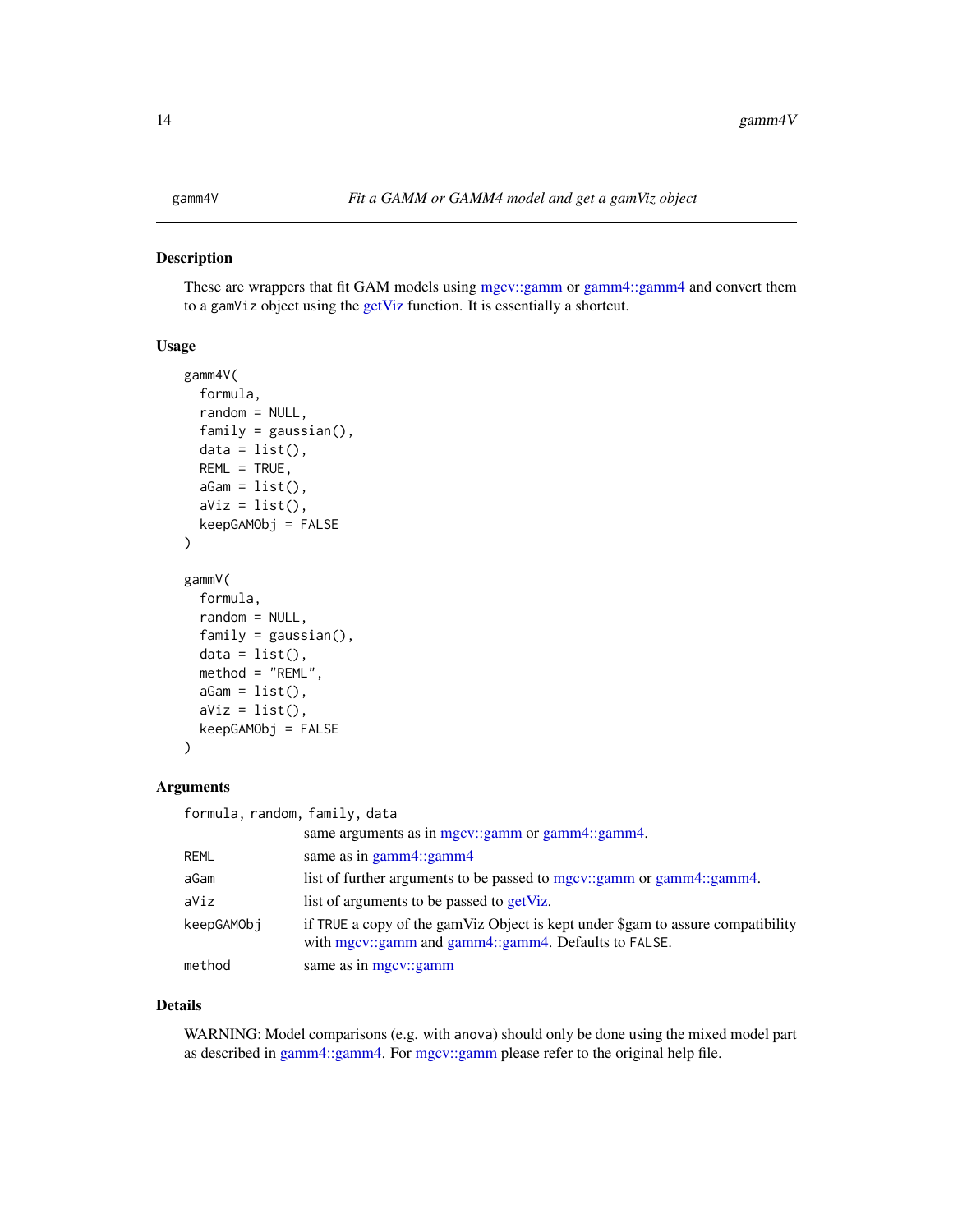gamm4V *Fit a GAMM or GAMM4 model and get a gamViz object*

## Description

These are wrappers that fit GAM models using mgcv::gamm or gamm4::gamm4 and convert them to a gamViz object using the getViz function. It is essentially a shortcut.

## Usage

```
gamm4V(
  formula,
  random = NULL,
  family = gaussian(),
  data = list(),
  REML = TRUE,
  aGam = list(),
  aViz = list(),
  keepGAMObj = FALSE
)

gammV(
  formula,
  random = NULL,
  family = gaussian(),
  data = list(),
  method = "REML",
  aGam = list(),
  aViz = list(),
  keepGAMObj = FALSE
)
```

## Arguments

| | |
|---|---|
| `formula, random, family, data` | same arguments as in mgcv::gamm or gamm4::gamm4. |
| `REML` | same as in gamm4::gamm4 |
| `aGam` | list of further arguments to be passed to mgcv::gamm or gamm4::gamm4. |
| `aViz` | list of arguments to be passed to getViz. |
| `keepGAMObj` | if `TRUE` a copy of the gamViz Object is kept under $gam to assure compatibility with mgcv::gamm and gamm4::gamm4. Defaults to `FALSE`. |
| `method` | same as in mgcv::gamm |

## Details

WARNING: Model comparisons (e.g. with anova) should only be done using the mixed model part as described in gamm4::gamm4. For mgcv::gamm please refer to the original help file.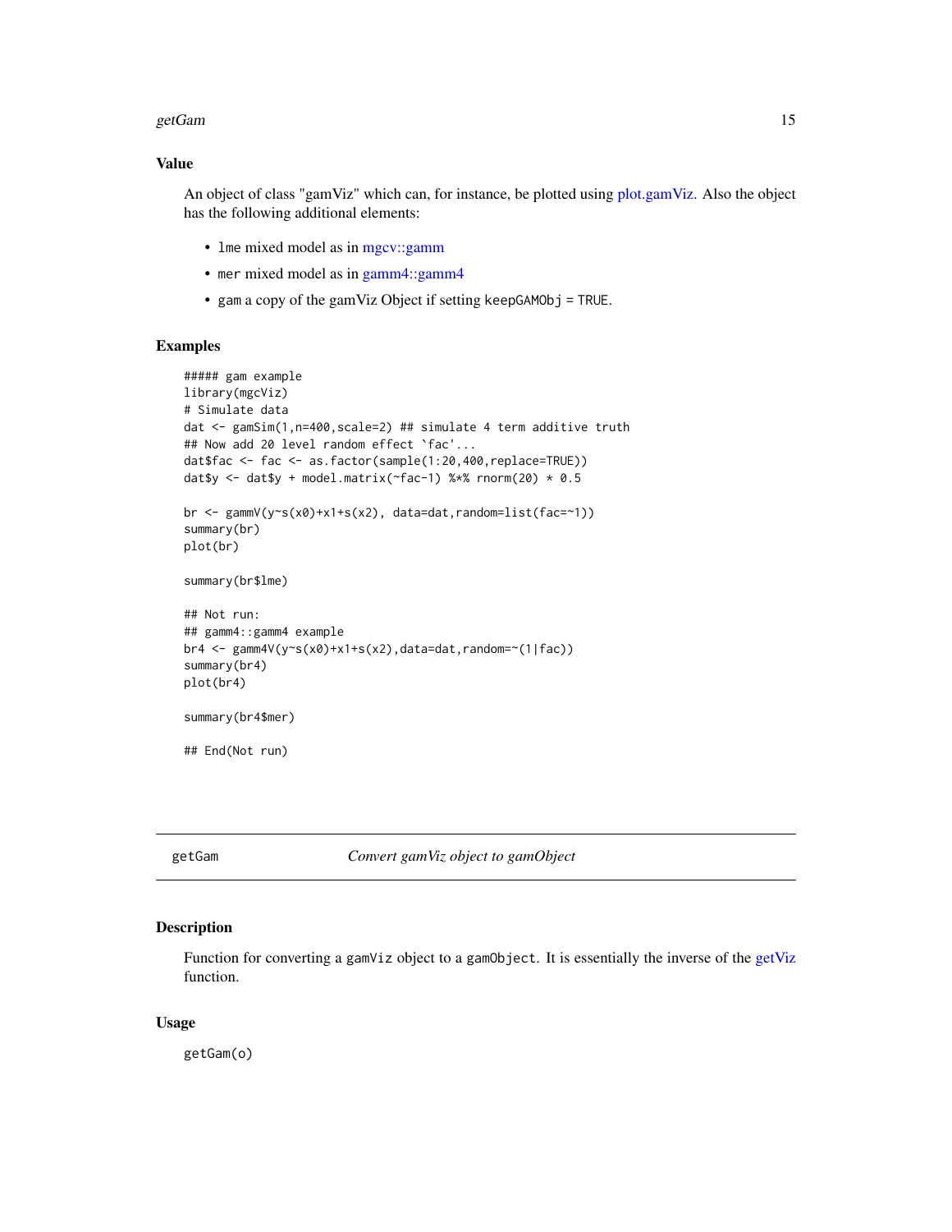### Value

An object of class "gamViz" which can, for instance, be plotted using plot.gamViz. Also the object has the following additional elements:

- `lme` mixed model as in mgcv::gamm
- `mer` mixed model as in gamm4::gamm4
- `gam` a copy of the gamViz Object if setting `keepGAMObj = TRUE`.

### Examples

```
##### gam example
library(mgcViz)
# Simulate data
dat <- gamSim(1,n=400,scale=2) ## simulate 4 term additive truth
## Now add 20 level random effect `fac'...
dat$fac <- fac <- as.factor(sample(1:20,400,replace=TRUE))
dat$y <- dat$y + model.matrix(~fac-1) %*% rnorm(20) * 0.5

br <- gammV(y~s(x0)+x1+s(x2), data=dat,random=list(fac=~1))
summary(br)
plot(br)

summary(br$lme)

## Not run:
## gamm4::gamm4 example
br4 <- gamm4V(y~s(x0)+x1+s(x2),data=dat,random=~(1|fac))
summary(br4)
plot(br4)

summary(br4$mer)

## End(Not run)
```

---

## getGam — *Convert gamViz object to gamObject*

### Description

Function for converting a `gamViz` object to a `gamObject`. It is essentially the inverse of the getViz function.

### Usage

```
getGam(o)
```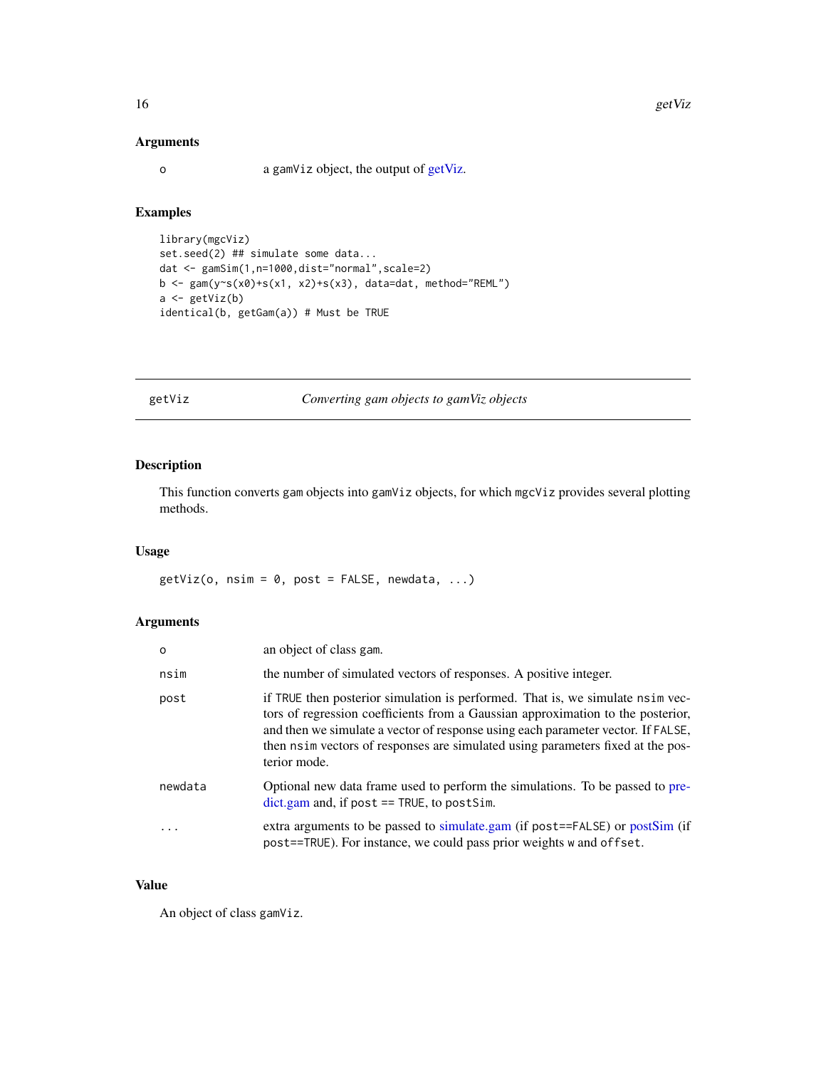## Arguments

| | |
|---|---|
| o | a gamViz object, the output of getViz. |

## Examples

```
library(mgcViz)
set.seed(2) ## simulate some data...
dat <- gamSim(1,n=1000,dist="normal",scale=2)
b <- gam(y~s(x0)+s(x1, x2)+s(x3), data=dat, method="REML")
a <- getViz(b)
identical(b, getGam(a)) # Must be TRUE
```

---

# getViz — *Converting gam objects to gamViz objects*

---

## Description

This function converts gam objects into gamViz objects, for which mgcViz provides several plotting methods.

## Usage

```
getViz(o, nsim = 0, post = FALSE, newdata, ...)
```

## Arguments

| | |
|---|---|
| o | an object of class gam. |
| nsim | the number of simulated vectors of responses. A positive integer. |
| post | if TRUE then posterior simulation is performed. That is, we simulate nsim vectors of regression coefficients from a Gaussian approximation to the posterior, and then we simulate a vector of response using each parameter vector. If FALSE, then nsim vectors of responses are simulated using parameters fixed at the posterior mode. |
| newdata | Optional new data frame used to perform the simulations. To be passed to predict.gam and, if post == TRUE, to postSim. |
| ... | extra arguments to be passed to simulate.gam (if post==FALSE) or postSim (if post==TRUE). For instance, we could pass prior weights w and offset. |

## Value

An object of class gamViz.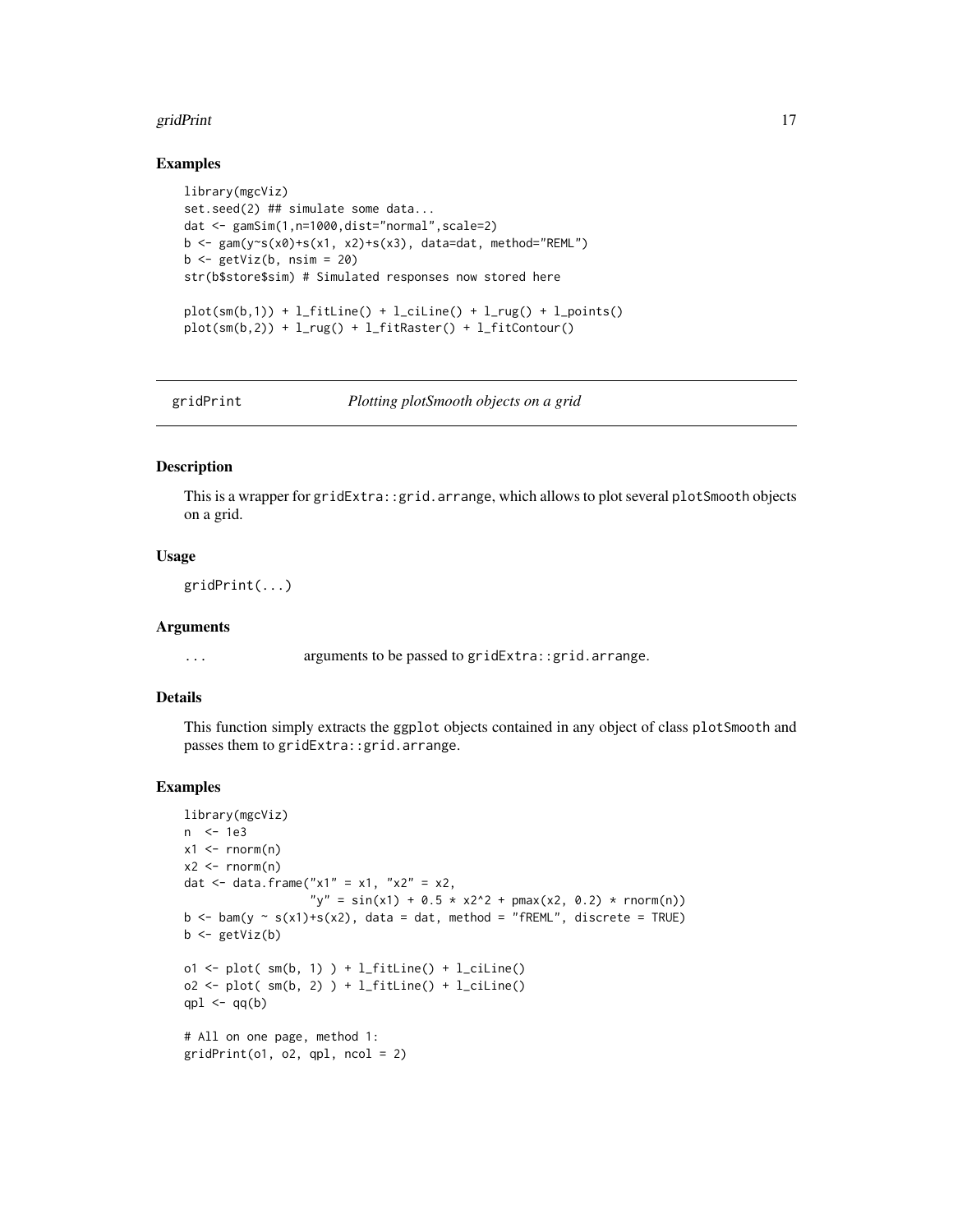## Examples

```
library(mgcViz)
set.seed(2) ## simulate some data...
dat <- gamSim(1,n=1000,dist="normal",scale=2)
b <- gam(y~s(x0)+s(x1, x2)+s(x3), data=dat, method="REML")
b <- getViz(b, nsim = 20)
str(b$store$sim) # Simulated responses now stored here

plot(sm(b,1)) + l_fitLine() + l_ciLine() + l_rug() + l_points()
plot(sm(b,2)) + l_rug() + l_fitRaster() + l_fitContour()
```

---

# gridPrint — *Plotting plotSmooth objects on a grid*

## Description

This is a wrapper for `gridExtra::grid.arrange`, which allows to plot several `plotSmooth` objects on a grid.

## Usage

```
gridPrint(...)
```

## Arguments

| | |
|---|---|
| `...` | arguments to be passed to `gridExtra::grid.arrange`. |

## Details

This function simply extracts the `ggplot` objects contained in any object of class `plotSmooth` and passes them to `gridExtra::grid.arrange`.

## Examples

```
library(mgcViz)
n  <- 1e3
x1 <- rnorm(n)
x2 <- rnorm(n)
dat <- data.frame("x1" = x1, "x2" = x2,
                  "y" = sin(x1) + 0.5 * x2^2 + pmax(x2, 0.2) * rnorm(n))
b <- bam(y ~ s(x1)+s(x2), data = dat, method = "fREML", discrete = TRUE)
b <- getViz(b)

o1 <- plot( sm(b, 1) ) + l_fitLine() + l_ciLine()
o2 <- plot( sm(b, 2) ) + l_fitLine() + l_ciLine()
qpl <- qq(b)

# All on one page, method 1:
gridPrint(o1, o2, qpl, ncol = 2)
```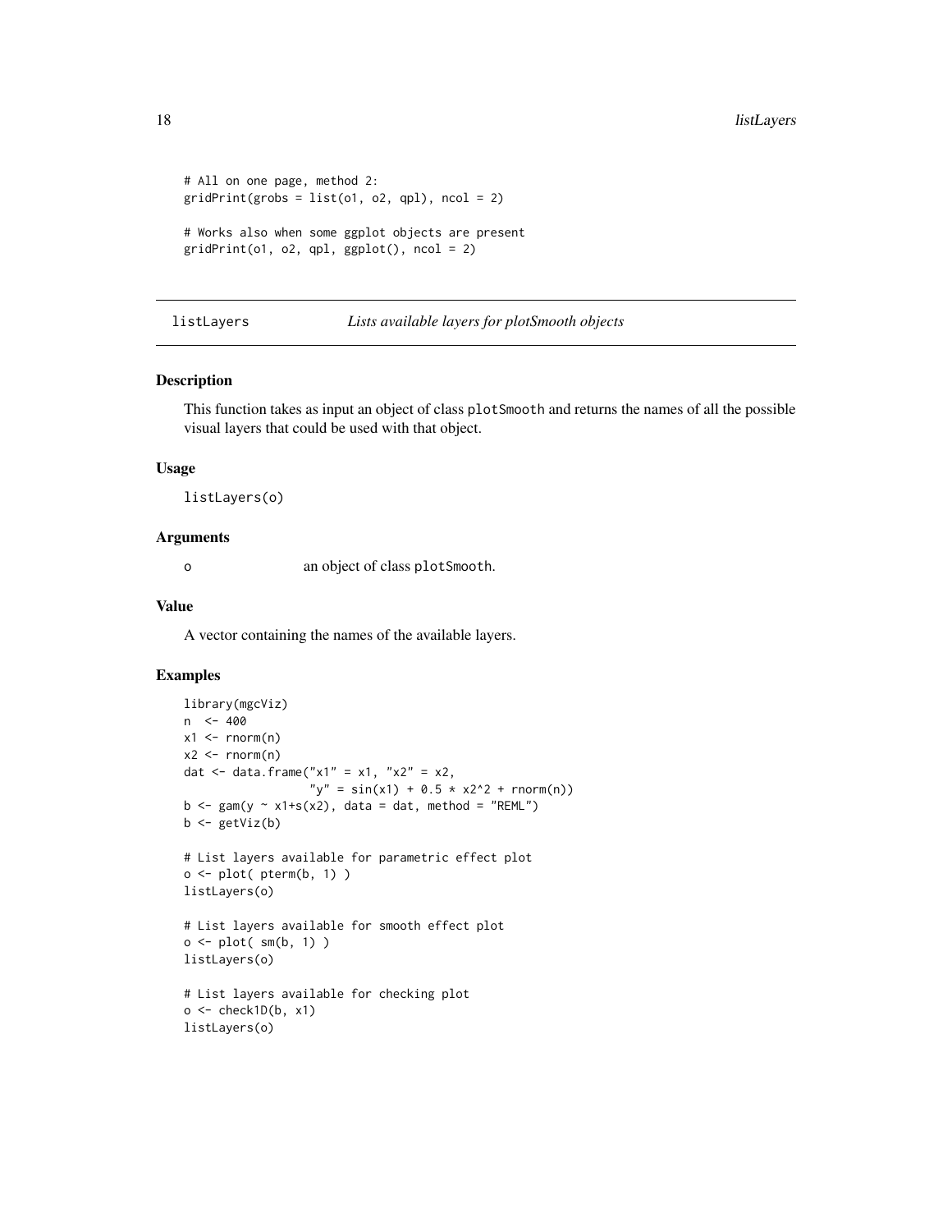```
# All on one page, method 2:
gridPrint(grobs = list(o1, o2, qpl), ncol = 2)

# Works also when some ggplot objects are present
gridPrint(o1, o2, qpl, ggplot(), ncol = 2)
```

## listLayers — *Lists available layers for plotSmooth objects*

### Description

This function takes as input an object of class plotSmooth and returns the names of all the possible visual layers that could be used with that object.

### Usage

```
listLayers(o)
```

### Arguments

| | |
|---|---|
| o | an object of class plotSmooth. |

### Value

A vector containing the names of the available layers.

### Examples

```
library(mgcViz)
n  <- 400
x1 <- rnorm(n)
x2 <- rnorm(n)
dat <- data.frame("x1" = x1, "x2" = x2,
                  "y" = sin(x1) + 0.5 * x2^2 + rnorm(n))
b <- gam(y ~ x1+s(x2), data = dat, method = "REML")
b <- getViz(b)

# List layers available for parametric effect plot
o <- plot( pterm(b, 1) )
listLayers(o)

# List layers available for smooth effect plot
o <- plot( sm(b, 1) )
listLayers(o)

# List layers available for checking plot
o <- check1D(b, x1)
listLayers(o)
```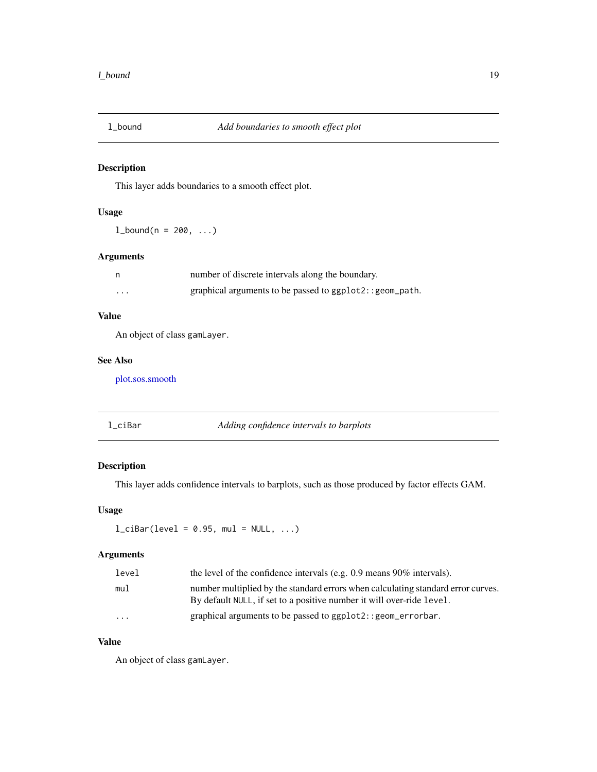## l_bound — *Add boundaries to smooth effect plot*

### Description

This layer adds boundaries to a smooth effect plot.

### Usage

```
l_bound(n = 200, ...)
```

### Arguments

| | |
|---|---|
| `n` | number of discrete intervals along the boundary. |
| `...` | graphical arguments to be passed to `ggplot2::geom_path`. |

### Value

An object of class `gamLayer`.

### See Also

plot.sos.smooth

## l_ciBar — *Adding confidence intervals to barplots*

### Description

This layer adds confidence intervals to barplots, such as those produced by factor effects GAM.

### Usage

```
l_ciBar(level = 0.95, mul = NULL, ...)
```

### Arguments

| | |
|---|---|
| `level` | the level of the confidence intervals (e.g. 0.9 means 90% intervals). |
| `mul` | number multiplied by the standard errors when calculating standard error curves. By default `NULL`, if set to a positive number it will over-ride `level`. |
| `...` | graphical arguments to be passed to `ggplot2::geom_errorbar`. |

### Value

An object of class `gamLayer`.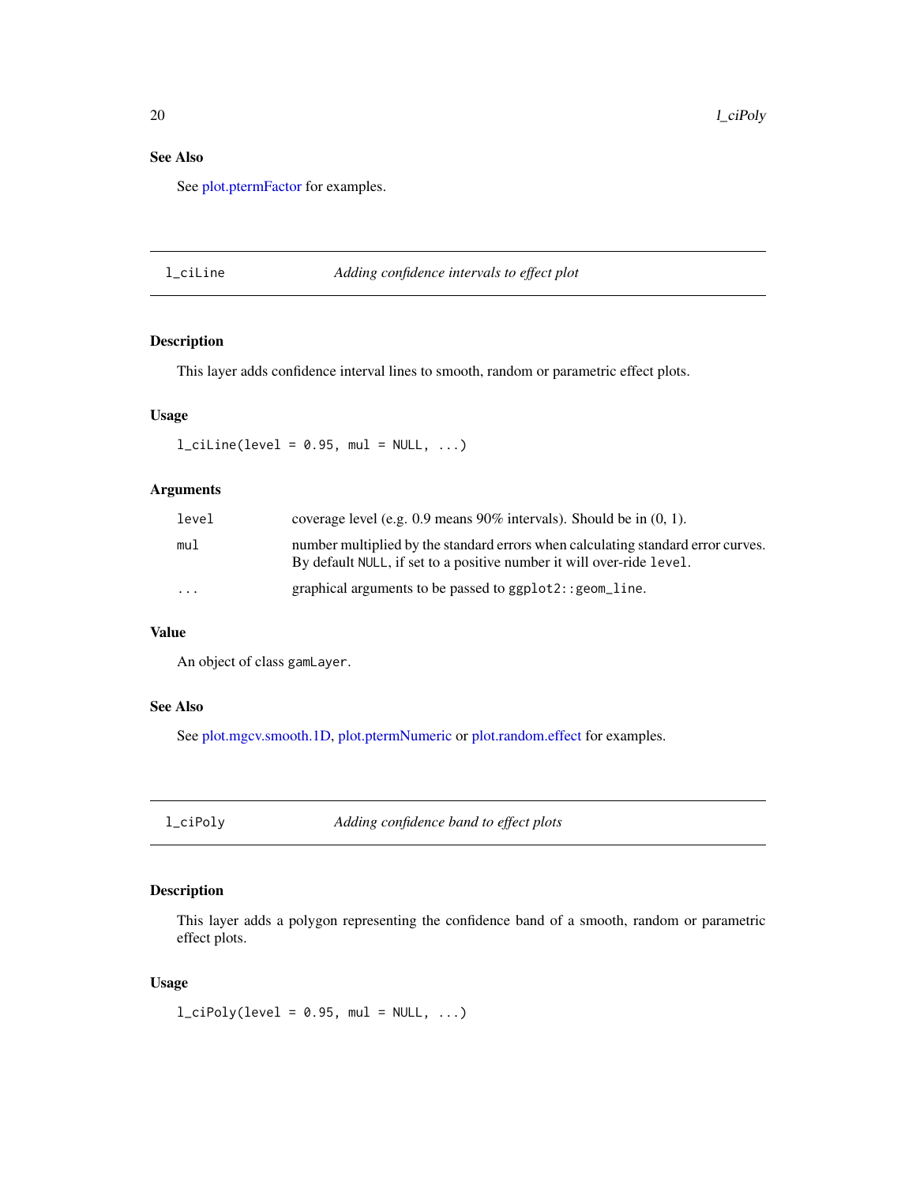## See Also

See plot.ptermFactor for examples.

---

## l_ciLine — *Adding confidence intervals to effect plot*

### Description

This layer adds confidence interval lines to smooth, random or parametric effect plots.

### Usage

```
l_ciLine(level = 0.95, mul = NULL, ...)
```

### Arguments

| | |
|---|---|
| `level` | coverage level (e.g. 0.9 means 90% intervals). Should be in (0, 1). |
| `mul` | number multiplied by the standard errors when calculating standard error curves. By default `NULL`, if set to a positive number it will over-ride `level`. |
| `...` | graphical arguments to be passed to `ggplot2::geom_line`. |

### Value

An object of class `gamLayer`.

### See Also

See plot.mgcv.smooth.1D, plot.ptermNumeric or plot.random.effect for examples.

---

## l_ciPoly — *Adding confidence band to effect plots*

### Description

This layer adds a polygon representing the confidence band of a smooth, random or parametric effect plots.

### Usage

```
l_ciPoly(level = 0.95, mul = NULL, ...)
```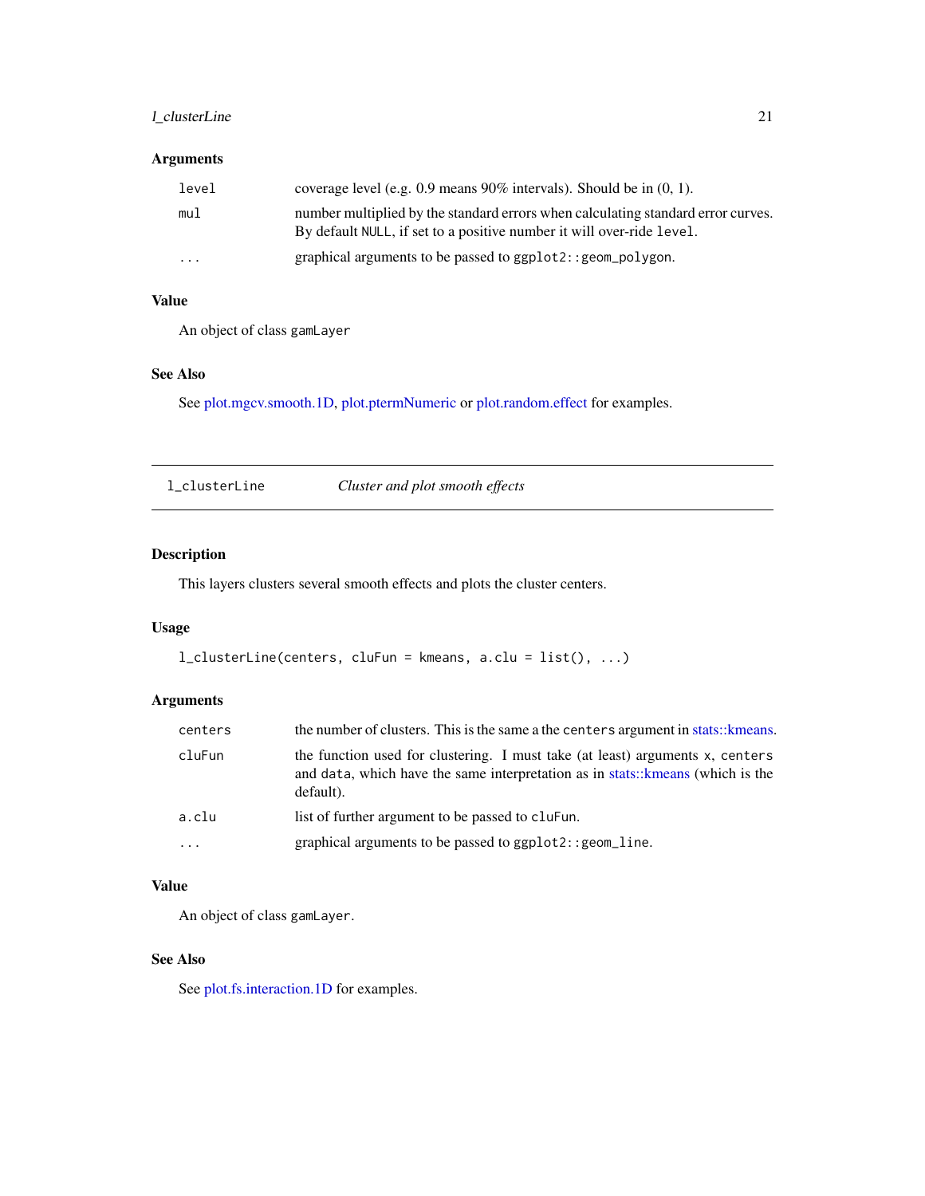### Arguments

| | |
|---|---|
| `level` | coverage level (e.g. 0.9 means 90% intervals). Should be in (0, 1). |
| `mul` | number multiplied by the standard errors when calculating standard error curves. By default `NULL`, if set to a positive number it will over-ride `level`. |
| `...` | graphical arguments to be passed to `ggplot2::geom_polygon`. |

### Value

An object of class `gamLayer`

### See Also

See plot.mgcv.smooth.1D, plot.ptermNumeric or plot.random.effect for examples.

---

## `l_clusterLine` *Cluster and plot smooth effects*

---

### Description

This layers clusters several smooth effects and plots the cluster centers.

### Usage

```
l_clusterLine(centers, cluFun = kmeans, a.clu = list(), ...)
```

### Arguments

| | |
|---|---|
| `centers` | the number of clusters. This is the same a the `centers` argument in stats::kmeans. |
| `cluFun` | the function used for clustering. I must take (at least) arguments `x`, `centers` and `data`, which have the same interpretation as in stats::kmeans (which is the default). |
| `a.clu` | list of further argument to be passed to `cluFun`. |
| `...` | graphical arguments to be passed to `ggplot2::geom_line`. |

### Value

An object of class `gamLayer`.

### See Also

See plot.fs.interaction.1D for examples.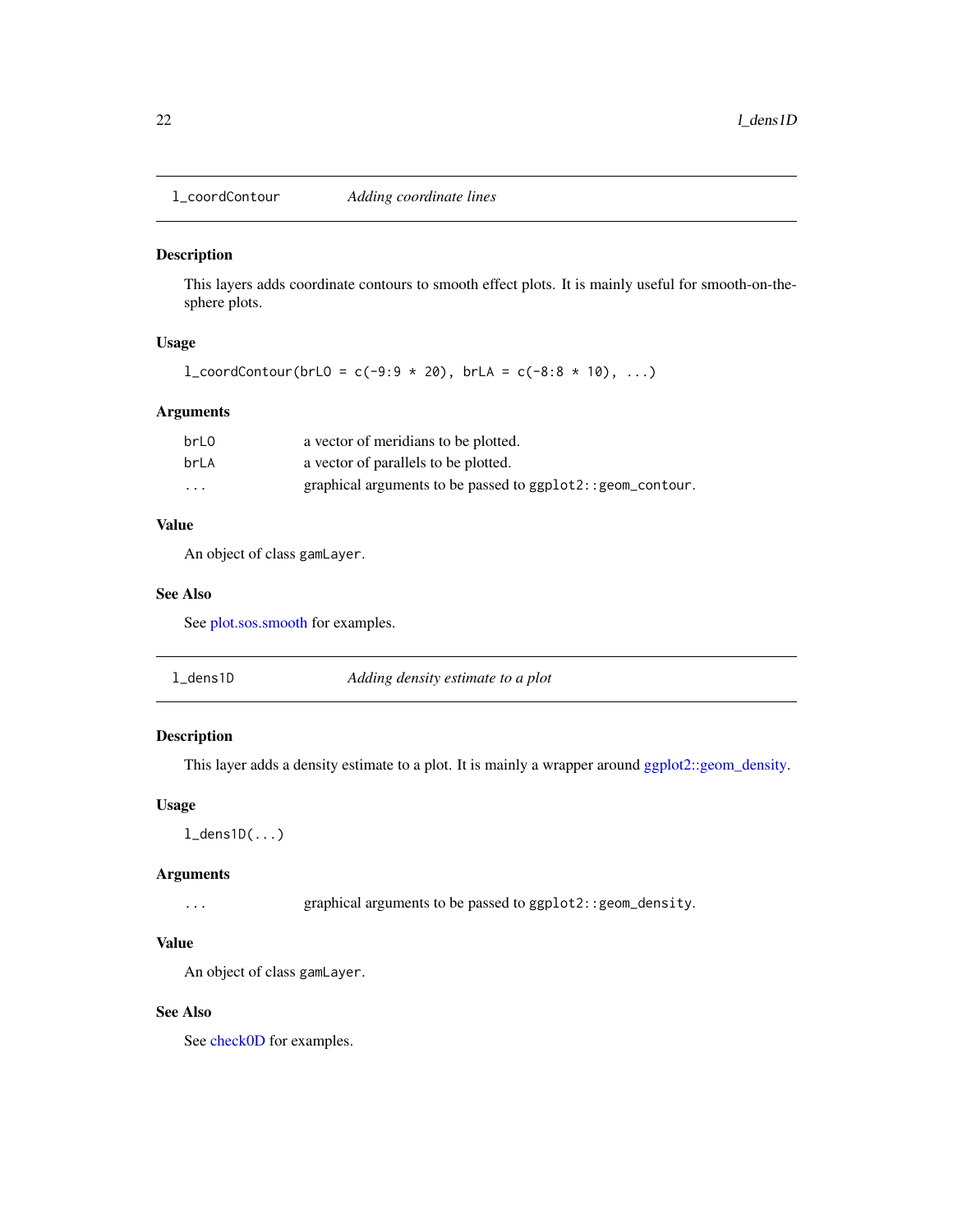## l_coordContour *Adding coordinate lines*

### Description

This layers adds coordinate contours to smooth effect plots. It is mainly useful for smooth-on-the-sphere plots.

### Usage

```
l_coordContour(brLO = c(-9:9 * 20), brLA = c(-8:8 * 10), ...)
```

### Arguments

| | |
|---|---|
| brLO | a vector of meridians to be plotted. |
| brLA | a vector of parallels to be plotted. |
| ... | graphical arguments to be passed to `ggplot2::geom_contour`. |

### Value

An object of class `gamLayer`.

### See Also

See plot.sos.smooth for examples.

## l_dens1D *Adding density estimate to a plot*

### Description

This layer adds a density estimate to a plot. It is mainly a wrapper around ggplot2::geom_density.

### Usage

```
l_dens1D(...)
```

### Arguments

| | |
|---|---|
| ... | graphical arguments to be passed to `ggplot2::geom_density`. |

### Value

An object of class `gamLayer`.

### See Also

See check0D for examples.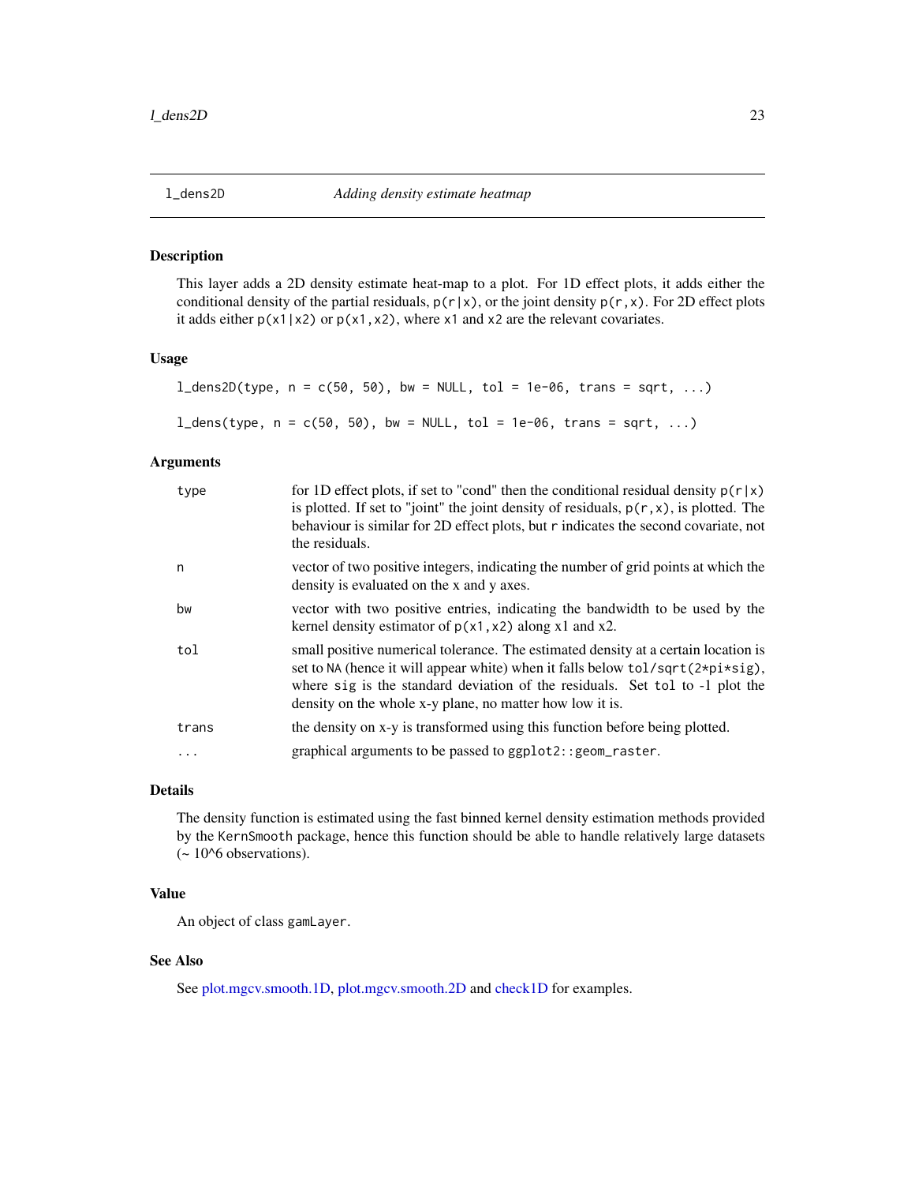## l_dens2D *Adding density estimate heatmap*

### Description

This layer adds a 2D density estimate heat-map to a plot. For 1D effect plots, it adds either the conditional density of the partial residuals, `p(r|x)`, or the joint density `p(r,x)`. For 2D effect plots it adds either `p(x1|x2)` or `p(x1,x2)`, where `x1` and `x2` are the relevant covariates.

### Usage

```
l_dens2D(type, n = c(50, 50), bw = NULL, tol = 1e-06, trans = sqrt, ...)

l_dens(type, n = c(50, 50), bw = NULL, tol = 1e-06, trans = sqrt, ...)
```

### Arguments

| | |
|---|---|
| `type` | for 1D effect plots, if set to "cond" then the conditional residual density `p(r|x)` is plotted. If set to "joint" the joint density of residuals, `p(r,x)`, is plotted. The behaviour is similar for 2D effect plots, but `r` indicates the second covariate, not the residuals. |
| `n` | vector of two positive integers, indicating the number of grid points at which the density is evaluated on the x and y axes. |
| `bw` | vector with two positive entries, indicating the bandwidth to be used by the kernel density estimator of `p(x1,x2)` along x1 and x2. |
| `tol` | small positive numerical tolerance. The estimated density at a certain location is set to `NA` (hence it will appear white) when it falls below `tol/sqrt(2*pi*sig)`, where `sig` is the standard deviation of the residuals. Set `tol` to -1 plot the density on the whole x-y plane, no matter how low it is. |
| `trans` | the density on x-y is transformed using this function before being plotted. |
| `...` | graphical arguments to be passed to `ggplot2::geom_raster`. |

### Details

The density function is estimated using the fast binned kernel density estimation methods provided by the `KernSmooth` package, hence this function should be able to handle relatively large datasets (~ 10^6 observations).

### Value

An object of class `gamLayer`.

### See Also

See plot.mgcv.smooth.1D, plot.mgcv.smooth.2D and check1D for examples.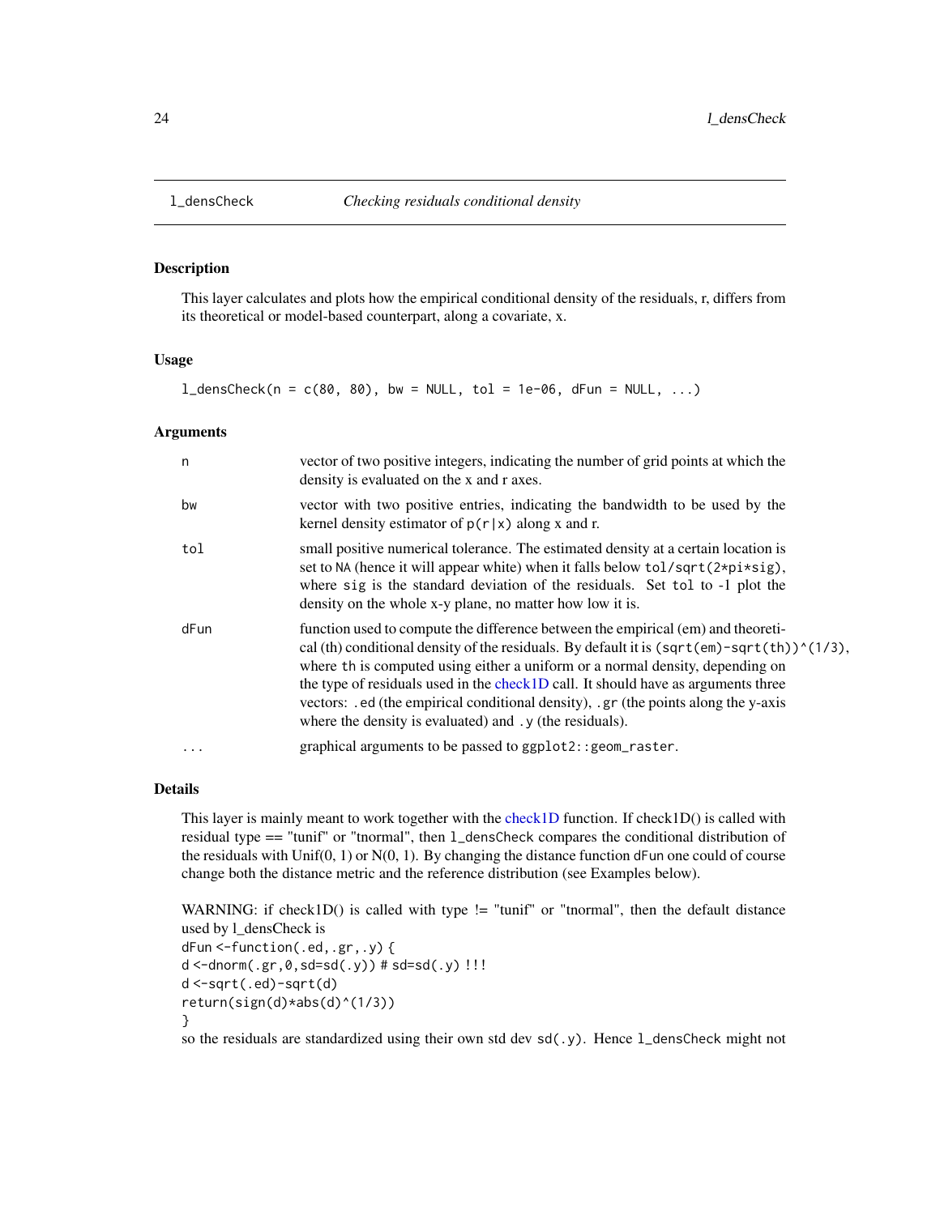## l_densCheck — *Checking residuals conditional density*

### Description

This layer calculates and plots how the empirical conditional density of the residuals, r, differs from its theoretical or model-based counterpart, along a covariate, x.

### Usage

```
l_densCheck(n = c(80, 80), bw = NULL, tol = 1e-06, dFun = NULL, ...)
```

### Arguments

| | |
|---|---|
| n | vector of two positive integers, indicating the number of grid points at which the density is evaluated on the x and r axes. |
| bw | vector with two positive entries, indicating the bandwidth to be used by the kernel density estimator of `p(r|x)` along x and r. |
| tol | small positive numerical tolerance. The estimated density at a certain location is set to `NA` (hence it will appear white) when it falls below `tol/sqrt(2*pi*sig)`, where `sig` is the standard deviation of the residuals. Set `tol` to -1 plot the density on the whole x-y plane, no matter how low it is. |
| dFun | function used to compute the difference between the empirical (em) and theoretical (th) conditional density of the residuals. By default it is `(sqrt(em)-sqrt(th))^(1/3)`, where `th` is computed using either a uniform or a normal density, depending on the type of residuals used in the check1D call. It should have as arguments three vectors: `.ed` (the empirical conditional density), `.gr` (the points along the y-axis where the density is evaluated) and `.y` (the residuals). |
| ... | graphical arguments to be passed to `ggplot2::geom_raster`. |

### Details

This layer is mainly meant to work together with the check1D function. If check1D() is called with residual type == "tunif" or "tnormal", then `l_densCheck` compares the conditional distribution of the residuals with Unif(0, 1) or N(0, 1). By changing the distance function `dFun` one could of course change both the distance metric and the reference distribution (see Examples below).

WARNING: if check1D() is called with type != "tunif" or "tnormal", then the default distance used by l_densCheck is

```
dFun <-function(.ed,.gr,.y) {
d <-dnorm(.gr,0,sd=sd(.y)) # sd=sd(.y) !!!
d <-sqrt(.ed)-sqrt(d)
return(sign(d)*abs(d)^(1/3))
}
```

so the residuals are standardized using their own std dev `sd(.y)`. Hence `l_densCheck` might not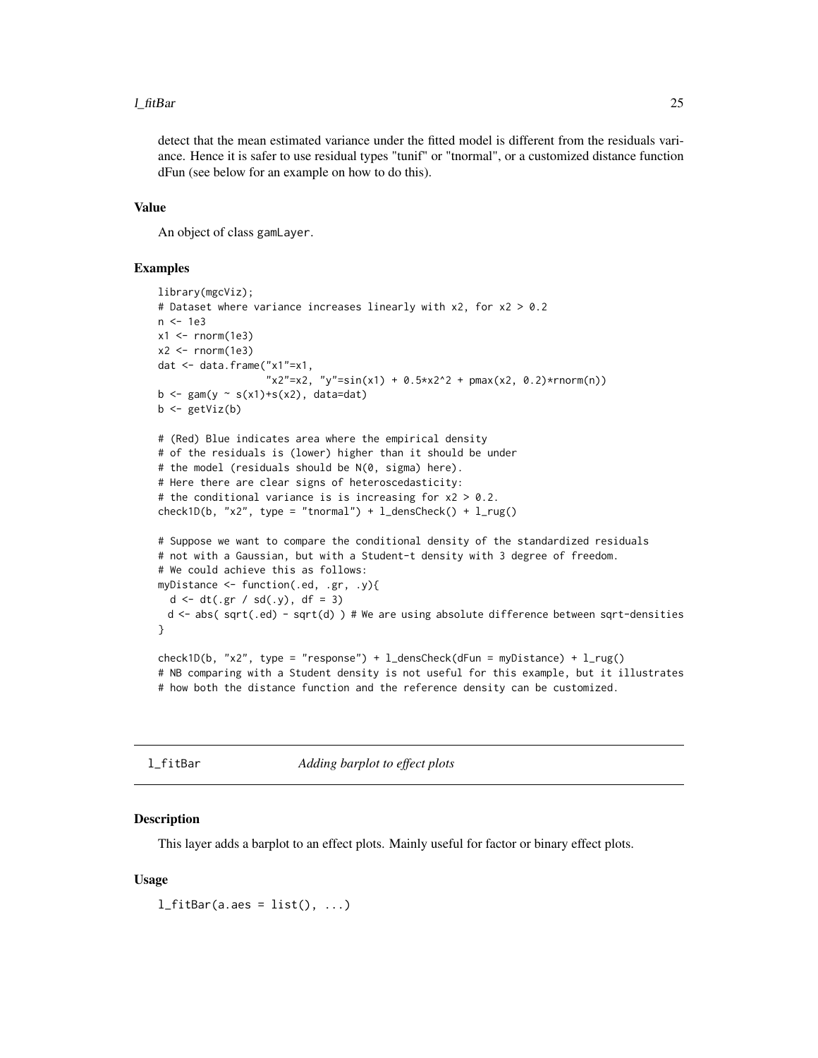detect that the mean estimated variance under the fitted model is different from the residuals variance. Hence it is safer to use residual types "tunif" or "tnormal", or a customized distance function dFun (see below for an example on how to do this).

### Value

An object of class gamLayer.

### Examples

```
library(mgcViz);
# Dataset where variance increases linearly with x2, for x2 > 0.2
n <- 1e3
x1 <- rnorm(1e3)
x2 <- rnorm(1e3)
dat <- data.frame("x1"=x1,
                  "x2"=x2, "y"=sin(x1) + 0.5*x2^2 + pmax(x2, 0.2)*rnorm(n))
b <- gam(y ~ s(x1)+s(x2), data=dat)
b <- getViz(b)

# (Red) Blue indicates area where the empirical density
# of the residuals is (lower) higher than it should be under
# the model (residuals should be N(0, sigma) here).
# Here there are clear signs of heteroscedasticity:
# the conditional variance is is increasing for x2 > 0.2.
check1D(b, "x2", type = "tnormal") + l_densCheck() + l_rug()

# Suppose we want to compare the conditional density of the standardized residuals
# not with a Gaussian, but with a Student-t density with 3 degree of freedom.
# We could achieve this as follows:
myDistance <- function(.ed, .gr, .y){
  d <- dt(.gr / sd(.y), df = 3)
  d <- abs( sqrt(.ed) - sqrt(d) ) # We are using absolute difference between sqrt-densities
}

check1D(b, "x2", type = "response") + l_densCheck(dFun = myDistance) + l_rug()
# NB comparing with a Student density is not useful for this example, but it illustrates
# how both the distance function and the reference density can be customized.
```

---

## l_fitBar *Adding barplot to effect plots*

### Description

This layer adds a barplot to an effect plots. Mainly useful for factor or binary effect plots.

### Usage

```
l_fitBar(a.aes = list(), ...)
```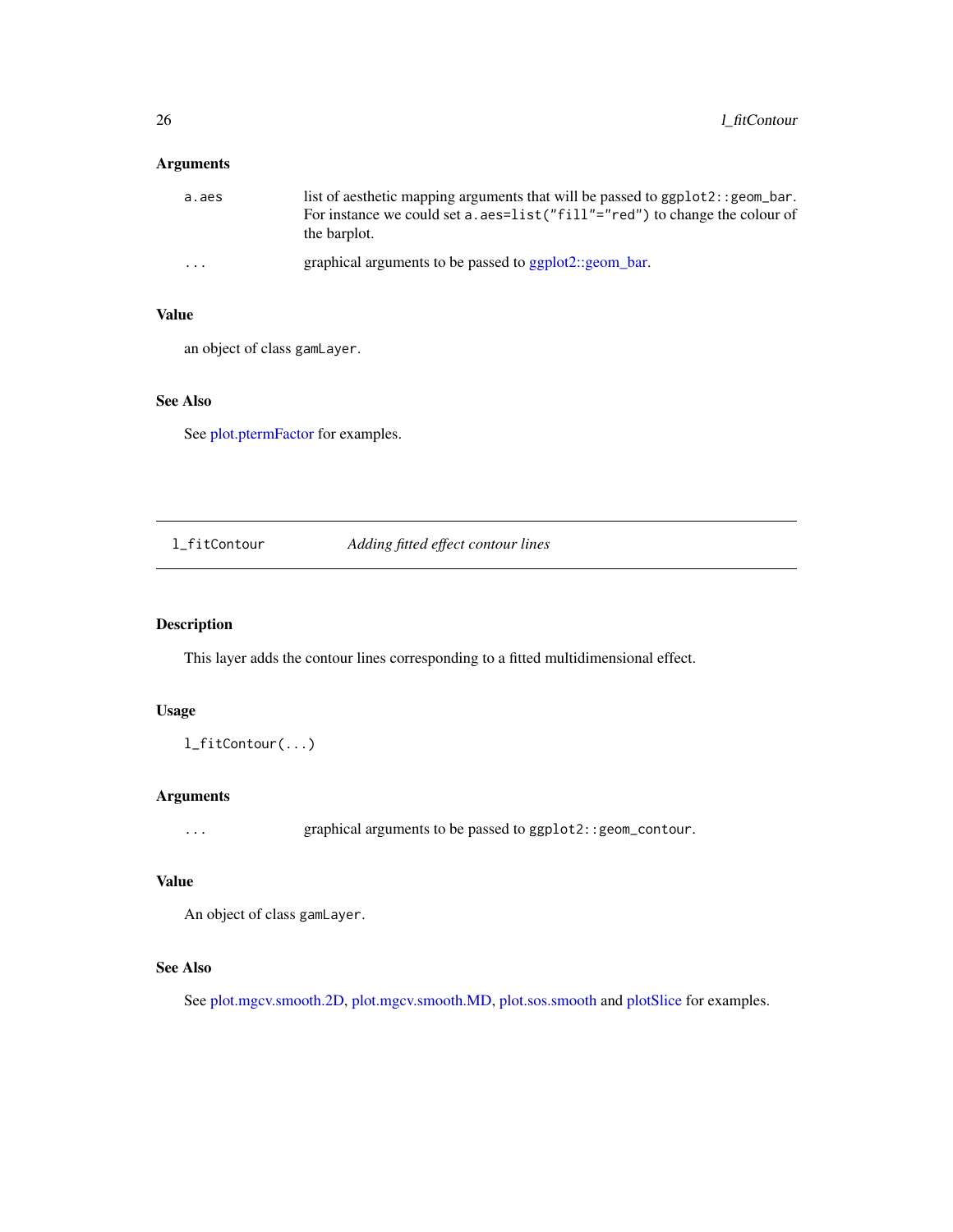### Arguments

| | |
|---|---|
| `a.aes` | list of aesthetic mapping arguments that will be passed to `ggplot2::geom_bar`. For instance we could set `a.aes=list("fill"="red")` to change the colour of the barplot. |
| `...` | graphical arguments to be passed to ggplot2::geom_bar. |

### Value

an object of class `gamLayer`.

### See Also

See plot.ptermFactor for examples.

---

## `l_fitContour` *Adding fitted effect contour lines*

---

### Description

This layer adds the contour lines corresponding to a fitted multidimensional effect.

### Usage

```
l_fitContour(...)
```

### Arguments

| | |
|---|---|
| `...` | graphical arguments to be passed to `ggplot2::geom_contour`. |

### Value

An object of class `gamLayer`.

### See Also

See plot.mgcv.smooth.2D, plot.mgcv.smooth.MD, plot.sos.smooth and plotSlice for examples.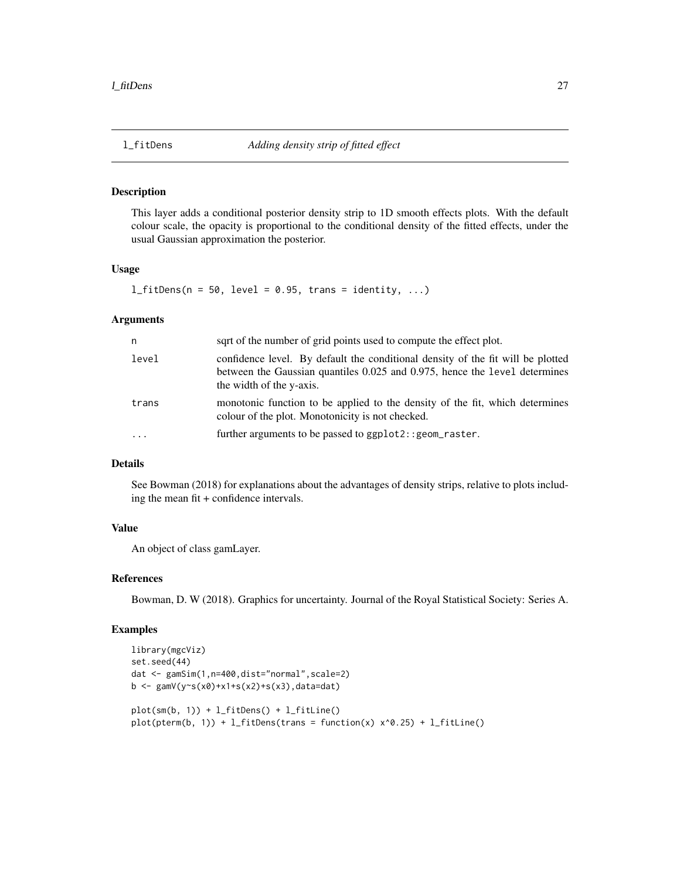## l_fitDens — *Adding density strip of fitted effect*

### Description

This layer adds a conditional posterior density strip to 1D smooth effects plots. With the default colour scale, the opacity is proportional to the conditional density of the fitted effects, under the usual Gaussian approximation the posterior.

### Usage

```
l_fitDens(n = 50, level = 0.95, trans = identity, ...)
```

### Arguments

| | |
|---|---|
| `n` | sqrt of the number of grid points used to compute the effect plot. |
| `level` | confidence level. By default the conditional density of the fit will be plotted between the Gaussian quantiles 0.025 and 0.975, hence the `level` determines the width of the y-axis. |
| `trans` | monotonic function to be applied to the density of the fit, which determines colour of the plot. Monotonicity is not checked. |
| `...` | further arguments to be passed to `ggplot2::geom_raster`. |

### Details

See Bowman (2018) for explanations about the advantages of density strips, relative to plots including the mean fit + confidence intervals.

### Value

An object of class gamLayer.

### References

Bowman, D. W (2018). Graphics for uncertainty. Journal of the Royal Statistical Society: Series A.

### Examples

```
library(mgcViz)
set.seed(44)
dat <- gamSim(1,n=400,dist="normal",scale=2)
b <- gamV(y~s(x0)+x1+s(x2)+s(x3),data=dat)

plot(sm(b, 1)) + l_fitDens() + l_fitLine()
plot(pterm(b, 1)) + l_fitDens(trans = function(x) x^0.25) + l_fitLine()
```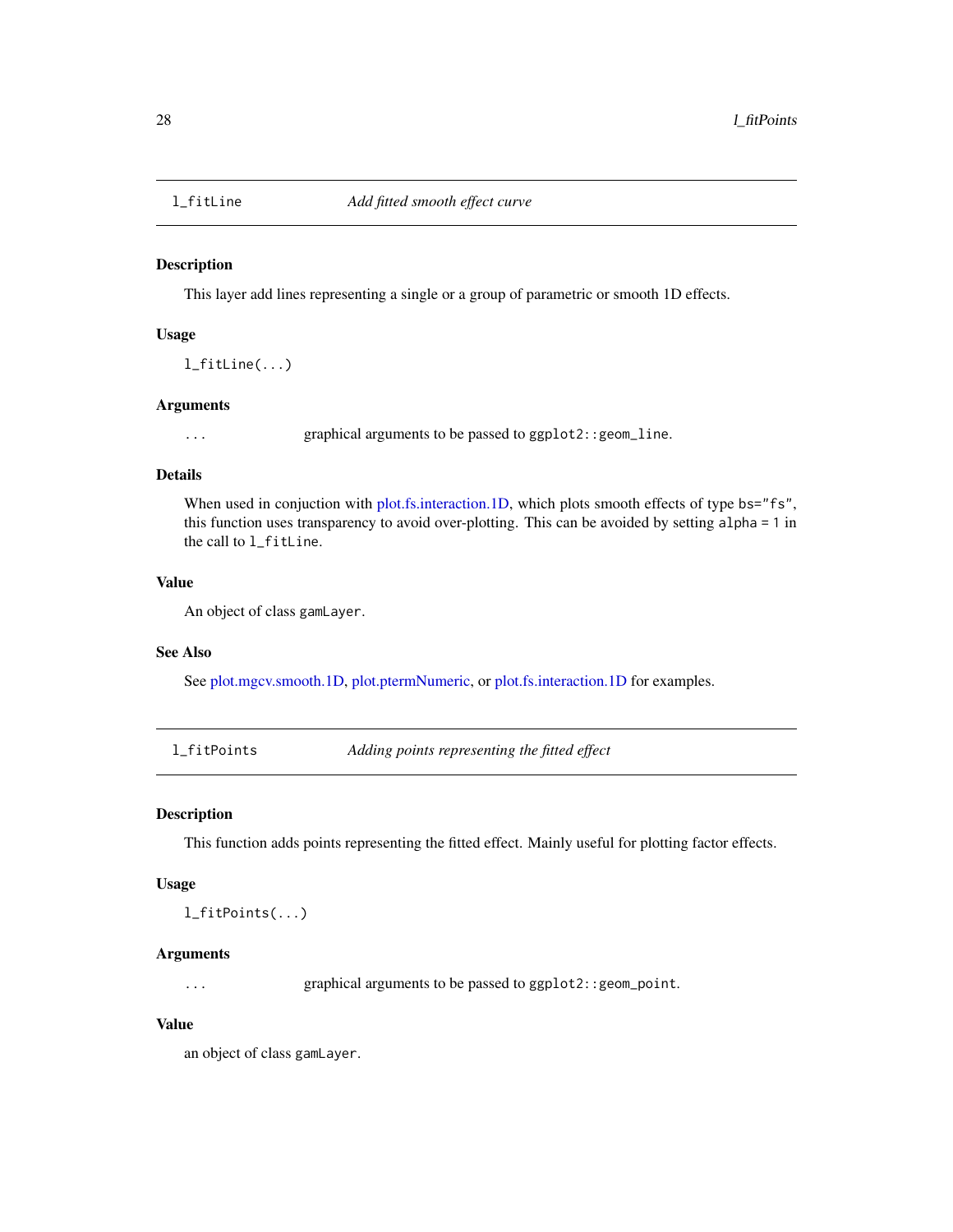## l_fitLine — *Add fitted smooth effect curve*

### Description

This layer add lines representing a single or a group of parametric or smooth 1D effects.

### Usage

```
l_fitLine(...)
```

### Arguments

| | |
|---|---|
| `...` | graphical arguments to be passed to `ggplot2::geom_line`. |

### Details

When used in conjuction with plot.fs.interaction.1D, which plots smooth effects of type `bs="fs"`, this function uses transparency to avoid over-plotting. This can be avoided by setting `alpha = 1` in the call to `l_fitLine`.

### Value

An object of class `gamLayer`.

### See Also

See plot.mgcv.smooth.1D, plot.ptermNumeric, or plot.fs.interaction.1D for examples.

## l_fitPoints — *Adding points representing the fitted effect*

### Description

This function adds points representing the fitted effect. Mainly useful for plotting factor effects.

### Usage

```
l_fitPoints(...)
```

### Arguments

| | |
|---|---|
| `...` | graphical arguments to be passed to `ggplot2::geom_point`. |

### Value

an object of class `gamLayer`.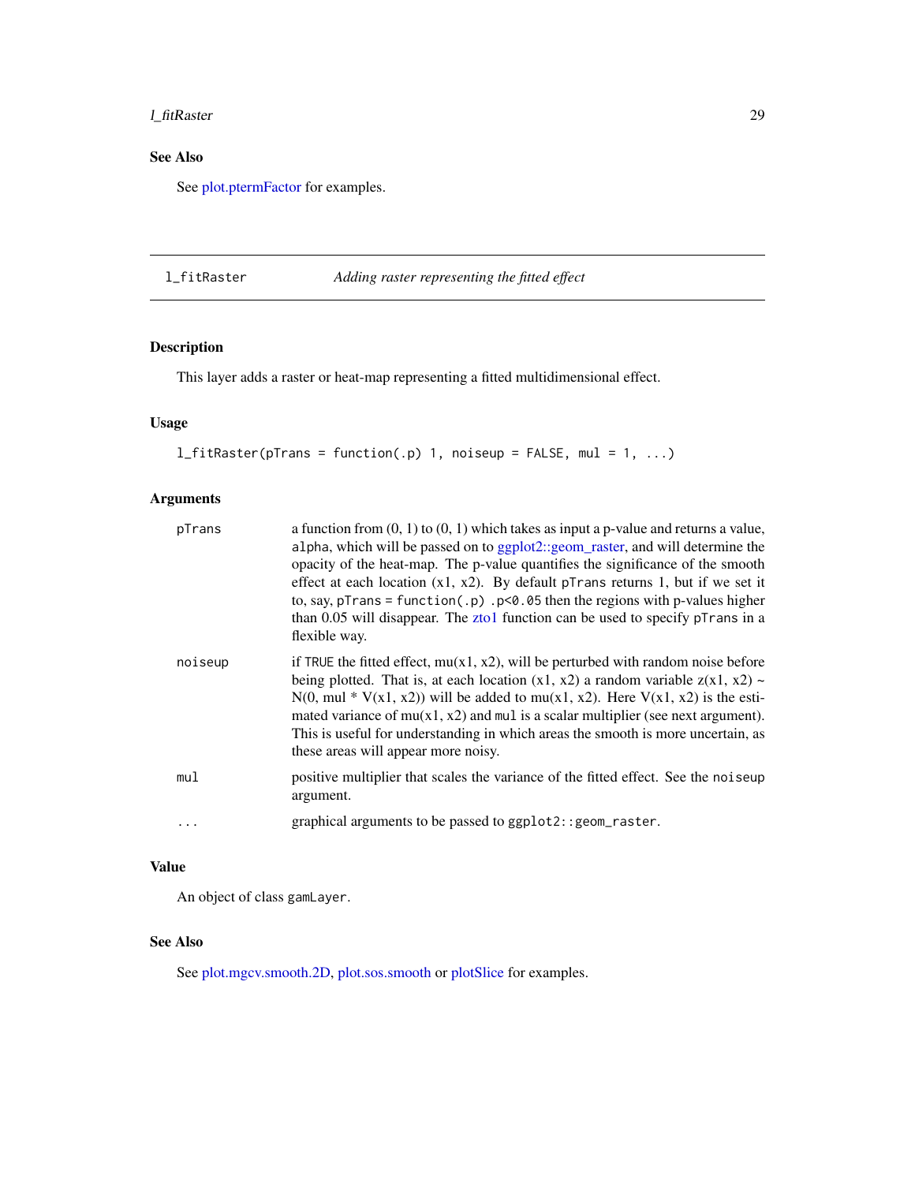## See Also

See plot.ptermFactor for examples.

---

## l_fitRaster — *Adding raster representing the fitted effect*

### Description

This layer adds a raster or heat-map representing a fitted multidimensional effect.

### Usage

```
l_fitRaster(pTrans = function(.p) 1, noiseup = FALSE, mul = 1, ...)
```

### Arguments

| | |
|---|---|
| `pTrans` | a function from (0, 1) to (0, 1) which takes as input a p-value and returns a value, `alpha`, which will be passed on to ggplot2::geom_raster, and will determine the opacity of the heat-map. The p-value quantifies the significance of the smooth effect at each location (x1, x2). By default `pTrans` returns 1, but if we set it to, say, `pTrans = function(.p) .p<0.05` then the regions with p-values higher than 0.05 will disappear. The zto1 function can be used to specify `pTrans` in a flexible way. |
| `noiseup` | if `TRUE` the fitted effect, mu(x1, x2), will be perturbed with random noise before being plotted. That is, at each location (x1, x2) a random variable z(x1, x2) ~ N(0, mul * V(x1, x2)) will be added to mu(x1, x2). Here V(x1, x2) is the estimated variance of mu(x1, x2) and `mul` is a scalar multiplier (see next argument). This is useful for understanding in which areas the smooth is more uncertain, as these areas will appear more noisy. |
| `mul` | positive multiplier that scales the variance of the fitted effect. See the `noiseup` argument. |
| `...` | graphical arguments to be passed to `ggplot2::geom_raster`. |

### Value

An object of class `gamLayer`.

### See Also

See plot.mgcv.smooth.2D, plot.sos.smooth or plotSlice for examples.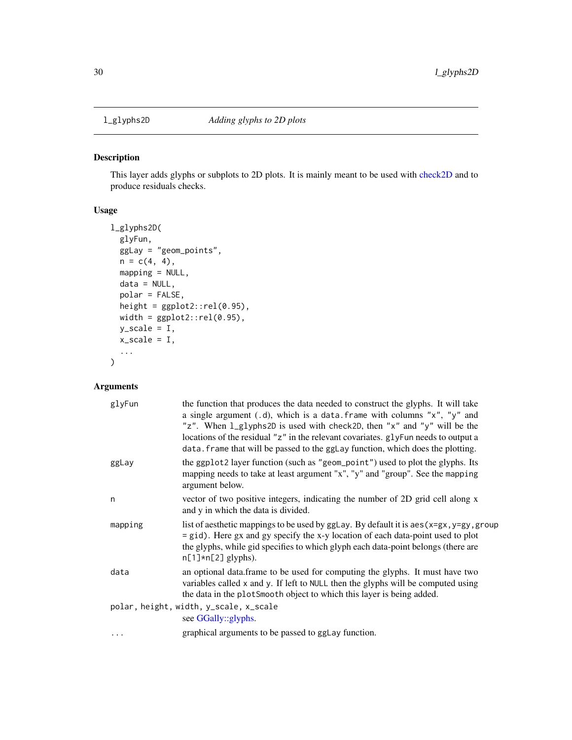# l_glyphs2D — *Adding glyphs to 2D plots*

## Description

This layer adds glyphs or subplots to 2D plots. It is mainly meant to be used with check2D and to produce residuals checks.

## Usage

```
l_glyphs2D(
  glyFun,
  ggLay = "geom_points",
  n = c(4, 4),
  mapping = NULL,
  data = NULL,
  polar = FALSE,
  height = ggplot2::rel(0.95),
  width = ggplot2::rel(0.95),
  y_scale = I,
  x_scale = I,
  ...
)
```

## Arguments

| Argument | Description |
|---|---|
| `glyFun` | the function that produces the data needed to construct the glyphs. It will take a single argument (`.d`), which is a `data.frame` with columns `"x"`, `"y"` and `"z"`. When `l_glyphs2D` is used with `check2D`, then `"x"` and `"y"` will be the locations of the residual `"z"` in the relevant covariates. `glyFun` needs to output a `data.frame` that will be passed to the `ggLay` function, which does the plotting. |
| `ggLay` | the `ggplot2` layer function (such as `"geom_point"`) used to plot the glyphs. Its mapping needs to take at least argument "x", "y" and "group". See the `mapping` argument below. |
| `n` | vector of two positive integers, indicating the number of 2D grid cell along x and y in which the data is divided. |
| `mapping` | list of aesthetic mappings to be used by `ggLay`. By default it is `aes(x=gx,y=gy,group = gid)`. Here `gx` and `gy` specify the x-y location of each data-point used to plot the glyphs, while `gid` specifies to which glyph each data-point belongs (there are `n[1]*n[2]` glyphs). |
| `data` | an optional data.frame to be used for computing the glyphs. It must have two variables called `x` and `y`. If left to `NULL` then the glyphs will be computed using the data in the `plotSmooth` object to which this layer is being added. |
| `polar, height, width, y_scale, x_scale` | see GGally::glyphs. |
| `...` | graphical arguments to be passed to `ggLay` function. |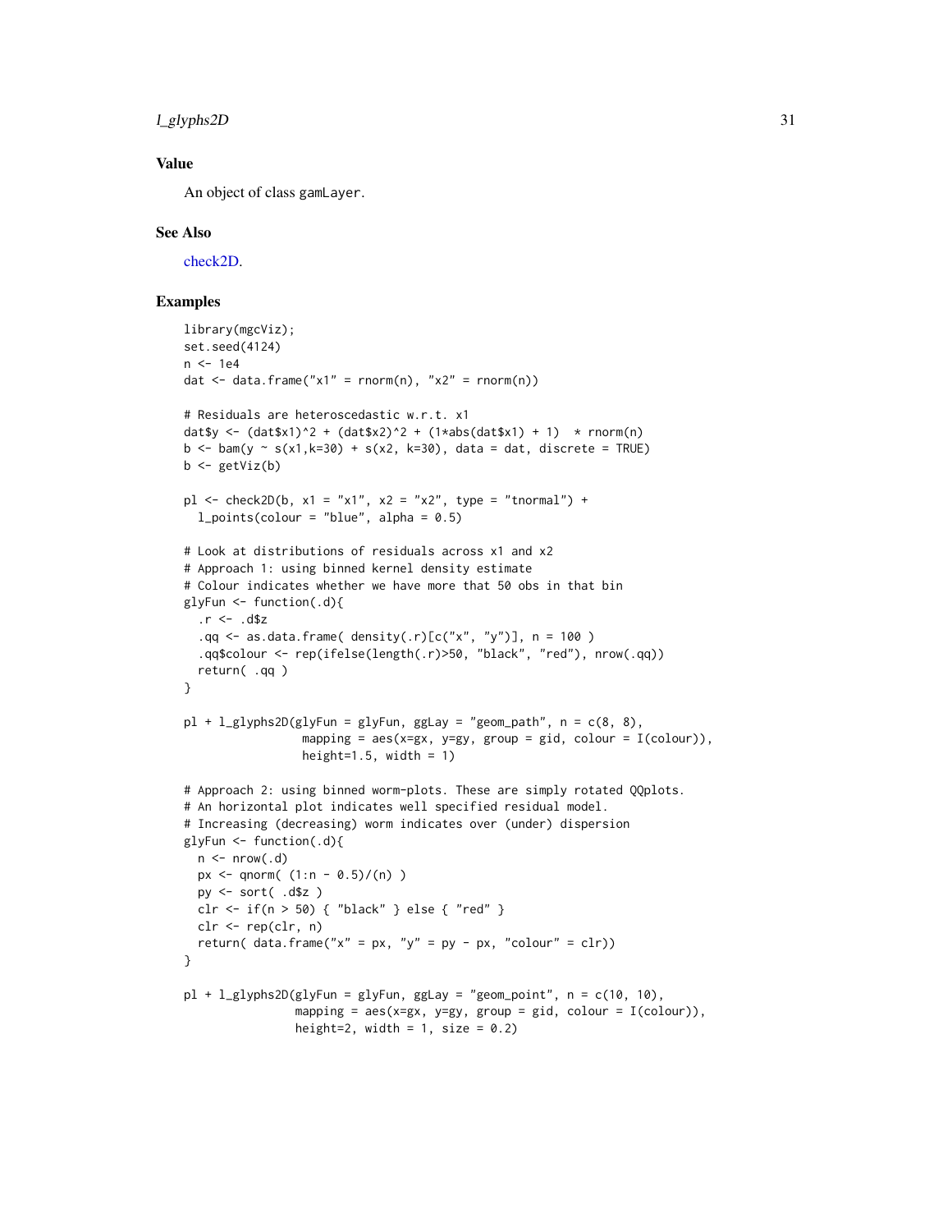### Value

An object of class gamLayer.

### See Also

check2D.

### Examples

```
library(mgcViz);
set.seed(4124)
n <- 1e4
dat <- data.frame("x1" = rnorm(n), "x2" = rnorm(n))

# Residuals are heteroscedastic w.r.t. x1
dat$y <- (dat$x1)^2 + (dat$x2)^2 + (1*abs(dat$x1) + 1)  * rnorm(n)
b <- bam(y ~ s(x1,k=30) + s(x2, k=30), data = dat, discrete = TRUE)
b <- getViz(b)

pl <- check2D(b, x1 = "x1", x2 = "x2", type = "tnormal") +
  l_points(colour = "blue", alpha = 0.5)

# Look at distributions of residuals across x1 and x2
# Approach 1: using binned kernel density estimate
# Colour indicates whether we have more that 50 obs in that bin
glyFun <- function(.d){
  .r <- .d$z
  .qq <- as.data.frame( density(.r)[c("x", "y")], n = 100 )
  .qq$colour <- rep(ifelse(length(.r)>50, "black", "red"), nrow(.qq))
  return( .qq )
}

pl + l_glyphs2D(glyFun = glyFun, ggLay = "geom_path", n = c(8, 8),
                mapping = aes(x=gx, y=gy, group = gid, colour = I(colour)),
                height=1.5, width = 1)

# Approach 2: using binned worm-plots. These are simply rotated QQplots.
# An horizontal plot indicates well specified residual model.
# Increasing (decreasing) worm indicates over (under) dispersion
glyFun <- function(.d){
  n <- nrow(.d)
  px <- qnorm( (1:n - 0.5)/(n) )
  py <- sort( .d$z )
  clr <- if(n > 50) { "black" } else { "red" }
  clr <- rep(clr, n)
  return( data.frame("x" = px, "y" = py - px, "colour" = clr))
}

pl + l_glyphs2D(glyFun = glyFun, ggLay = "geom_point", n = c(10, 10),
               mapping = aes(x=gx, y=gy, group = gid, colour = I(colour)),
               height=2, width = 1, size = 0.2)
```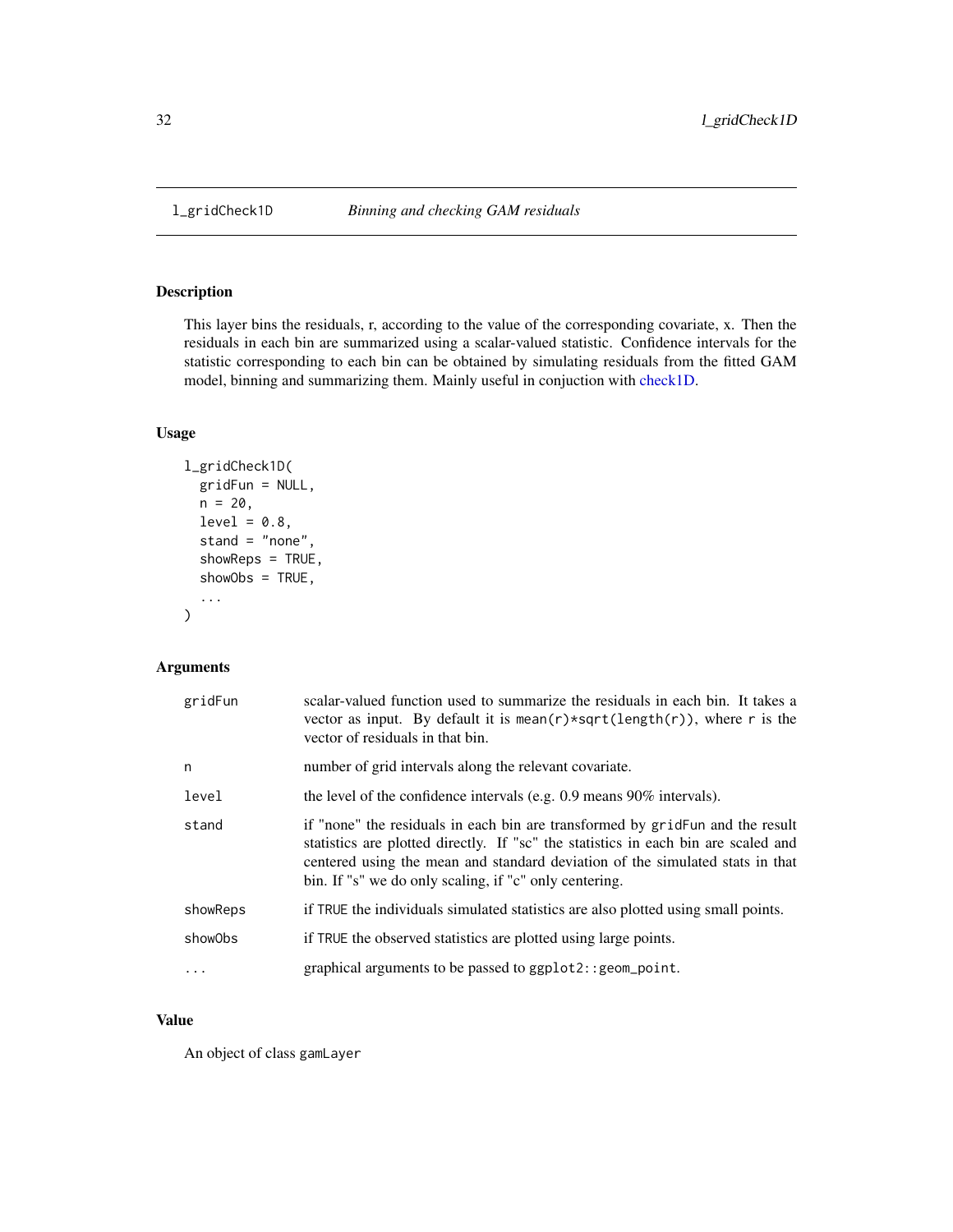# l_gridCheck1D *Binning and checking GAM residuals*

## Description

This layer bins the residuals, r, according to the value of the corresponding covariate, x. Then the residuals in each bin are summarized using a scalar-valued statistic. Confidence intervals for the statistic corresponding to each bin can be obtained by simulating residuals from the fitted GAM model, binning and summarizing them. Mainly useful in conjuction with check1D.

## Usage

```
l_gridCheck1D(
  gridFun = NULL,
  n = 20,
  level = 0.8,
  stand = "none",
  showReps = TRUE,
  showObs = TRUE,
  ...
)
```

## Arguments

| | |
|---|---|
| `gridFun` | scalar-valued function used to summarize the residuals in each bin. It takes a vector as input. By default it is `mean(r)*sqrt(length(r))`, where `r` is the vector of residuals in that bin. |
| `n` | number of grid intervals along the relevant covariate. |
| `level` | the level of the confidence intervals (e.g. 0.9 means 90% intervals). |
| `stand` | if "none" the residuals in each bin are transformed by `gridFun` and the result statistics are plotted directly. If "sc" the statistics in each bin are scaled and centered using the mean and standard deviation of the simulated stats in that bin. If "s" we do only scaling, if "c" only centering. |
| `showReps` | if `TRUE` the individuals simulated statistics are also plotted using small points. |
| `showObs` | if `TRUE` the observed statistics are plotted using large points. |
| `...` | graphical arguments to be passed to `ggplot2::geom_point`. |

## Value

An object of class `gamLayer`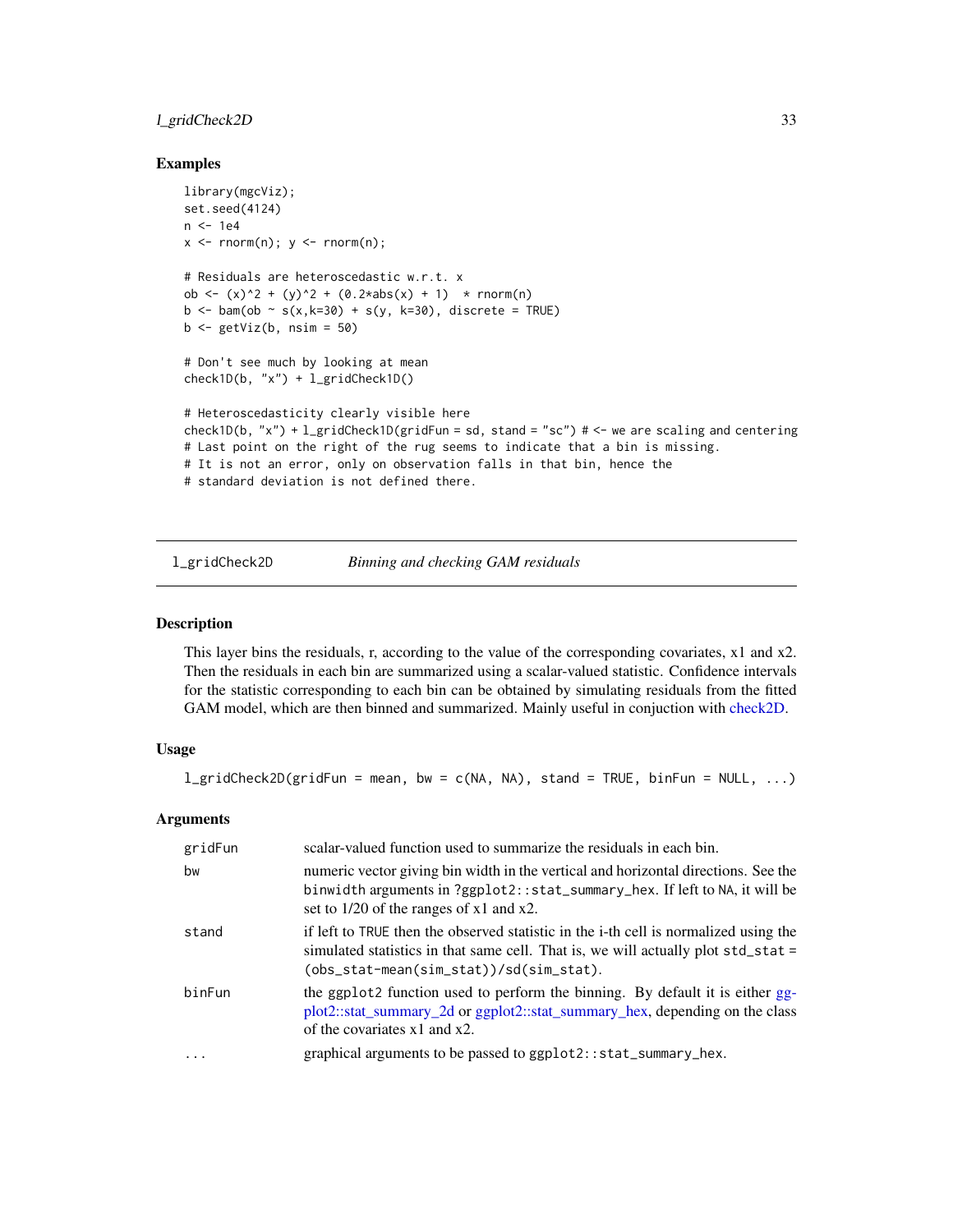## Examples

```
library(mgcViz);
set.seed(4124)
n <- 1e4
x <- rnorm(n); y <- rnorm(n);

# Residuals are heteroscedastic w.r.t. x
ob <- (x)^2 + (y)^2 + (0.2*abs(x) + 1)  * rnorm(n)
b <- bam(ob ~ s(x,k=30) + s(y, k=30), discrete = TRUE)
b <- getViz(b, nsim = 50)

# Don't see much by looking at mean
check1D(b, "x") + l_gridCheck1D()

# Heteroscedasticity clearly visible here
check1D(b, "x") + l_gridCheck1D(gridFun = sd, stand = "sc") # <- we are scaling and centering
# Last point on the right of the rug seems to indicate that a bin is missing.
# It is not an error, only on observation falls in that bin, hence the
# standard deviation is not defined there.
```

---

# l_gridCheck2D — *Binning and checking GAM residuals*

## Description

This layer bins the residuals, r, according to the value of the corresponding covariates, x1 and x2. Then the residuals in each bin are summarized using a scalar-valued statistic. Confidence intervals for the statistic corresponding to each bin can be obtained by simulating residuals from the fitted GAM model, which are then binned and summarized. Mainly useful in conjuction with check2D.

## Usage

```
l_gridCheck2D(gridFun = mean, bw = c(NA, NA), stand = TRUE, binFun = NULL, ...)
```

## Arguments

| | |
|---|---|
| `gridFun` | scalar-valued function used to summarize the residuals in each bin. |
| `bw` | numeric vector giving bin width in the vertical and horizontal directions. See the `binwidth` arguments in `?ggplot2::stat_summary_hex`. If left to `NA`, it will be set to 1/20 of the ranges of x1 and x2. |
| `stand` | if left to `TRUE` then the observed statistic in the i-th cell is normalized using the simulated statistics in that same cell. That is, we will actually plot `std_stat = (obs_stat-mean(sim_stat))/sd(sim_stat)`. |
| `binFun` | the `ggplot2` function used to perform the binning. By default it is either ggplot2::stat_summary_2d or ggplot2::stat_summary_hex, depending on the class of the covariates x1 and x2. |
| `...` | graphical arguments to be passed to `ggplot2::stat_summary_hex`. |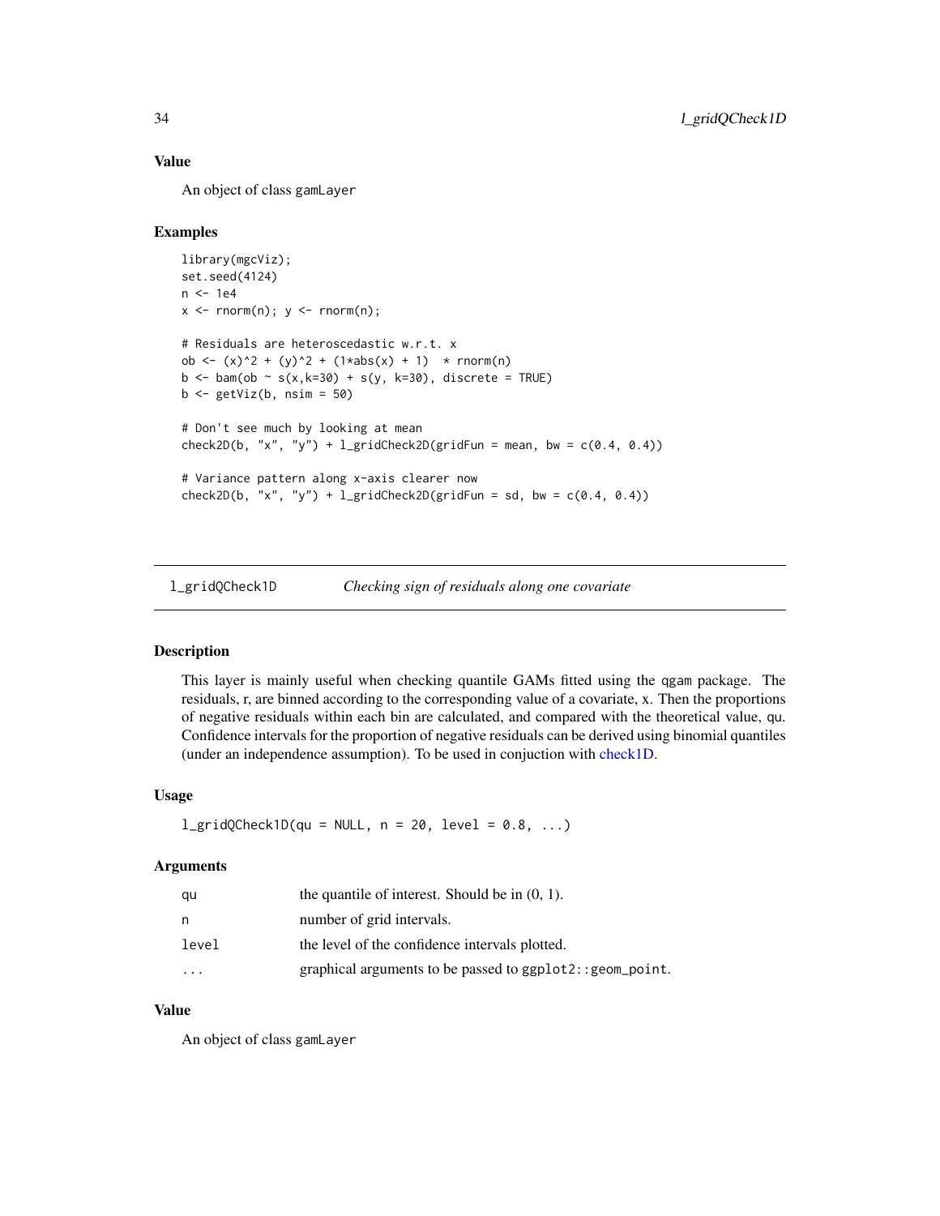### Value

An object of class `gamLayer`

### Examples

```
library(mgcViz);
set.seed(4124)
n <- 1e4
x <- rnorm(n); y <- rnorm(n);

# Residuals are heteroscedastic w.r.t. x
ob <- (x)^2 + (y)^2 + (1*abs(x) + 1)  * rnorm(n)
b <- bam(ob ~ s(x,k=30) + s(y, k=30), discrete = TRUE)
b <- getViz(b, nsim = 50)

# Don't see much by looking at mean
check2D(b, "x", "y") + l_gridCheck2D(gridFun = mean, bw = c(0.4, 0.4))

# Variance pattern along x-axis clearer now
check2D(b, "x", "y") + l_gridCheck2D(gridFun = sd, bw = c(0.4, 0.4))
```

---

## l_gridQCheck1D — *Checking sign of residuals along one covariate*

### Description

This layer is mainly useful when checking quantile GAMs fitted using the qgam package. The residuals, r, are binned according to the corresponding value of a covariate, x. Then the proportions of negative residuals within each bin are calculated, and compared with the theoretical value, qu. Confidence intervals for the proportion of negative residuals can be derived using binomial quantiles (under an independence assumption). To be used in conjuction with check1D.

### Usage

```
l_gridQCheck1D(qu = NULL, n = 20, level = 0.8, ...)
```

### Arguments

| | |
|---|---|
| `qu` | the quantile of interest. Should be in (0, 1). |
| `n` | number of grid intervals. |
| `level` | the level of the confidence intervals plotted. |
| `...` | graphical arguments to be passed to `ggplot2::geom_point`. |

### Value

An object of class `gamLayer`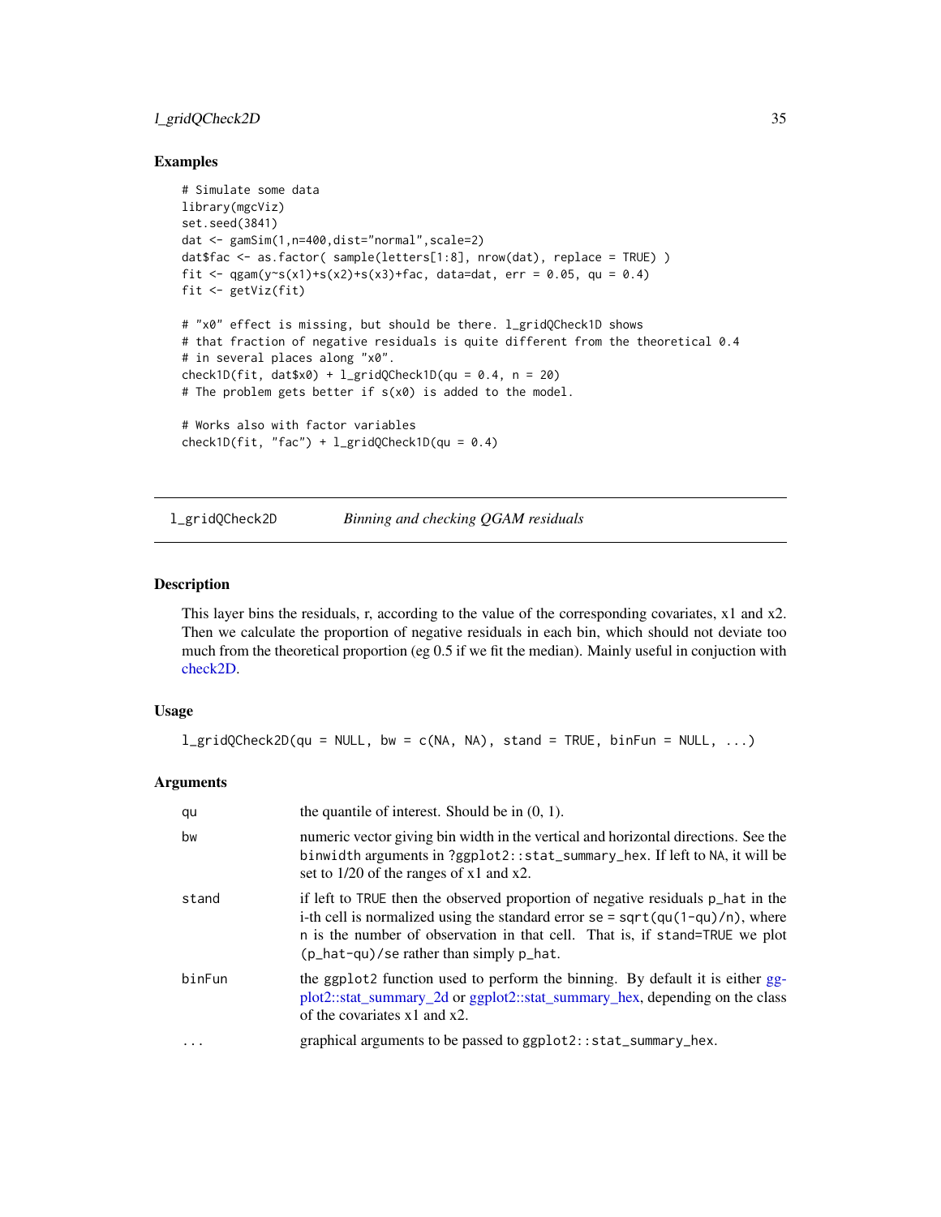### Examples

```
# Simulate some data
library(mgcViz)
set.seed(3841)
dat <- gamSim(1,n=400,dist="normal",scale=2)
dat$fac <- as.factor( sample(letters[1:8], nrow(dat), replace = TRUE) )
fit <- qgam(y~s(x1)+s(x2)+s(x3)+fac, data=dat, err = 0.05, qu = 0.4)
fit <- getViz(fit)

# "x0" effect is missing, but should be there. l_gridQCheck1D shows
# that fraction of negative residuals is quite different from the theoretical 0.4
# in several places along "x0".
check1D(fit, dat$x0) + l_gridQCheck1D(qu = 0.4, n = 20)
# The problem gets better if s(x0) is added to the model.

# Works also with factor variables
check1D(fit, "fac") + l_gridQCheck1D(qu = 0.4)
```

---

## l_gridQCheck2D — *Binning and checking QGAM residuals*

### Description

This layer bins the residuals, r, according to the value of the corresponding covariates, x1 and x2. Then we calculate the proportion of negative residuals in each bin, which should not deviate too much from the theoretical proportion (eg 0.5 if we fit the median). Mainly useful in conjuction with check2D.

### Usage

```
l_gridQCheck2D(qu = NULL, bw = c(NA, NA), stand = TRUE, binFun = NULL, ...)
```

### Arguments

| | |
|---|---|
| `qu` | the quantile of interest. Should be in (0, 1). |
| `bw` | numeric vector giving bin width in the vertical and horizontal directions. See the `binwidth` arguments in `?ggplot2::stat_summary_hex`. If left to `NA`, it will be set to 1/20 of the ranges of x1 and x2. |
| `stand` | if left to `TRUE` then the observed proportion of negative residuals `p_hat` in the i-th cell is normalized using the standard error `se = sqrt(qu(1-qu)/n)`, where `n` is the number of observation in that cell. That is, if `stand=TRUE` we plot `(p_hat-qu)/se` rather than simply `p_hat`. |
| `binFun` | the `ggplot2` function used to perform the binning. By default it is either ggplot2::stat_summary_2d or ggplot2::stat_summary_hex, depending on the class of the covariates x1 and x2. |
| `...` | graphical arguments to be passed to `ggplot2::stat_summary_hex`. |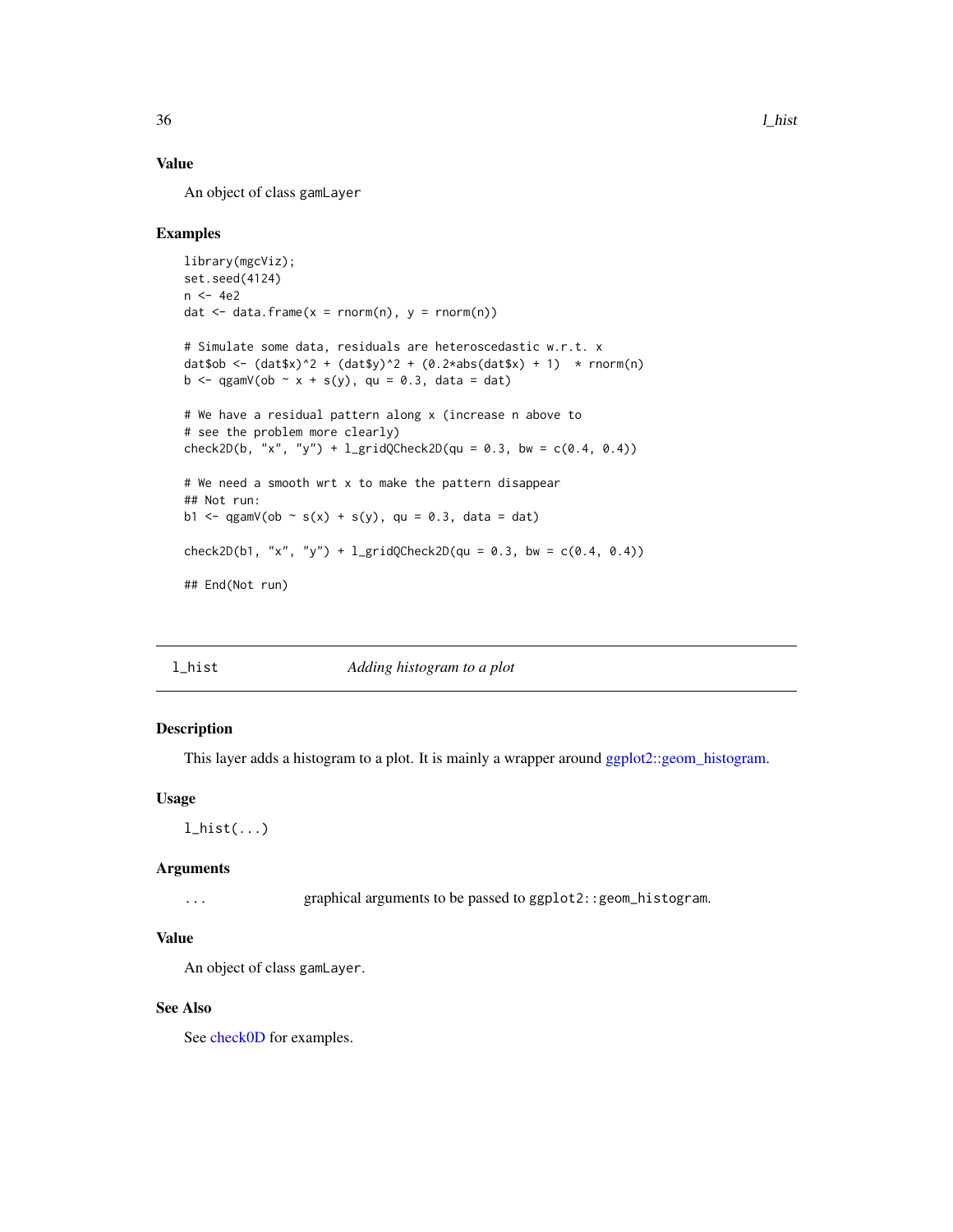## Value

An object of class gamLayer

## Examples

```
library(mgcViz);
set.seed(4124)
n <- 4e2
dat <- data.frame(x = rnorm(n), y = rnorm(n))

# Simulate some data, residuals are heteroscedastic w.r.t. x
dat$ob <- (dat$x)^2 + (dat$y)^2 + (0.2*abs(dat$x) + 1)  * rnorm(n)
b <- qgamV(ob ~ x + s(y), qu = 0.3, data = dat)

# We have a residual pattern along x (increase n above to
# see the problem more clearly)
check2D(b, "x", "y") + l_gridQCheck2D(qu = 0.3, bw = c(0.4, 0.4))

# We need a smooth wrt x to make the pattern disappear
## Not run:
b1 <- qgamV(ob ~ s(x) + s(y), qu = 0.3, data = dat)

check2D(b1, "x", "y") + l_gridQCheck2D(qu = 0.3, bw = c(0.4, 0.4))

## End(Not run)
```

---

# l_hist — *Adding histogram to a plot*

---

## Description

This layer adds a histogram to a plot. It is mainly a wrapper around ggplot2::geom_histogram.

## Usage

```
l_hist(...)
```

## Arguments

| | |
|---|---|
| ... | graphical arguments to be passed to `ggplot2::geom_histogram`. |

## Value

An object of class gamLayer.

## See Also

See check0D for examples.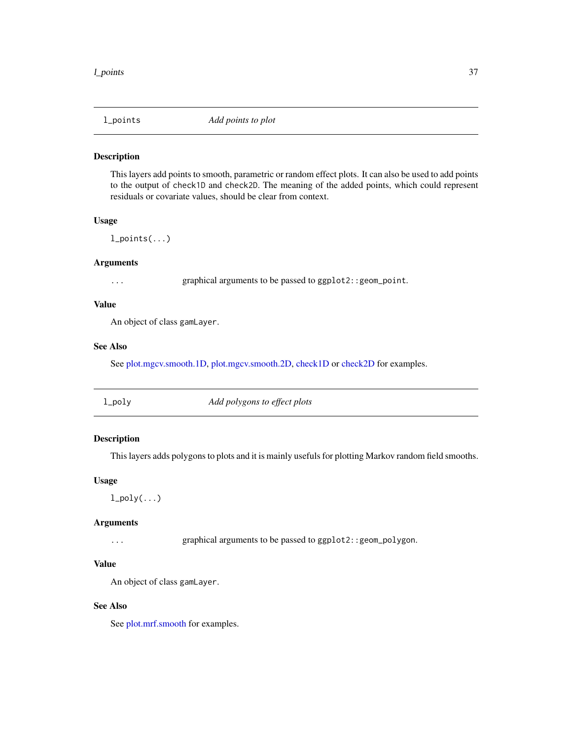## l_points — *Add points to plot*

### Description

This layers add points to smooth, parametric or random effect plots. It can also be used to add points to the output of `check1D` and `check2D`. The meaning of the added points, which could represent residuals or covariate values, should be clear from context.

### Usage

```
l_points(...)
```

### Arguments

| | |
|---|---|
| `...` | graphical arguments to be passed to `ggplot2::geom_point`. |

### Value

An object of class `gamLayer`.

### See Also

See plot.mgcv.smooth.1D, plot.mgcv.smooth.2D, check1D or check2D for examples.

## l_poly — *Add polygons to effect plots*

### Description

This layers adds polygons to plots and it is mainly usefuls for plotting Markov random field smooths.

### Usage

```
l_poly(...)
```

### Arguments

| | |
|---|---|
| `...` | graphical arguments to be passed to `ggplot2::geom_polygon`. |

### Value

An object of class `gamLayer`.

### See Also

See plot.mrf.smooth for examples.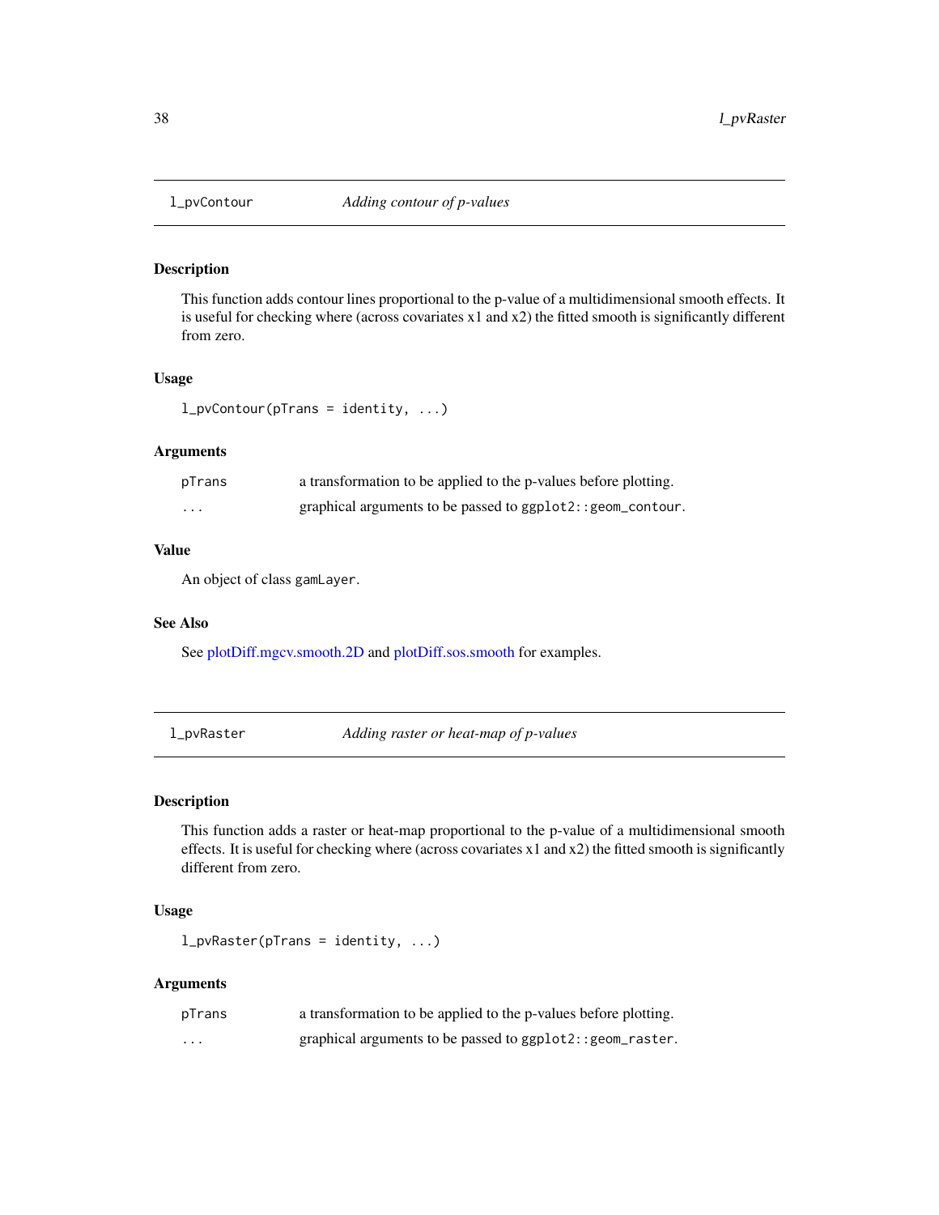## l_pvContour — *Adding contour of p-values*

### Description

This function adds contour lines proportional to the p-value of a multidimensional smooth effects. It is useful for checking where (across covariates x1 and x2) the fitted smooth is significantly different from zero.

### Usage

```
l_pvContour(pTrans = identity, ...)
```

### Arguments

| | |
|---|---|
| pTrans | a transformation to be applied to the p-values before plotting. |
| ... | graphical arguments to be passed to `ggplot2::geom_contour`. |

### Value

An object of class `gamLayer`.

### See Also

See plotDiff.mgcv.smooth.2D and plotDiff.sos.smooth for examples.

## l_pvRaster — *Adding raster or heat-map of p-values*

### Description

This function adds a raster or heat-map proportional to the p-value of a multidimensional smooth effects. It is useful for checking where (across covariates x1 and x2) the fitted smooth is significantly different from zero.

### Usage

```
l_pvRaster(pTrans = identity, ...)
```

### Arguments

| | |
|---|---|
| pTrans | a transformation to be applied to the p-values before plotting. |
| ... | graphical arguments to be passed to `ggplot2::geom_raster`. |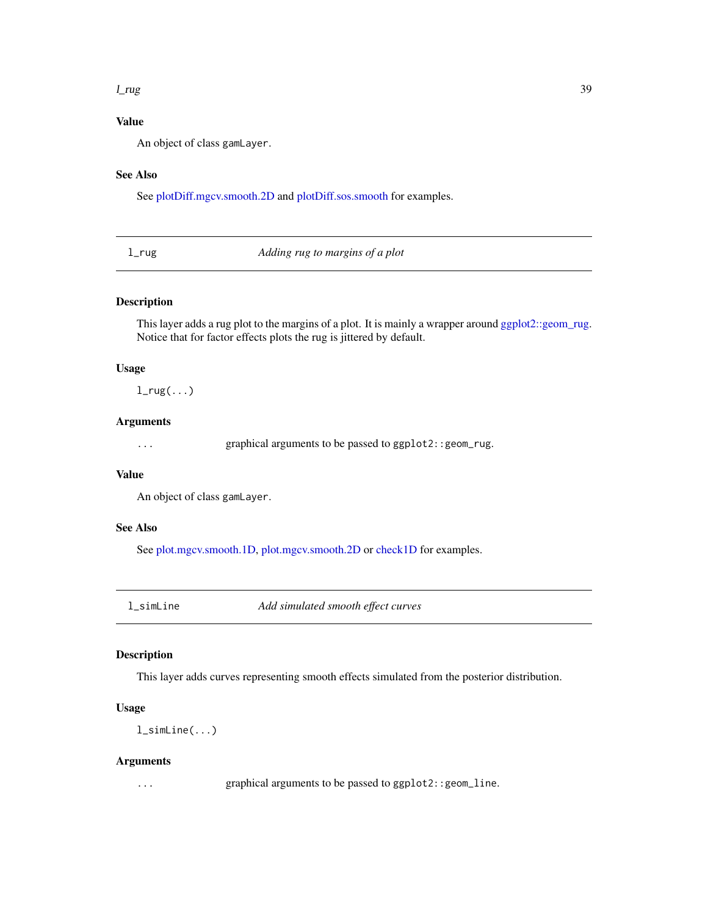## Value

An object of class `gamLayer`.

## See Also

See plotDiff.mgcv.smooth.2D and plotDiff.sos.smooth for examples.

---

# l_rug — *Adding rug to margins of a plot*

## Description

This layer adds a rug plot to the margins of a plot. It is mainly a wrapper around ggplot2::geom_rug. Notice that for factor effects plots the rug is jittered by default.

## Usage

```
l_rug(...)
```

## Arguments

| | |
|---|---|
| `...` | graphical arguments to be passed to `ggplot2::geom_rug`. |

## Value

An object of class `gamLayer`.

## See Also

See plot.mgcv.smooth.1D, plot.mgcv.smooth.2D or check1D for examples.

---

# l_simLine — *Add simulated smooth effect curves*

## Description

This layer adds curves representing smooth effects simulated from the posterior distribution.

## Usage

```
l_simLine(...)
```

## Arguments

| | |
|---|---|
| `...` | graphical arguments to be passed to `ggplot2::geom_line`. |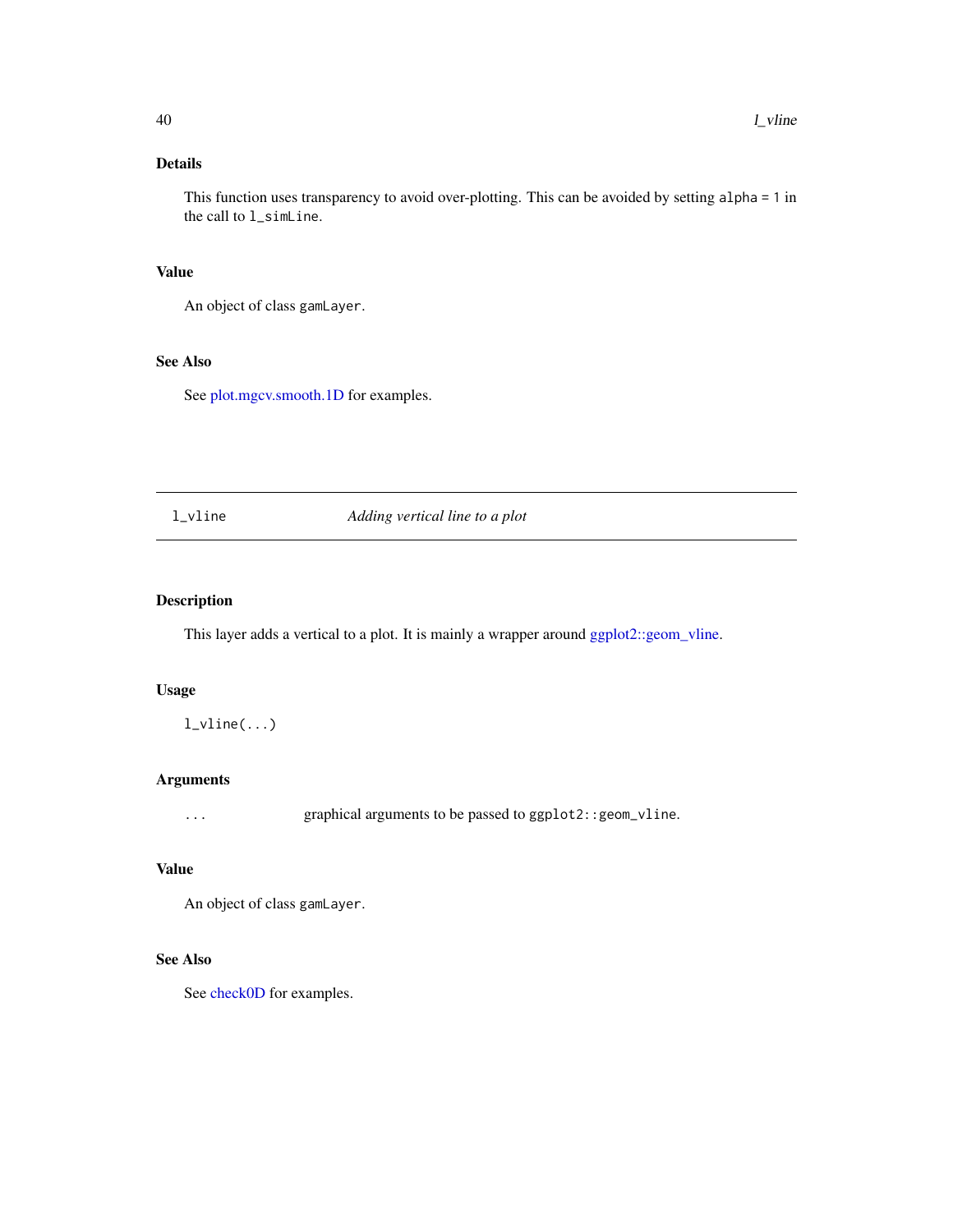### Details

This function uses transparency to avoid over-plotting. This can be avoided by setting `alpha = 1` in the call to `l_simLine`.

### Value

An object of class `gamLayer`.

### See Also

See plot.mgcv.smooth.1D for examples.

---

## l_vline — *Adding vertical line to a plot*

---

### Description

This layer adds a vertical to a plot. It is mainly a wrapper around ggplot2::geom_vline.

### Usage

```
l_vline(...)
```

### Arguments

| | |
|---|---|
| `...` | graphical arguments to be passed to `ggplot2::geom_vline`. |

### Value

An object of class `gamLayer`.

### See Also

See check0D for examples.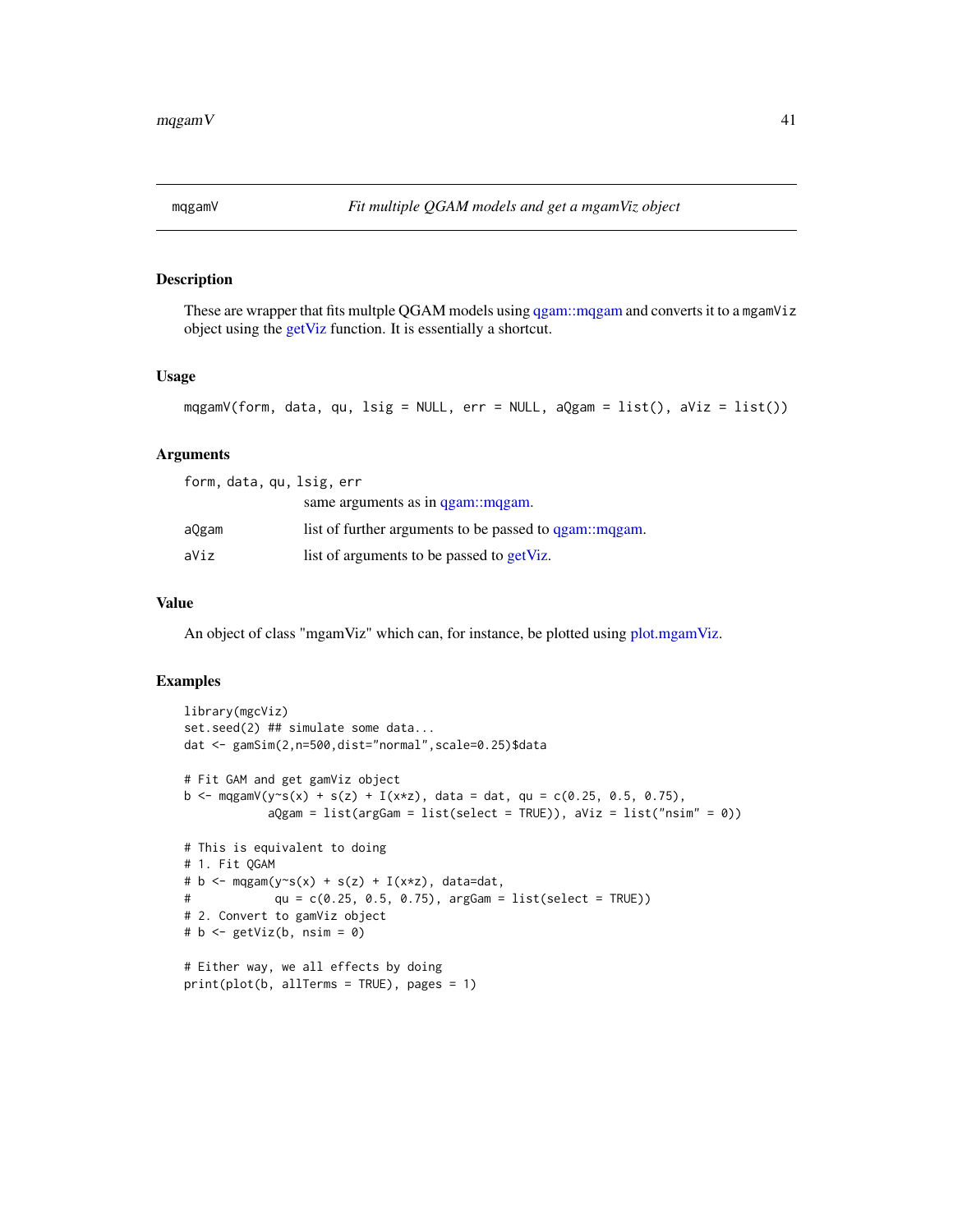# mqgamV — *Fit multiple QGAM models and get a mgamViz object*

## Description

These are wrapper that fits multple QGAM models using qgam::mqgam and converts it to a `mgamViz` object using the getViz function. It is essentially a shortcut.

## Usage

```
mqgamV(form, data, qu, lsig = NULL, err = NULL, aQgam = list(), aViz = list())
```

## Arguments

| Argument | Description |
|---|---|
| `form, data, qu, lsig, err` | same arguments as in qgam::mqgam. |
| `aQgam` | list of further arguments to be passed to qgam::mqgam. |
| `aViz` | list of arguments to be passed to getViz. |

## Value

An object of class "mgamViz" which can, for instance, be plotted using plot.mgamViz.

## Examples

```
library(mgcViz)
set.seed(2) ## simulate some data...
dat <- gamSim(2,n=500,dist="normal",scale=0.25)$data

# Fit GAM and get gamViz object
b <- mqgamV(y~s(x) + s(z) + I(x*z), data = dat, qu = c(0.25, 0.5, 0.75),
            aQgam = list(argGam = list(select = TRUE)), aViz = list("nsim" = 0))

# This is equivalent to doing
# 1. Fit QGAM
# b <- mqgam(y~s(x) + s(z) + I(x*z), data=dat,
#            qu = c(0.25, 0.5, 0.75), argGam = list(select = TRUE))
# 2. Convert to gamViz object
# b <- getViz(b, nsim = 0)

# Either way, we all effects by doing
print(plot(b, allTerms = TRUE), pages = 1)
```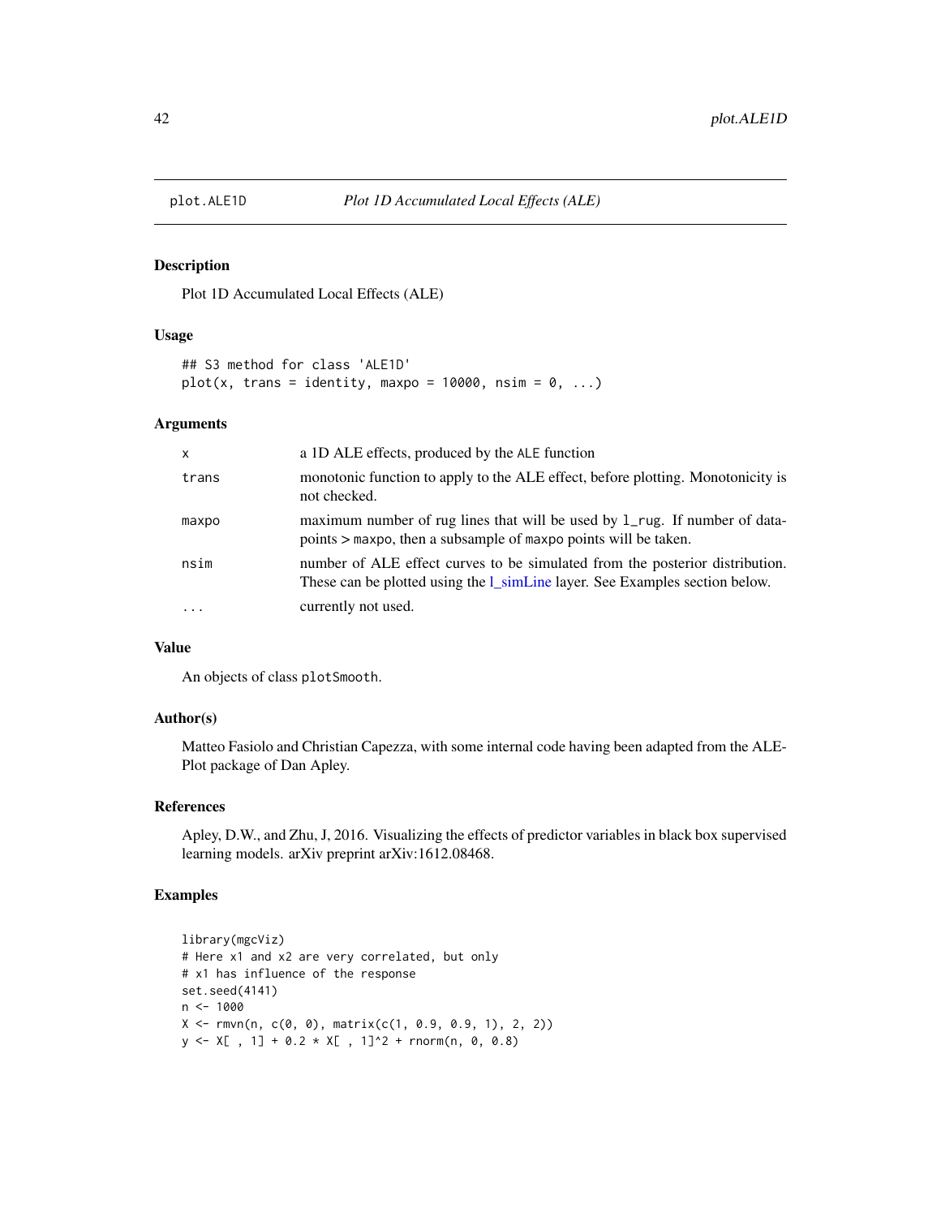# plot.ALE1D — *Plot 1D Accumulated Local Effects (ALE)*

## Description

Plot 1D Accumulated Local Effects (ALE)

## Usage

```
## S3 method for class 'ALE1D'
plot(x, trans = identity, maxpo = 10000, nsim = 0, ...)
```

## Arguments

| | |
|---|---|
| x | a 1D ALE effects, produced by the ALE function |
| trans | monotonic function to apply to the ALE effect, before plotting. Monotonicity is not checked. |
| maxpo | maximum number of rug lines that will be used by l_rug. If number of datapoints > maxpo, then a subsample of maxpo points will be taken. |
| nsim | number of ALE effect curves to be simulated from the posterior distribution. These can be plotted using the l_simLine layer. See Examples section below. |
| ... | currently not used. |

## Value

An objects of class plotSmooth.

## Author(s)

Matteo Fasiolo and Christian Capezza, with some internal code having been adapted from the ALEPlot package of Dan Apley.

## References

Apley, D.W., and Zhu, J, 2016. Visualizing the effects of predictor variables in black box supervised learning models. arXiv preprint arXiv:1612.08468.

## Examples

```
library(mgcViz)
# Here x1 and x2 are very correlated, but only
# x1 has influence of the response
set.seed(4141)
n <- 1000
X <- rmvn(n, c(0, 0), matrix(c(1, 0.9, 0.9, 1), 2, 2))
y <- X[ , 1] + 0.2 * X[ , 1]^2 + rnorm(n, 0, 0.8)
```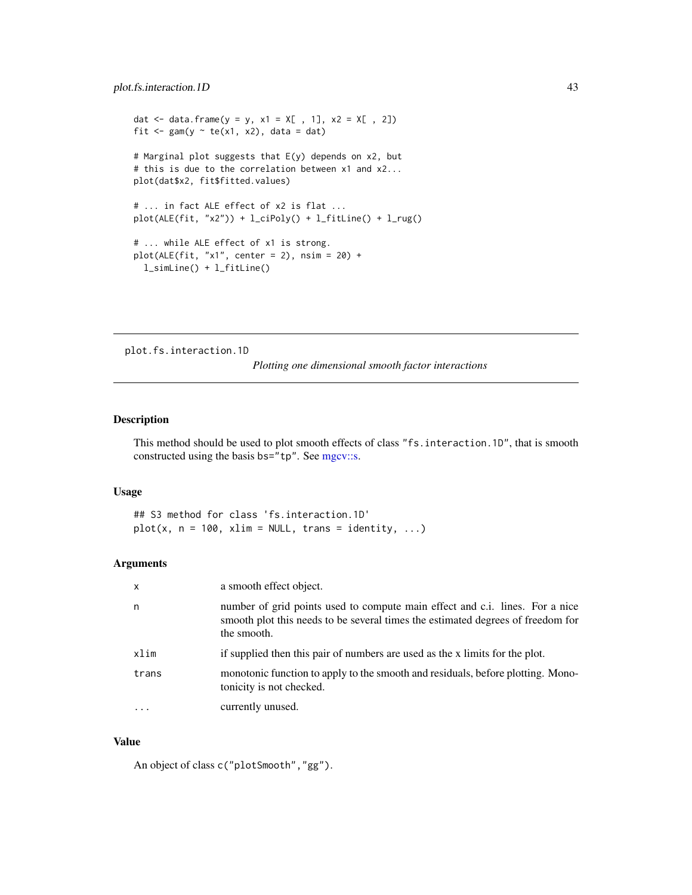```r
dat <- data.frame(y = y, x1 = X[ , 1], x2 = X[ , 2])
fit <- gam(y ~ te(x1, x2), data = dat)

# Marginal plot suggests that E(y) depends on x2, but
# this is due to the correlation between x1 and x2...
plot(dat$x2, fit$fitted.values)

# ... in fact ALE effect of x2 is flat ...
plot(ALE(fit, "x2")) + l_ciPoly() + l_fitLine() + l_rug()

# ... while ALE effect of x1 is strong.
plot(ALE(fit, "x1", center = 2), nsim = 20) +
  l_simLine() + l_fitLine()
```

---

## plot.fs.interaction.1D

*Plotting one dimensional smooth factor interactions*

---

### Description

This method should be used to plot smooth effects of class "fs.interaction.1D", that is smooth constructed using the basis bs="tp". See mgcv::s.

### Usage

```r
## S3 method for class 'fs.interaction.1D'
plot(x, n = 100, xlim = NULL, trans = identity, ...)
```

### Arguments

| | |
|---|---|
| x | a smooth effect object. |
| n | number of grid points used to compute main effect and c.i. lines. For a nice smooth plot this needs to be several times the estimated degrees of freedom for the smooth. |
| xlim | if supplied then this pair of numbers are used as the x limits for the plot. |
| trans | monotonic function to apply to the smooth and residuals, before plotting. Monotonicity is not checked. |
| ... | currently unused. |

### Value

An object of class c("plotSmooth","gg").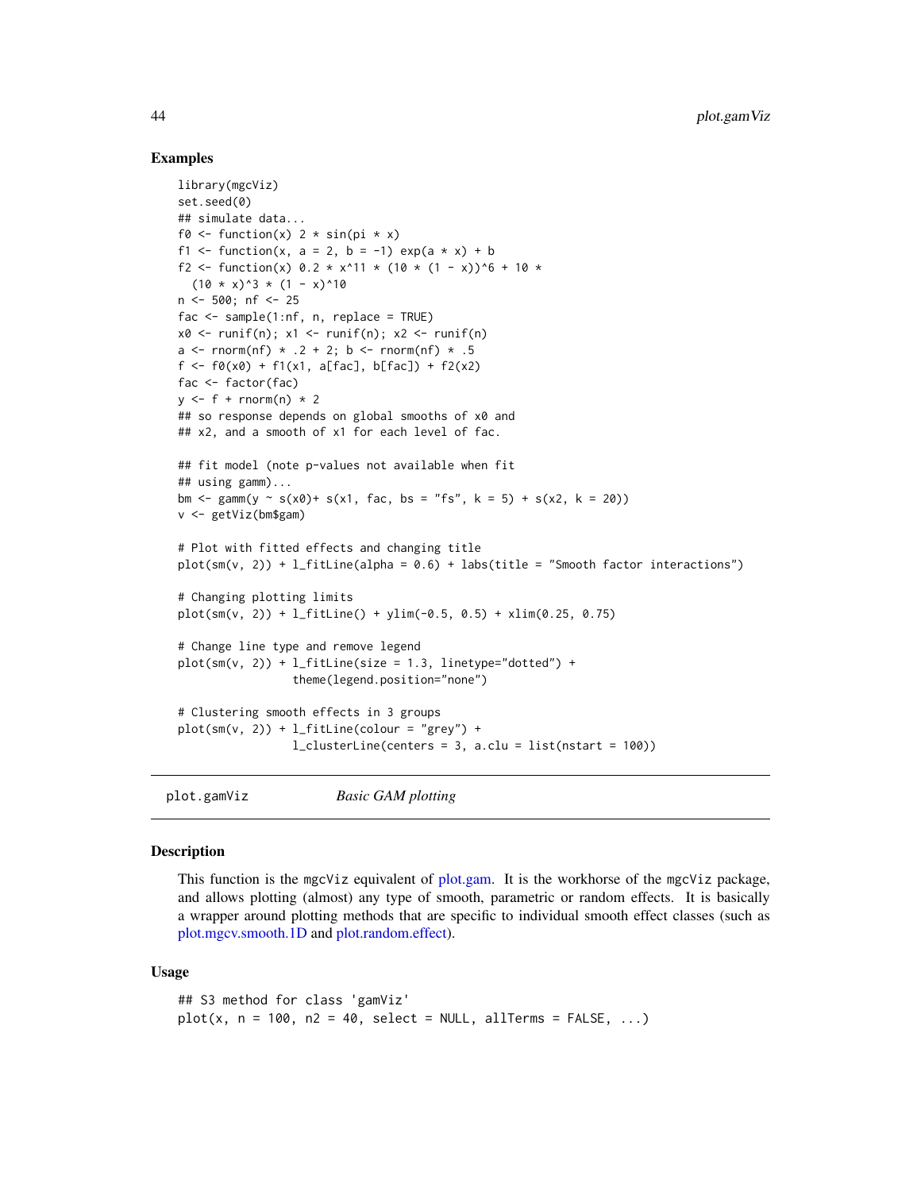### Examples

```
library(mgcViz)
set.seed(0)
## simulate data...
f0 <- function(x) 2 * sin(pi * x)
f1 <- function(x, a = 2, b = -1) exp(a * x) + b
f2 <- function(x) 0.2 * x^11 * (10 * (1 - x))^6 + 10 *
  (10 * x)^3 * (1 - x)^10
n <- 500; nf <- 25
fac <- sample(1:nf, n, replace = TRUE)
x0 <- runif(n); x1 <- runif(n); x2 <- runif(n)
a <- rnorm(nf) * .2 + 2; b <- rnorm(nf) * .5
f <- f0(x0) + f1(x1, a[fac], b[fac]) + f2(x2)
fac <- factor(fac)
y <- f + rnorm(n) * 2
## so response depends on global smooths of x0 and
## x2, and a smooth of x1 for each level of fac.

## fit model (note p-values not available when fit
## using gamm)...
bm <- gamm(y ~ s(x0)+ s(x1, fac, bs = "fs", k = 5) + s(x2, k = 20))
v <- getViz(bm$gam)

# Plot with fitted effects and changing title
plot(sm(v, 2)) + l_fitLine(alpha = 0.6) + labs(title = "Smooth factor interactions")

# Changing plotting limits
plot(sm(v, 2)) + l_fitLine() + ylim(-0.5, 0.5) + xlim(0.25, 0.75)

# Change line type and remove legend
plot(sm(v, 2)) + l_fitLine(size = 1.3, linetype="dotted") +
                 theme(legend.position="none")

# Clustering smooth effects in 3 groups
plot(sm(v, 2)) + l_fitLine(colour = "grey") +
                 l_clusterLine(centers = 3, a.clu = list(nstart = 100))
```

---

## plot.gamViz — *Basic GAM plotting*

### Description

This function is the mgcViz equivalent of plot.gam. It is the workhorse of the mgcViz package, and allows plotting (almost) any type of smooth, parametric or random effects. It is basically a wrapper around plotting methods that are specific to individual smooth effect classes (such as plot.mgcv.smooth.1D and plot.random.effect).

### Usage

```
## S3 method for class 'gamViz'
plot(x, n = 100, n2 = 40, select = NULL, allTerms = FALSE, ...)
```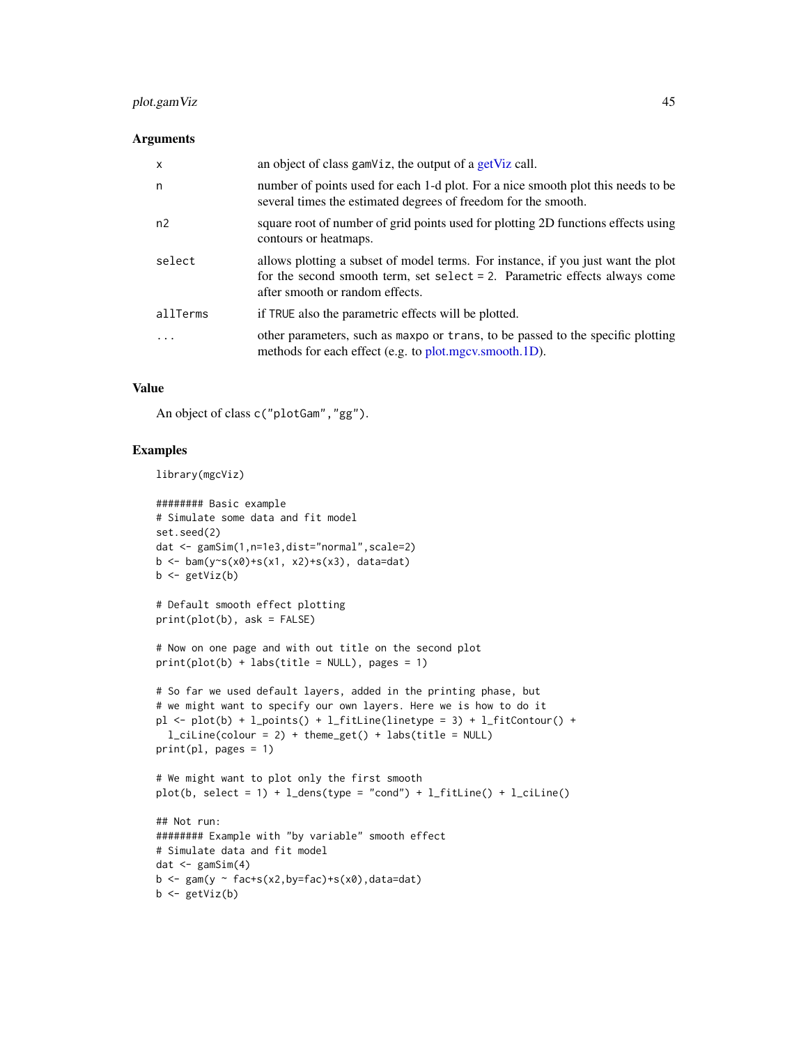### Arguments

| | |
|---|---|
| x | an object of class gamViz, the output of a getViz call. |
| n | number of points used for each 1-d plot. For a nice smooth plot this needs to be several times the estimated degrees of freedom for the smooth. |
| n2 | square root of number of grid points used for plotting 2D functions effects using contours or heatmaps. |
| select | allows plotting a subset of model terms. For instance, if you just want the plot for the second smooth term, set select = 2. Parametric effects always come after smooth or random effects. |
| allTerms | if TRUE also the parametric effects will be plotted. |
| ... | other parameters, such as maxpo or trans, to be passed to the specific plotting methods for each effect (e.g. to plot.mgcv.smooth.1D). |

### Value

An object of class c("plotGam","gg").

### Examples

```
library(mgcViz)

######## Basic example
# Simulate some data and fit model
set.seed(2)
dat <- gamSim(1,n=1e3,dist="normal",scale=2)
b <- bam(y~s(x0)+s(x1, x2)+s(x3), data=dat)
b <- getViz(b)

# Default smooth effect plotting
print(plot(b), ask = FALSE)

# Now on one page and with out title on the second plot
print(plot(b) + labs(title = NULL), pages = 1)

# So far we used default layers, added in the printing phase, but
# we might want to specify our own layers. Here we is how to do it
pl <- plot(b) + l_points() + l_fitLine(linetype = 3) + l_fitContour() +
  l_ciLine(colour = 2) + theme_get() + labs(title = NULL)
print(pl, pages = 1)

# We might want to plot only the first smooth
plot(b, select = 1) + l_dens(type = "cond") + l_fitLine() + l_ciLine()

## Not run:
######## Example with "by variable" smooth effect
# Simulate data and fit model
dat <- gamSim(4)
b <- gam(y ~ fac+s(x2,by=fac)+s(x0),data=dat)
b <- getViz(b)
```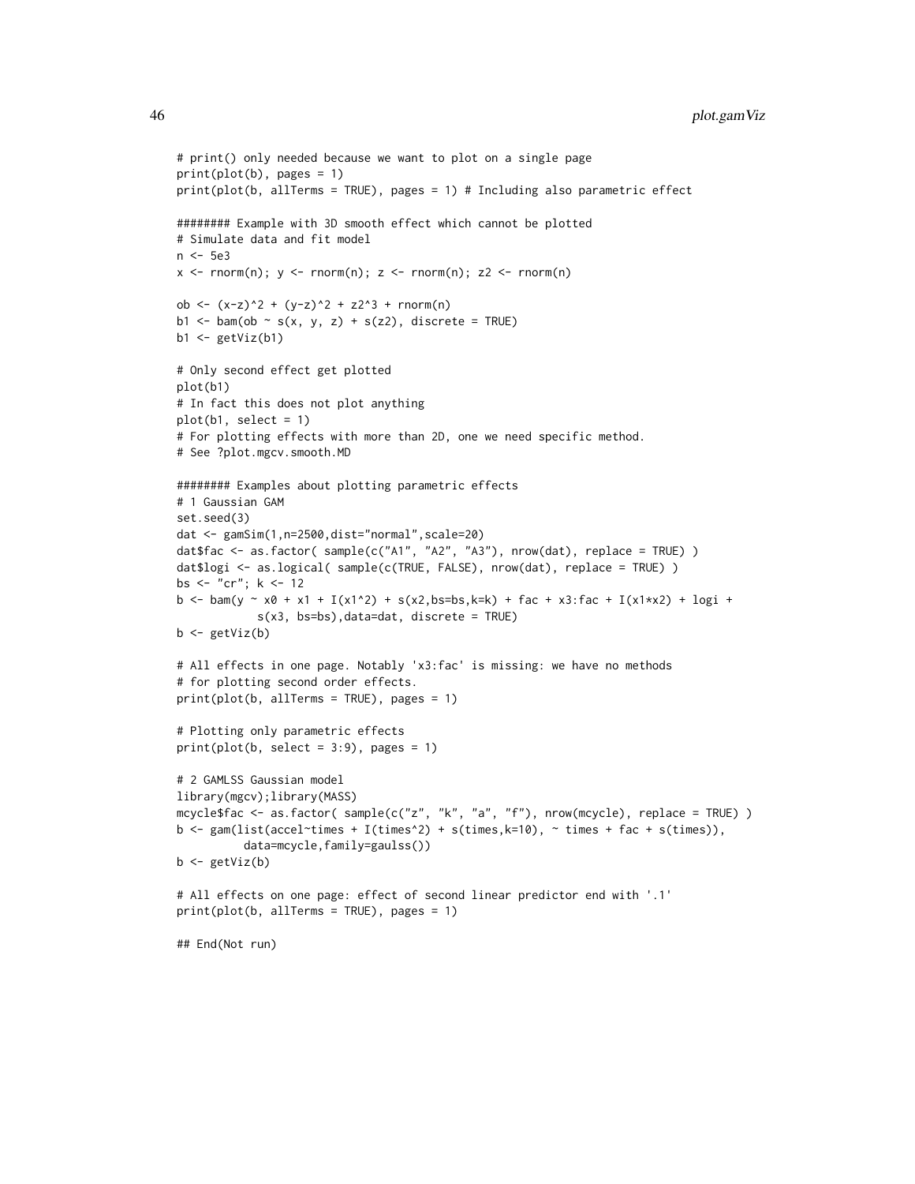```
# print() only needed because we want to plot on a single page
print(plot(b), pages = 1)
print(plot(b, allTerms = TRUE), pages = 1) # Including also parametric effect

######## Example with 3D smooth effect which cannot be plotted
# Simulate data and fit model
n <- 5e3
x <- rnorm(n); y <- rnorm(n); z <- rnorm(n); z2 <- rnorm(n)

ob <- (x-z)^2 + (y-z)^2 + z2^3 + rnorm(n)
b1 <- bam(ob ~ s(x, y, z) + s(z2), discrete = TRUE)
b1 <- getViz(b1)

# Only second effect get plotted
plot(b1)
# In fact this does not plot anything
plot(b1, select = 1)
# For plotting effects with more than 2D, one we need specific method.
# See ?plot.mgcv.smooth.MD

######## Examples about plotting parametric effects
# 1 Gaussian GAM
set.seed(3)
dat <- gamSim(1,n=2500,dist="normal",scale=20)
dat$fac <- as.factor( sample(c("A1", "A2", "A3"), nrow(dat), replace = TRUE) )
dat$logi <- as.logical( sample(c(TRUE, FALSE), nrow(dat), replace = TRUE) )
bs <- "cr"; k <- 12
b <- bam(y ~ x0 + x1 + I(x1^2) + s(x2,bs=bs,k=k) + fac + x3:fac + I(x1*x2) + logi +
           s(x3, bs=bs),data=dat, discrete = TRUE)
b <- getViz(b)

# All effects in one page. Notably 'x3:fac' is missing: we have no methods
# for plotting second order effects.
print(plot(b, allTerms = TRUE), pages = 1)

# Plotting only parametric effects
print(plot(b, select = 3:9), pages = 1)

# 2 GAMLSS Gaussian model
library(mgcv);library(MASS)
mcycle$fac <- as.factor( sample(c("z", "k", "a", "f"), nrow(mcycle), replace = TRUE) )
b <- gam(list(accel~times + I(times^2) + s(times,k=10), ~ times + fac + s(times)),
         data=mcycle,family=gaulss())
b <- getViz(b)

# All effects on one page: effect of second linear predictor end with '.1'
print(plot(b, allTerms = TRUE), pages = 1)

## End(Not run)
```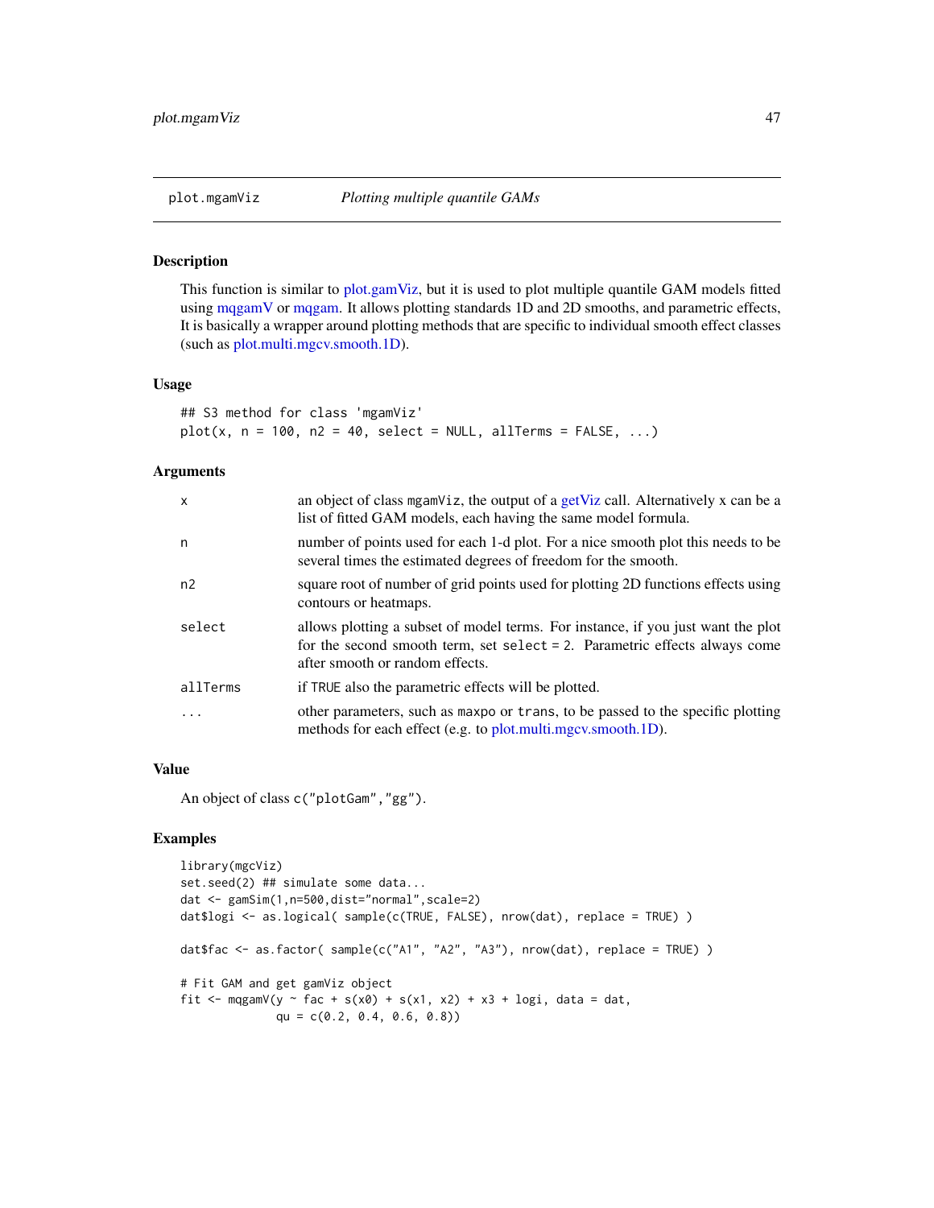plot.mgamViz *Plotting multiple quantile GAMs*

## Description

This function is similar to plot.gamViz, but it is used to plot multiple quantile GAM models fitted using mqgamV or mqgam. It allows plotting standards 1D and 2D smooths, and parametric effects, It is basically a wrapper around plotting methods that are specific to individual smooth effect classes (such as plot.multi.mgcv.smooth.1D).

## Usage

```
## S3 method for class 'mgamViz'
plot(x, n = 100, n2 = 40, select = NULL, allTerms = FALSE, ...)
```

## Arguments

| | |
|---|---|
| x | an object of class mgamViz, the output of a getViz call. Alternatively x can be a list of fitted GAM models, each having the same model formula. |
| n | number of points used for each 1-d plot. For a nice smooth plot this needs to be several times the estimated degrees of freedom for the smooth. |
| n2 | square root of number of grid points used for plotting 2D functions effects using contours or heatmaps. |
| select | allows plotting a subset of model terms. For instance, if you just want the plot for the second smooth term, set select = 2. Parametric effects always come after smooth or random effects. |
| allTerms | if TRUE also the parametric effects will be plotted. |
| ... | other parameters, such as maxpo or trans, to be passed to the specific plotting methods for each effect (e.g. to plot.multi.mgcv.smooth.1D). |

## Value

An object of class c("plotGam","gg").

## Examples

```
library(mgcViz)
set.seed(2) ## simulate some data...
dat <- gamSim(1,n=500,dist="normal",scale=2)
dat$logi <- as.logical( sample(c(TRUE, FALSE), nrow(dat), replace = TRUE) )

dat$fac <- as.factor( sample(c("A1", "A2", "A3"), nrow(dat), replace = TRUE) )

# Fit GAM and get gamViz object
fit <- mqgamV(y ~ fac + s(x0) + s(x1, x2) + x3 + logi, data = dat,
              qu = c(0.2, 0.4, 0.6, 0.8))
```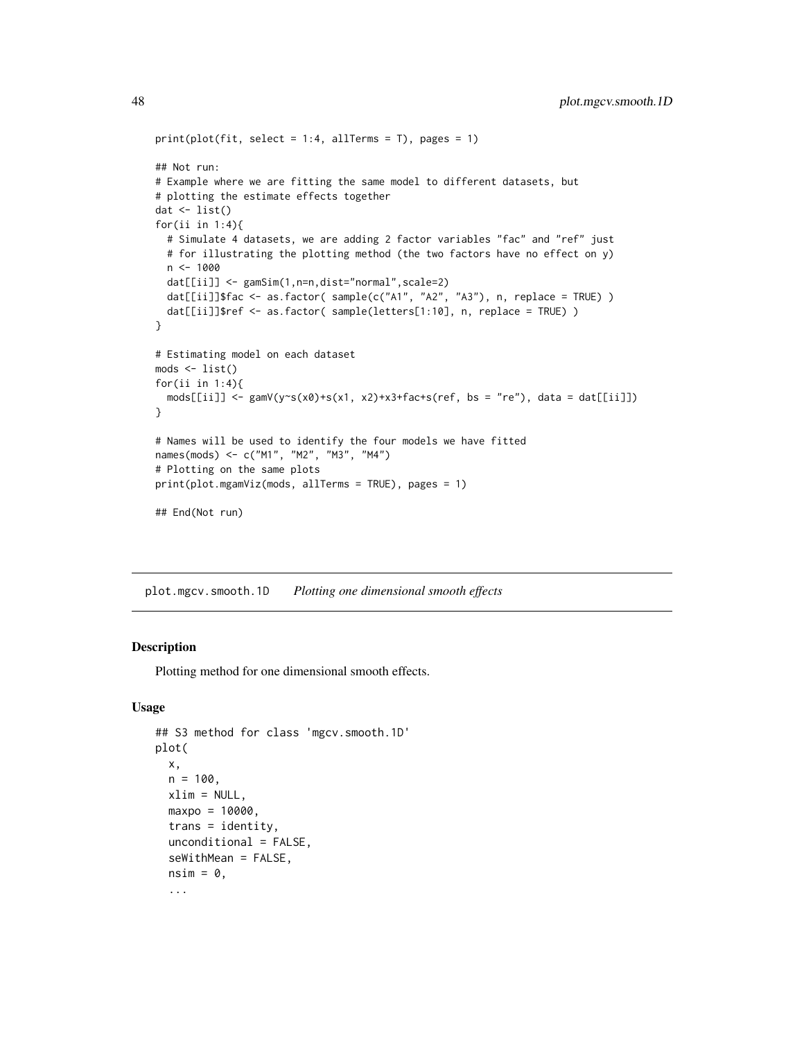```
print(plot(fit, select = 1:4, allTerms = T), pages = 1)

## Not run:
# Example where we are fitting the same model to different datasets, but
# plotting the estimate effects together
dat <- list()
for(ii in 1:4){
  # Simulate 4 datasets, we are adding 2 factor variables "fac" and "ref" just
  # for illustrating the plotting method (the two factors have no effect on y)
  n <- 1000
  dat[[ii]] <- gamSim(1,n=n,dist="normal",scale=2)
  dat[[ii]]$fac <- as.factor( sample(c("A1", "A2", "A3"), n, replace = TRUE) )
  dat[[ii]]$ref <- as.factor( sample(letters[1:10], n, replace = TRUE) )
}

# Estimating model on each dataset
mods <- list()
for(ii in 1:4){
  mods[[ii]] <- gamV(y~s(x0)+s(x1, x2)+x3+fac+s(ref, bs = "re"), data = dat[[ii]])
}

# Names will be used to identify the four models we have fitted
names(mods) <- c("M1", "M2", "M3", "M4")
# Plotting on the same plots
print(plot.mgamViz(mods, allTerms = TRUE), pages = 1)

## End(Not run)
```

## plot.mgcv.smooth.1D    *Plotting one dimensional smooth effects*

### Description

Plotting method for one dimensional smooth effects.

### Usage

```
## S3 method for class 'mgcv.smooth.1D'
plot(
  x,
  n = 100,
  xlim = NULL,
  maxpo = 10000,
  trans = identity,
  unconditional = FALSE,
  seWithMean = FALSE,
  nsim = 0,
  ...
```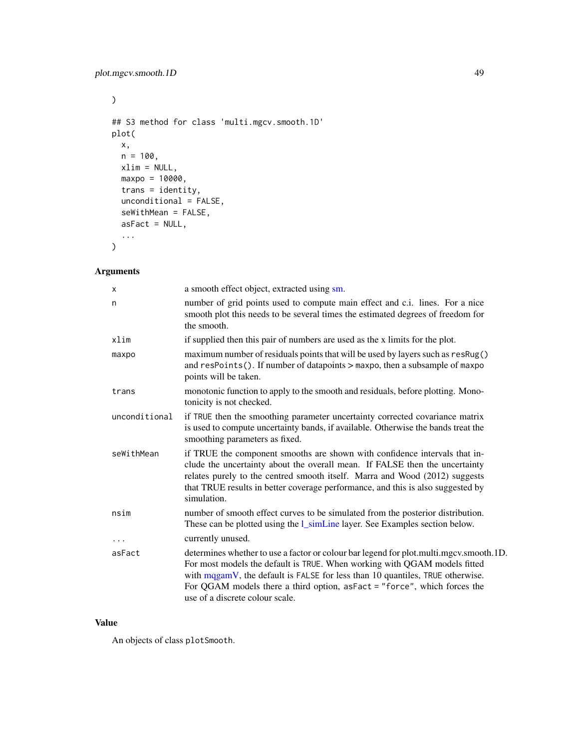```
)

## S3 method for class 'multi.mgcv.smooth.1D'
plot(
  x,
  n = 100,
  xlim = NULL,
  maxpo = 10000,
  trans = identity,
  unconditional = FALSE,
  seWithMean = FALSE,
  asFact = NULL,
  ...
)
```

## Arguments

| | |
|---|---|
| x | a smooth effect object, extracted using sm. |
| n | number of grid points used to compute main effect and c.i. lines. For a nice smooth plot this needs to be several times the estimated degrees of freedom for the smooth. |
| xlim | if supplied then this pair of numbers are used as the x limits for the plot. |
| maxpo | maximum number of residuals points that will be used by layers such as `resRug()` and `resPoints()`. If number of datapoints > `maxpo`, then a subsample of `maxpo` points will be taken. |
| trans | monotonic function to apply to the smooth and residuals, before plotting. Monotonicity is not checked. |
| unconditional | if `TRUE` then the smoothing parameter uncertainty corrected covariance matrix is used to compute uncertainty bands, if available. Otherwise the bands treat the smoothing parameters as fixed. |
| seWithMean | if TRUE the component smooths are shown with confidence intervals that include the uncertainty about the overall mean. If FALSE then the uncertainty relates purely to the centred smooth itself. Marra and Wood (2012) suggests that TRUE results in better coverage performance, and this is also suggested by simulation. |
| nsim | number of smooth effect curves to be simulated from the posterior distribution. These can be plotted using the l_simLine layer. See Examples section below. |
| ... | currently unused. |
| asFact | determines whether to use a factor or colour bar legend for plot.multi.mgcv.smooth.1D. For most models the default is `TRUE`. When working with QGAM models fitted with mqgamV, the default is `FALSE` for less than 10 quantiles, `TRUE` otherwise. For QGAM models there a third option, `asFact = "force"`, which forces the use of a discrete colour scale. |

## Value

An objects of class `plotSmooth`.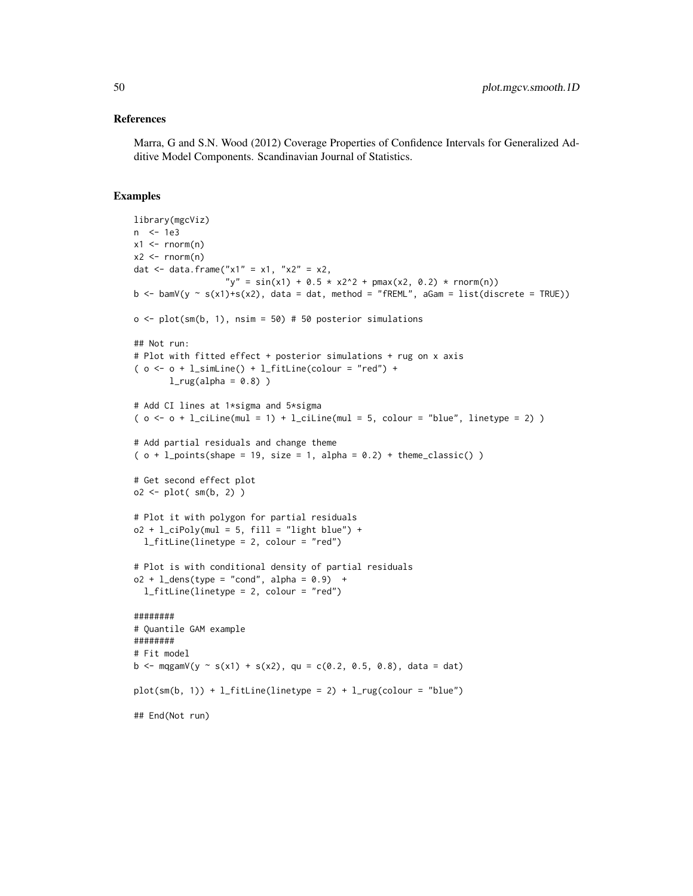## References

Marra, G and S.N. Wood (2012) Coverage Properties of Confidence Intervals for Generalized Additive Model Components. Scandinavian Journal of Statistics.

## Examples

```
library(mgcViz)
n  <- 1e3
x1 <- rnorm(n)
x2 <- rnorm(n)
dat <- data.frame("x1" = x1, "x2" = x2,
                  "y" = sin(x1) + 0.5 * x2^2 + pmax(x2, 0.2) * rnorm(n))
b <- bamV(y ~ s(x1)+s(x2), data = dat, method = "fREML", aGam = list(discrete = TRUE))

o <- plot(sm(b, 1), nsim = 50) # 50 posterior simulations

## Not run:
# Plot with fitted effect + posterior simulations + rug on x axis
( o <- o + l_simLine() + l_fitLine(colour = "red") +
       l_rug(alpha = 0.8) )

# Add CI lines at 1*sigma and 5*sigma
( o <- o + l_ciLine(mul = 1) + l_ciLine(mul = 5, colour = "blue", linetype = 2) )

# Add partial residuals and change theme
( o + l_points(shape = 19, size = 1, alpha = 0.2) + theme_classic() )

# Get second effect plot
o2 <- plot( sm(b, 2) )

# Plot it with polygon for partial residuals
o2 + l_ciPoly(mul = 5, fill = "light blue") +
  l_fitLine(linetype = 2, colour = "red")

# Plot is with conditional density of partial residuals
o2 + l_dens(type = "cond", alpha = 0.9)  +
  l_fitLine(linetype = 2, colour = "red")

########
# Quantile GAM example
########
# Fit model
b <- mqgamV(y ~ s(x1) + s(x2), qu = c(0.2, 0.5, 0.8), data = dat)

plot(sm(b, 1)) + l_fitLine(linetype = 2) + l_rug(colour = "blue")

## End(Not run)
```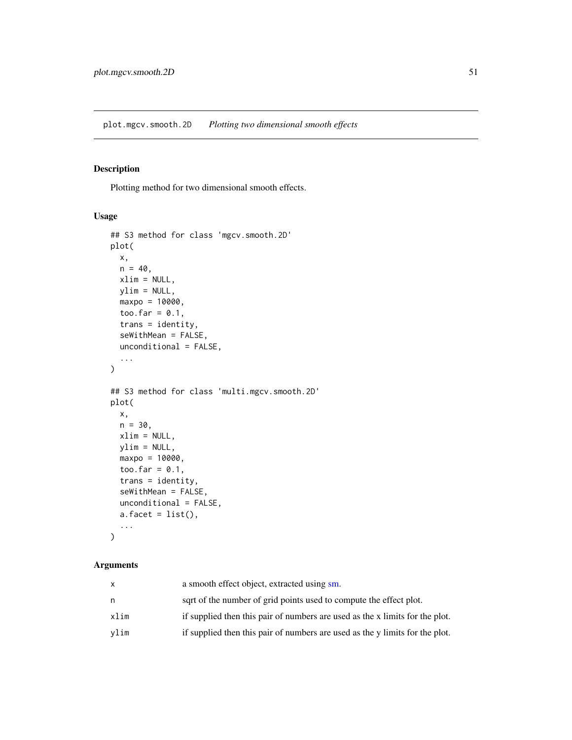## plot.mgcv.smooth.2D *Plotting two dimensional smooth effects*

### Description

Plotting method for two dimensional smooth effects.

### Usage

```
## S3 method for class 'mgcv.smooth.2D'
plot(
  x,
  n = 40,
  xlim = NULL,
  ylim = NULL,
  maxpo = 10000,
  too.far = 0.1,
  trans = identity,
  seWithMean = FALSE,
  unconditional = FALSE,
  ...
)

## S3 method for class 'multi.mgcv.smooth.2D'
plot(
  x,
  n = 30,
  xlim = NULL,
  ylim = NULL,
  maxpo = 10000,
  too.far = 0.1,
  trans = identity,
  seWithMean = FALSE,
  unconditional = FALSE,
  a.facet = list(),
  ...
)
```

### Arguments

| | |
|---|---|
| x | a smooth effect object, extracted using sm. |
| n | sqrt of the number of grid points used to compute the effect plot. |
| xlim | if supplied then this pair of numbers are used as the x limits for the plot. |
| ylim | if supplied then this pair of numbers are used as the y limits for the plot. |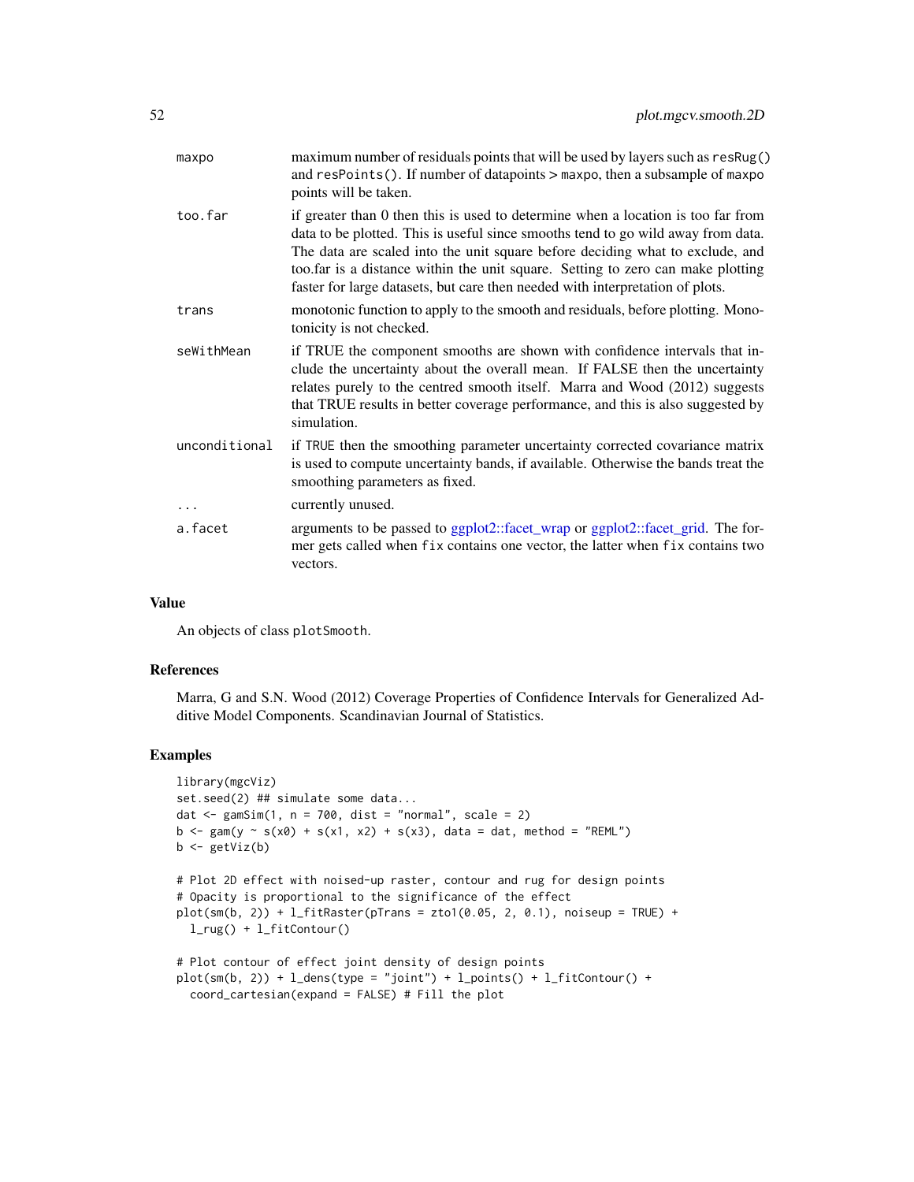| | |
|---|---|
| maxpo | maximum number of residuals points that will be used by layers such as resRug() and resPoints(). If number of datapoints > maxpo, then a subsample of maxpo points will be taken. |
| too.far | if greater than 0 then this is used to determine when a location is too far from data to be plotted. This is useful since smooths tend to go wild away from data. The data are scaled into the unit square before deciding what to exclude, and too.far is a distance within the unit square. Setting to zero can make plotting faster for large datasets, but care then needed with interpretation of plots. |
| trans | monotonic function to apply to the smooth and residuals, before plotting. Monotonicity is not checked. |
| seWithMean | if TRUE the component smooths are shown with confidence intervals that include the uncertainty about the overall mean. If FALSE then the uncertainty relates purely to the centred smooth itself. Marra and Wood (2012) suggests that TRUE results in better coverage performance, and this is also suggested by simulation. |
| unconditional | if TRUE then the smoothing parameter uncertainty corrected covariance matrix is used to compute uncertainty bands, if available. Otherwise the bands treat the smoothing parameters as fixed. |
| ... | currently unused. |
| a.facet | arguments to be passed to ggplot2::facet_wrap or ggplot2::facet_grid. The former gets called when fix contains one vector, the latter when fix contains two vectors. |

## Value

An objects of class plotSmooth.

## References

Marra, G and S.N. Wood (2012) Coverage Properties of Confidence Intervals for Generalized Additive Model Components. Scandinavian Journal of Statistics.

## Examples

```
library(mgcViz)
set.seed(2) ## simulate some data...
dat <- gamSim(1, n = 700, dist = "normal", scale = 2)
b <- gam(y ~ s(x0) + s(x1, x2) + s(x3), data = dat, method = "REML")
b <- getViz(b)

# Plot 2D effect with noised-up raster, contour and rug for design points
# Opacity is proportional to the significance of the effect
plot(sm(b, 2)) + l_fitRaster(pTrans = zto1(0.05, 2, 0.1), noiseup = TRUE) +
  l_rug() + l_fitContour()

# Plot contour of effect joint density of design points
plot(sm(b, 2)) + l_dens(type = "joint") + l_points() + l_fitContour() +
  coord_cartesian(expand = FALSE) # Fill the plot
```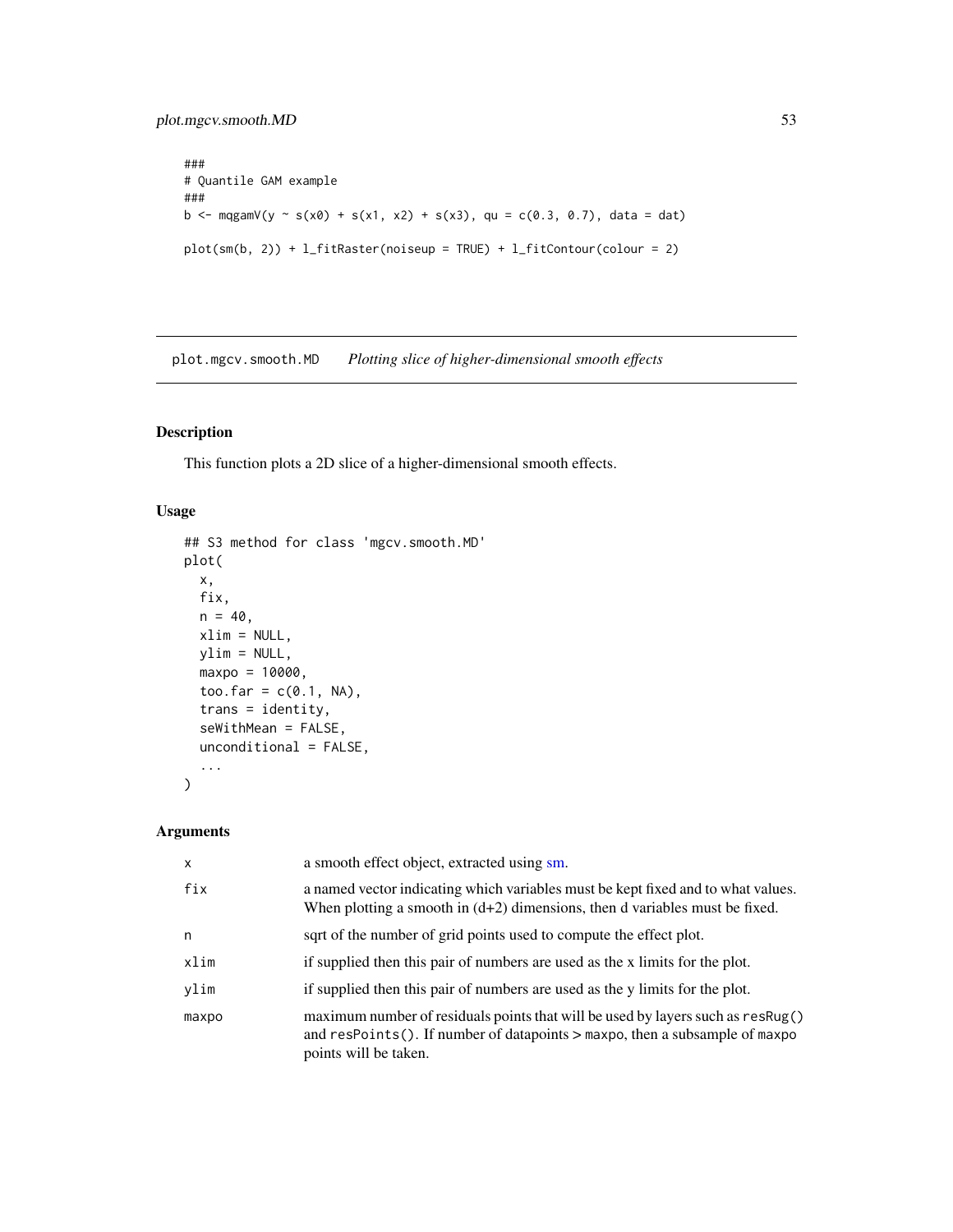```
###
# Quantile GAM example
###
b <- mqgamV(y ~ s(x0) + s(x1, x2) + s(x3), qu = c(0.3, 0.7), data = dat)

plot(sm(b, 2)) + l_fitRaster(noiseup = TRUE) + l_fitContour(colour = 2)
```

---

## plot.mgcv.smooth.MD *Plotting slice of higher-dimensional smooth effects*

---

### Description

This function plots a 2D slice of a higher-dimensional smooth effects.

### Usage

```
## S3 method for class 'mgcv.smooth.MD'
plot(
  x,
  fix,
  n = 40,
  xlim = NULL,
  ylim = NULL,
  maxpo = 10000,
  too.far = c(0.1, NA),
  trans = identity,
  seWithMean = FALSE,
  unconditional = FALSE,
  ...
)
```

### Arguments

| | |
|---|---|
| `x` | a smooth effect object, extracted using sm. |
| `fix` | a named vector indicating which variables must be kept fixed and to what values. When plotting a smooth in (d+2) dimensions, then d variables must be fixed. |
| `n` | sqrt of the number of grid points used to compute the effect plot. |
| `xlim` | if supplied then this pair of numbers are used as the x limits for the plot. |
| `ylim` | if supplied then this pair of numbers are used as the y limits for the plot. |
| `maxpo` | maximum number of residuals points that will be used by layers such as `resRug()` and `resPoints()`. If number of datapoints > `maxpo`, then a subsample of `maxpo` points will be taken. |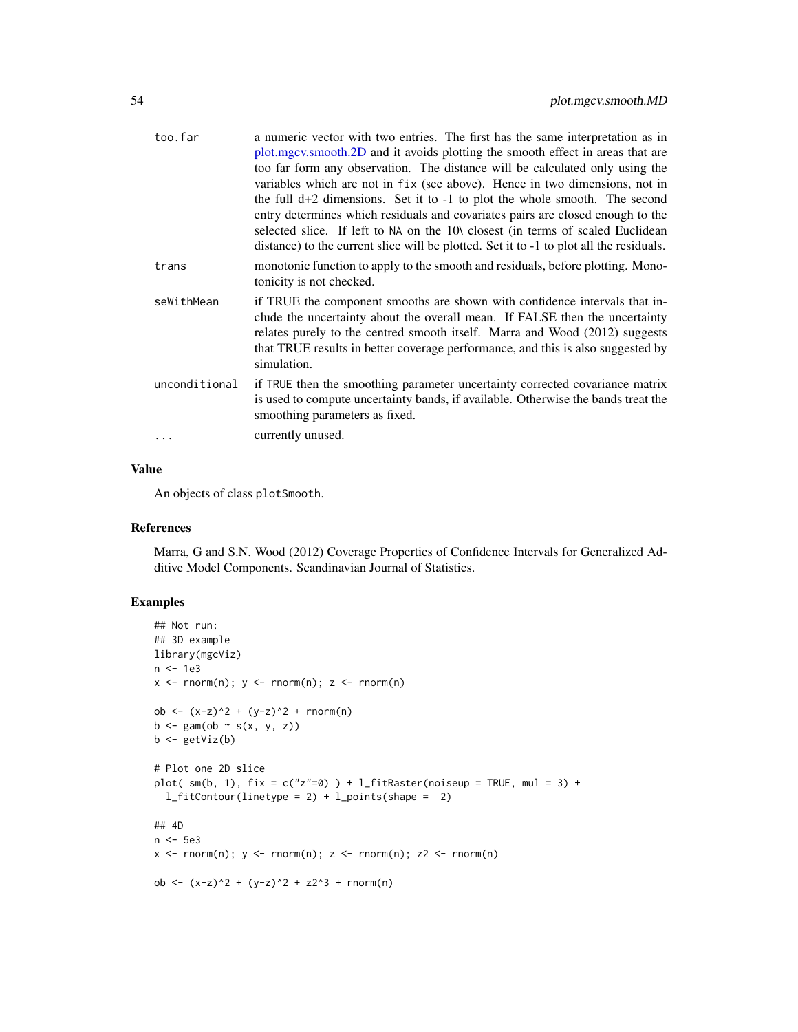| | |
|---|---|
| too.far | a numeric vector with two entries. The first has the same interpretation as in plot.mgcv.smooth.2D and it avoids plotting the smooth effect in areas that are too far form any observation. The distance will be calculated only using the variables which are not in fix (see above). Hence in two dimensions, not in the full d+2 dimensions. Set it to -1 to plot the whole smooth. The second entry determines which residuals and covariates pairs are closed enough to the selected slice. If left to NA on the 10\ closest (in terms of scaled Euclidean distance) to the current slice will be plotted. Set it to -1 to plot all the residuals. |
| trans | monotonic function to apply to the smooth and residuals, before plotting. Monotonicity is not checked. |
| seWithMean | if TRUE the component smooths are shown with confidence intervals that include the uncertainty about the overall mean. If FALSE then the uncertainty relates purely to the centred smooth itself. Marra and Wood (2012) suggests that TRUE results in better coverage performance, and this is also suggested by simulation. |
| unconditional | if TRUE then the smoothing parameter uncertainty corrected covariance matrix is used to compute uncertainty bands, if available. Otherwise the bands treat the smoothing parameters as fixed. |
| ... | currently unused. |

## Value

An objects of class plotSmooth.

## References

Marra, G and S.N. Wood (2012) Coverage Properties of Confidence Intervals for Generalized Additive Model Components. Scandinavian Journal of Statistics.

## Examples

```
## Not run:
## 3D example
library(mgcViz)
n <- 1e3
x <- rnorm(n); y <- rnorm(n); z <- rnorm(n)

ob <- (x-z)^2 + (y-z)^2 + rnorm(n)
b <- gam(ob ~ s(x, y, z))
b <- getViz(b)

# Plot one 2D slice
plot( sm(b, 1), fix = c("z"=0) ) + l_fitRaster(noiseup = TRUE, mul = 3) +
  l_fitContour(linetype = 2) + l_points(shape =  2)

## 4D
n <- 5e3
x <- rnorm(n); y <- rnorm(n); z <- rnorm(n); z2 <- rnorm(n)

ob <- (x-z)^2 + (y-z)^2 + z2^3 + rnorm(n)
```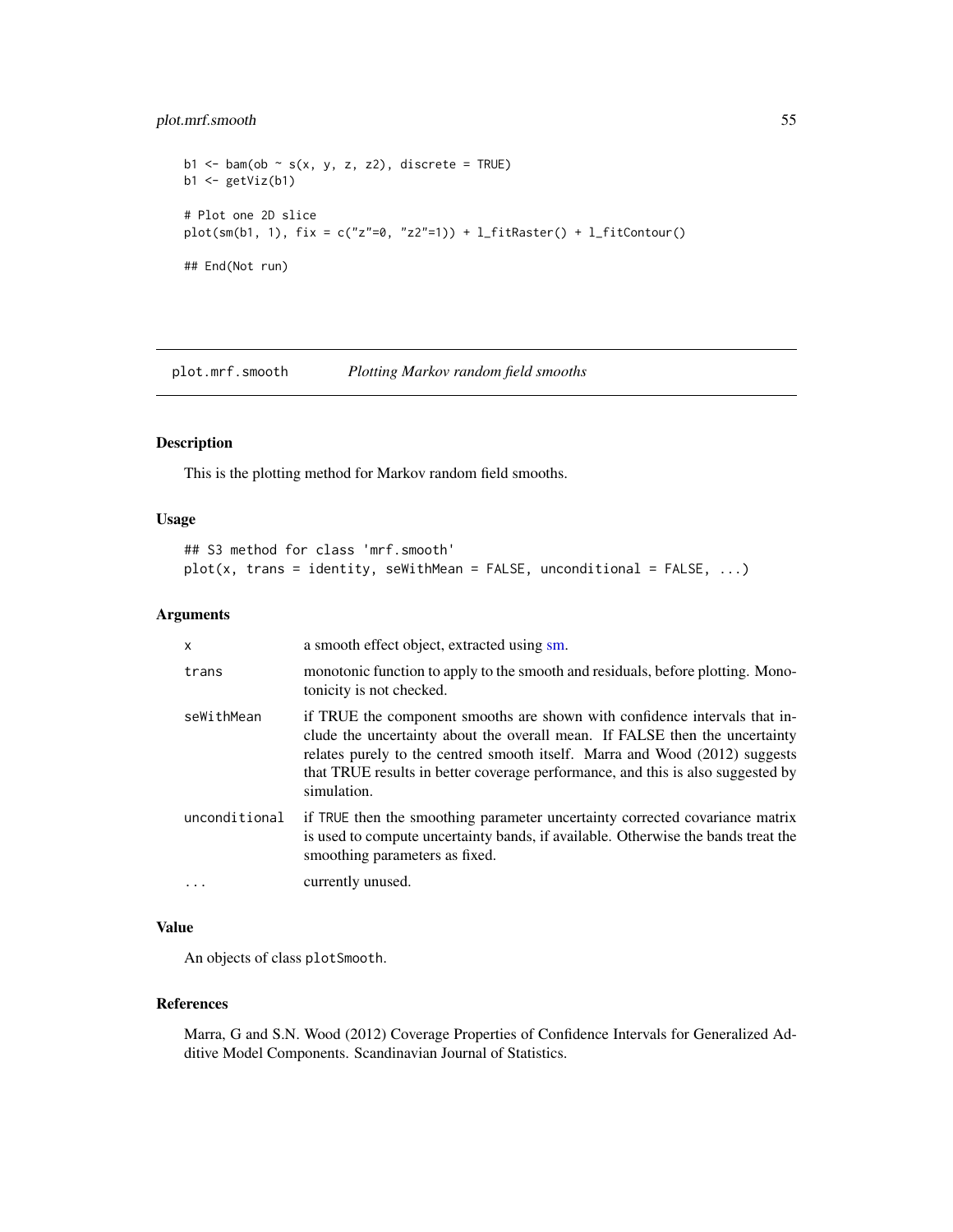```
b1 <- bam(ob ~ s(x, y, z, z2), discrete = TRUE)
b1 <- getViz(b1)

# Plot one 2D slice
plot(sm(b1, 1), fix = c("z"=0, "z2"=1)) + l_fitRaster() + l_fitContour()

## End(Not run)
```

## plot.mrf.smooth — *Plotting Markov random field smooths*

### Description

This is the plotting method for Markov random field smooths.

### Usage

```
## S3 method for class 'mrf.smooth'
plot(x, trans = identity, seWithMean = FALSE, unconditional = FALSE, ...)
```

### Arguments

| | |
|---|---|
| `x` | a smooth effect object, extracted using sm. |
| `trans` | monotonic function to apply to the smooth and residuals, before plotting. Monotonicity is not checked. |
| `seWithMean` | if TRUE the component smooths are shown with confidence intervals that include the uncertainty about the overall mean. If FALSE then the uncertainty relates purely to the centred smooth itself. Marra and Wood (2012) suggests that TRUE results in better coverage performance, and this is also suggested by simulation. |
| `unconditional` | if `TRUE` then the smoothing parameter uncertainty corrected covariance matrix is used to compute uncertainty bands, if available. Otherwise the bands treat the smoothing parameters as fixed. |
| `...` | currently unused. |

### Value

An objects of class `plotSmooth`.

### References

Marra, G and S.N. Wood (2012) Coverage Properties of Confidence Intervals for Generalized Additive Model Components. Scandinavian Journal of Statistics.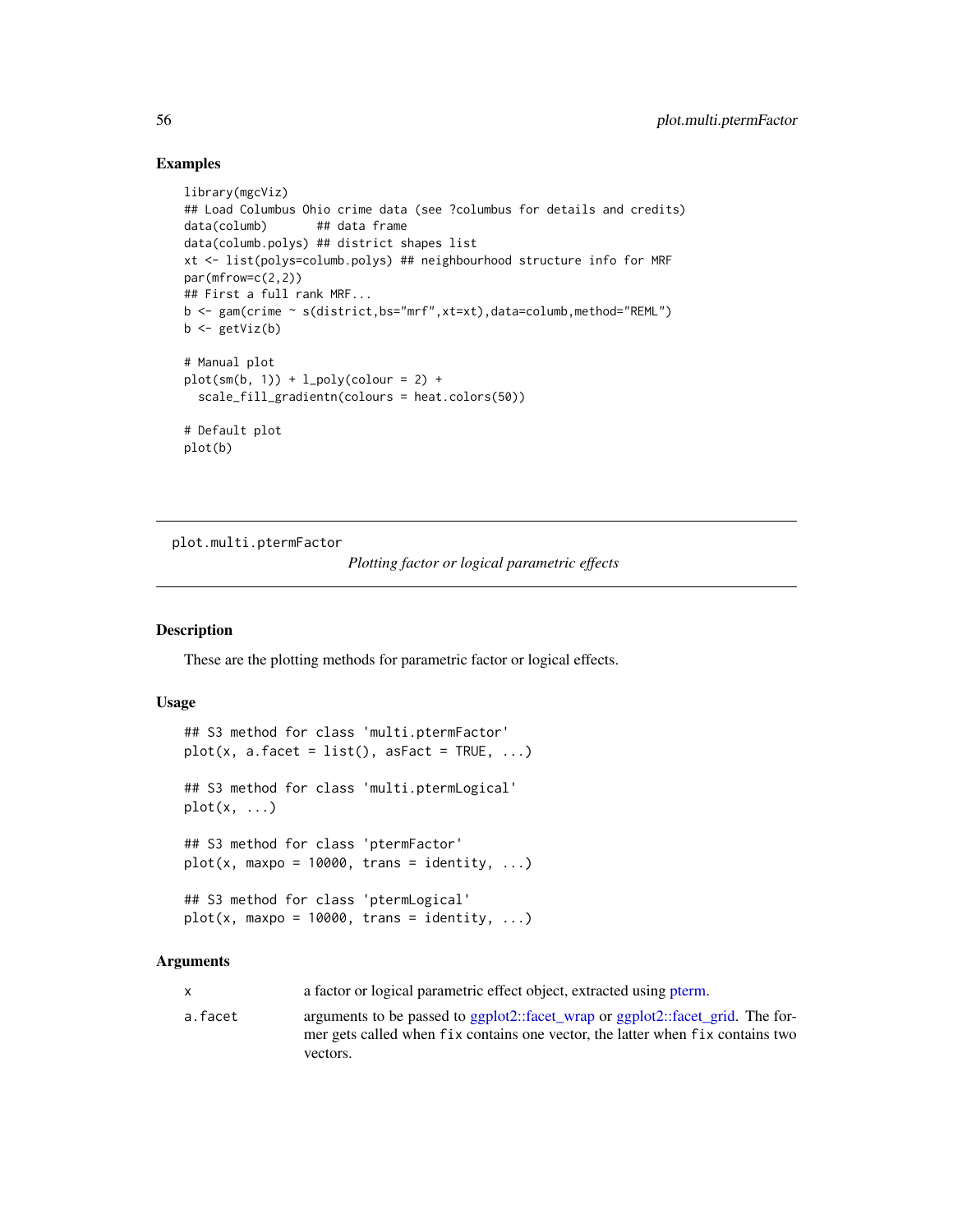### Examples

```
library(mgcViz)
## Load Columbus Ohio crime data (see ?columbus for details and credits)
data(columb)       ## data frame
data(columb.polys) ## district shapes list
xt <- list(polys=columb.polys) ## neighbourhood structure info for MRF
par(mfrow=c(2,2))
## First a full rank MRF...
b <- gam(crime ~ s(district,bs="mrf",xt=xt),data=columb,method="REML")
b <- getViz(b)

# Manual plot
plot(sm(b, 1)) + l_poly(colour = 2) +
  scale_fill_gradientn(colours = heat.colors(50))

# Default plot
plot(b)
```

---

## plot.multi.ptermFactor

*Plotting factor or logical parametric effects*

---

### Description

These are the plotting methods for parametric factor or logical effects.

### Usage

```
## S3 method for class 'multi.ptermFactor'
plot(x, a.facet = list(), asFact = TRUE, ...)

## S3 method for class 'multi.ptermLogical'
plot(x, ...)

## S3 method for class 'ptermFactor'
plot(x, maxpo = 10000, trans = identity, ...)

## S3 method for class 'ptermLogical'
plot(x, maxpo = 10000, trans = identity, ...)
```

### Arguments

| | |
|---|---|
| x | a factor or logical parametric effect object, extracted using pterm. |
| a.facet | arguments to be passed to ggplot2::facet_wrap or ggplot2::facet_grid. The former gets called when fix contains one vector, the latter when fix contains two vectors. |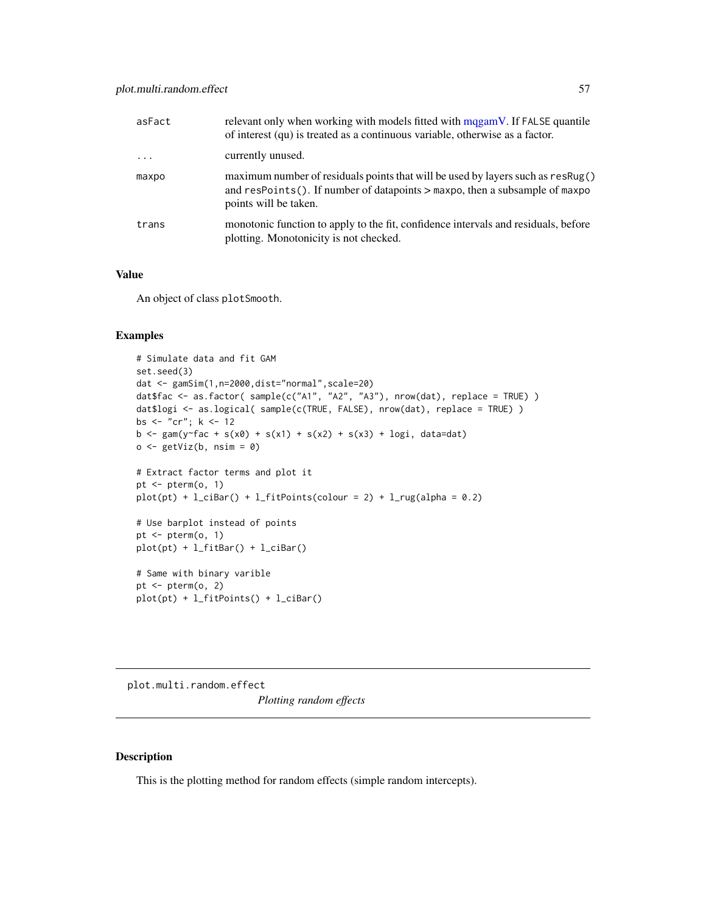| | |
|---|---|
| asFact | relevant only when working with models fitted with mqgamV. If FALSE quantile of interest (qu) is treated as a continuous variable, otherwise as a factor. |
| ... | currently unused. |
| maxpo | maximum number of residuals points that will be used by layers such as resRug() and resPoints(). If number of datapoints > maxpo, then a subsample of maxpo points will be taken. |
| trans | monotonic function to apply to the fit, confidence intervals and residuals, before plotting. Monotonicity is not checked. |

## Value

An object of class plotSmooth.

## Examples

```
# Simulate data and fit GAM
set.seed(3)
dat <- gamSim(1,n=2000,dist="normal",scale=20)
dat$fac <- as.factor( sample(c("A1", "A2", "A3"), nrow(dat), replace = TRUE) )
dat$logi <- as.logical( sample(c(TRUE, FALSE), nrow(dat), replace = TRUE) )
bs <- "cr"; k <- 12
b <- gam(y~fac + s(x0) + s(x1) + s(x2) + s(x3) + logi, data=dat)
o <- getViz(b, nsim = 0)

# Extract factor terms and plot it
pt <- pterm(o, 1)
plot(pt) + l_ciBar() + l_fitPoints(colour = 2) + l_rug(alpha = 0.2)

# Use barplot instead of points
pt <- pterm(o, 1)
plot(pt) + l_fitBar() + l_ciBar()

# Same with binary varible
pt <- pterm(o, 2)
plot(pt) + l_fitPoints() + l_ciBar()
```

---

# plot.multi.random.effect    *Plotting random effects*

---

## Description

This is the plotting method for random effects (simple random intercepts).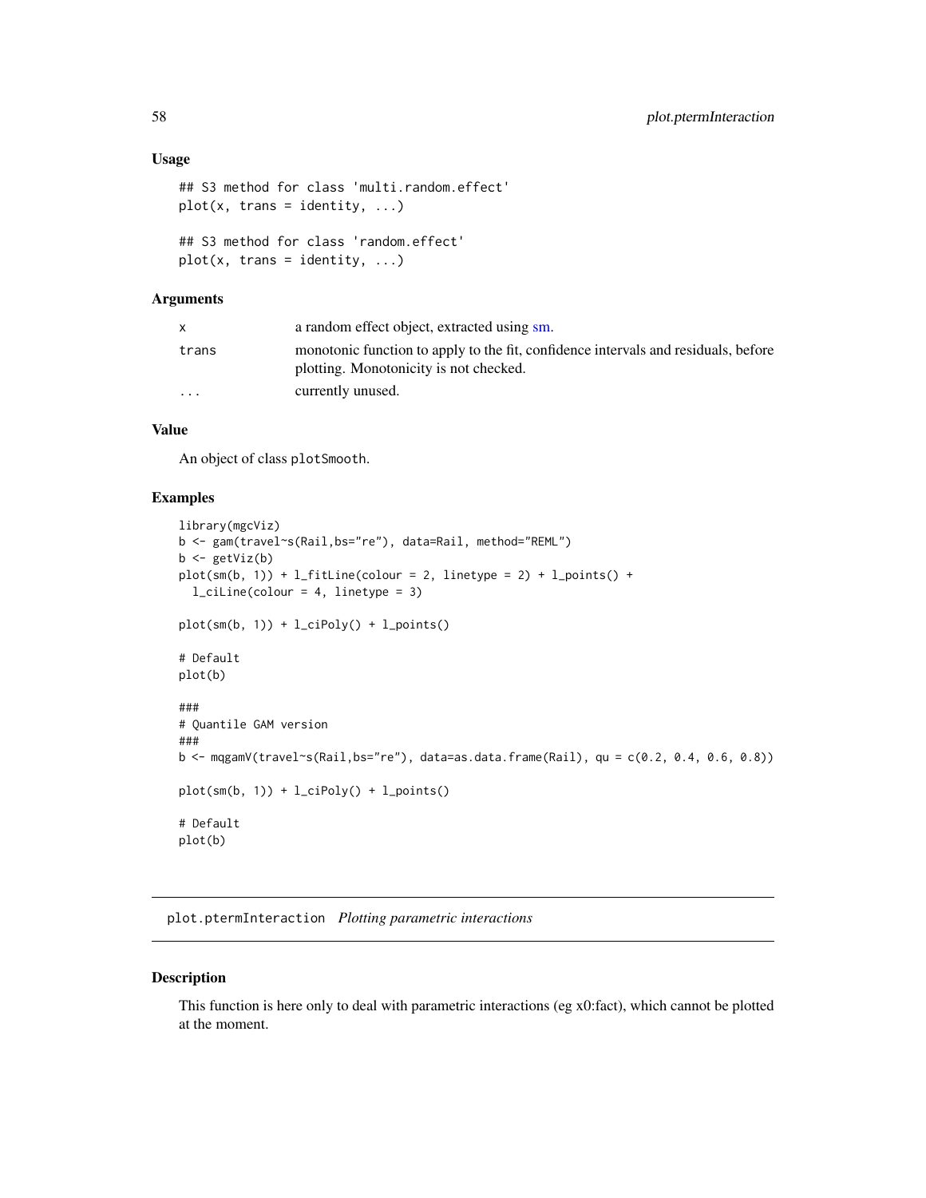### Usage

```
## S3 method for class 'multi.random.effect'
plot(x, trans = identity, ...)

## S3 method for class 'random.effect'
plot(x, trans = identity, ...)
```

### Arguments

| | |
|---|---|
| x | a random effect object, extracted using sm. |
| trans | monotonic function to apply to the fit, confidence intervals and residuals, before plotting. Monotonicity is not checked. |
| ... | currently unused. |

### Value

An object of class `plotSmooth`.

### Examples

```
library(mgcViz)
b <- gam(travel~s(Rail,bs="re"), data=Rail, method="REML")
b <- getViz(b)
plot(sm(b, 1)) + l_fitLine(colour = 2, linetype = 2) + l_points() +
  l_ciLine(colour = 4, linetype = 3)

plot(sm(b, 1)) + l_ciPoly() + l_points()

# Default
plot(b)

###
# Quantile GAM version
###
b <- mqgamV(travel~s(Rail,bs="re"), data=as.data.frame(Rail), qu = c(0.2, 0.4, 0.6, 0.8))

plot(sm(b, 1)) + l_ciPoly() + l_points()

# Default
plot(b)
```

---

## plot.ptermInteraction    *Plotting parametric interactions*

---

### Description

This function is here only to deal with parametric interactions (eg x0:fact), which cannot be plotted at the moment.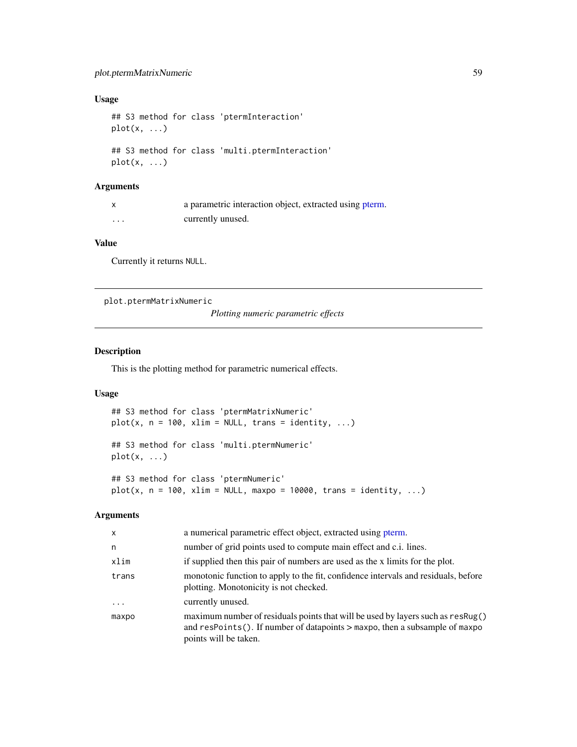## Usage

```
## S3 method for class 'ptermInteraction'
plot(x, ...)

## S3 method for class 'multi.ptermInteraction'
plot(x, ...)
```

## Arguments

| | |
|---|---|
| `x` | a parametric interaction object, extracted using pterm. |
| `...` | currently unused. |

## Value

Currently it returns `NULL`.

---

# plot.ptermMatrixNumeric

*Plotting numeric parametric effects*

## Description

This is the plotting method for parametric numerical effects.

## Usage

```
## S3 method for class 'ptermMatrixNumeric'
plot(x, n = 100, xlim = NULL, trans = identity, ...)

## S3 method for class 'multi.ptermNumeric'
plot(x, ...)

## S3 method for class 'ptermNumeric'
plot(x, n = 100, xlim = NULL, maxpo = 10000, trans = identity, ...)
```

## Arguments

| | |
|---|---|
| `x` | a numerical parametric effect object, extracted using pterm. |
| `n` | number of grid points used to compute main effect and c.i. lines. |
| `xlim` | if supplied then this pair of numbers are used as the x limits for the plot. |
| `trans` | monotonic function to apply to the fit, confidence intervals and residuals, before plotting. Monotonicity is not checked. |
| `...` | currently unused. |
| `maxpo` | maximum number of residuals points that will be used by layers such as `resRug()` and `resPoints()`. If number of datapoints > `maxpo`, then a subsample of `maxpo` points will be taken. |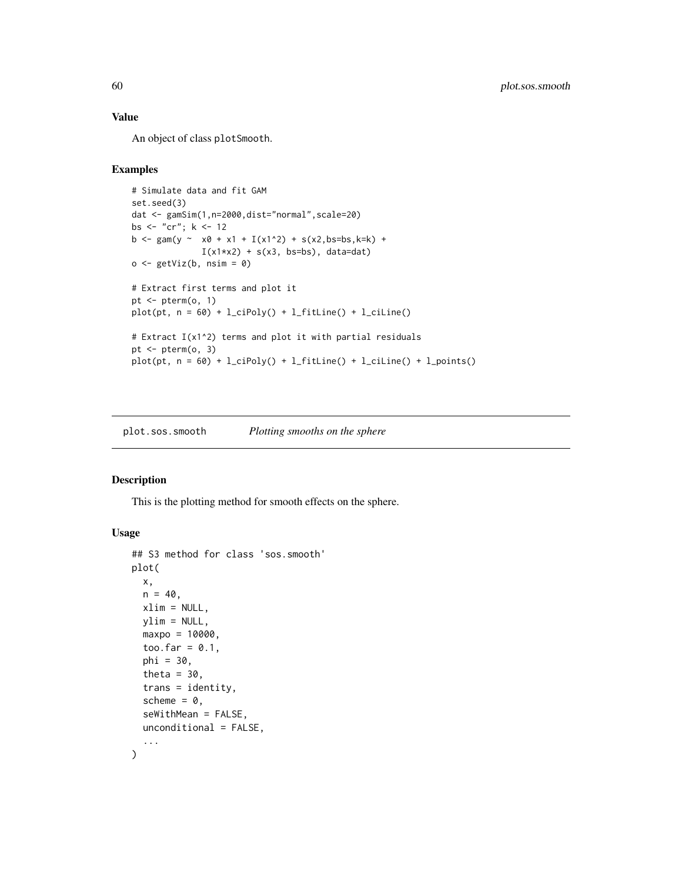## Value

An object of class plotSmooth.

## Examples

```
# Simulate data and fit GAM
set.seed(3)
dat <- gamSim(1,n=2000,dist="normal",scale=20)
bs <- "cr"; k <- 12
b <- gam(y ~  x0 + x1 + I(x1^2) + s(x2,bs=bs,k=k) +
             I(x1*x2) + s(x3, bs=bs), data=dat)
o <- getViz(b, nsim = 0)

# Extract first terms and plot it
pt <- pterm(o, 1)
plot(pt, n = 60) + l_ciPoly() + l_fitLine() + l_ciLine()

# Extract I(x1^2) terms and plot it with partial residuals
pt <- pterm(o, 3)
plot(pt, n = 60) + l_ciPoly() + l_fitLine() + l_ciLine() + l_points()
```

---

plot.sos.smooth &nbsp;&nbsp;&nbsp; *Plotting smooths on the sphere*

---

## Description

This is the plotting method for smooth effects on the sphere.

## Usage

```
## S3 method for class 'sos.smooth'
plot(
  x,
  n = 40,
  xlim = NULL,
  ylim = NULL,
  maxpo = 10000,
  too.far = 0.1,
  phi = 30,
  theta = 30,
  trans = identity,
  scheme = 0,
  seWithMean = FALSE,
  unconditional = FALSE,
  ...
)
```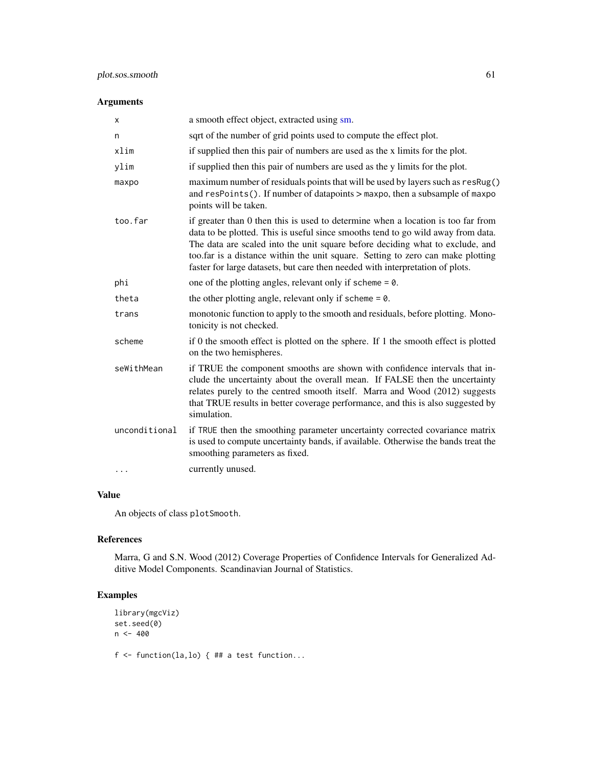## Arguments

| | |
|---|---|
| x | a smooth effect object, extracted using sm. |
| n | sqrt of the number of grid points used to compute the effect plot. |
| xlim | if supplied then this pair of numbers are used as the x limits for the plot. |
| ylim | if supplied then this pair of numbers are used as the y limits for the plot. |
| maxpo | maximum number of residuals points that will be used by layers such as `resRug()` and `resPoints()`. If number of datapoints > `maxpo`, then a subsample of `maxpo` points will be taken. |
| too.far | if greater than 0 then this is used to determine when a location is too far from data to be plotted. This is useful since smooths tend to go wild away from data. The data are scaled into the unit square before deciding what to exclude, and too.far is a distance within the unit square. Setting to zero can make plotting faster for large datasets, but care then needed with interpretation of plots. |
| phi | one of the plotting angles, relevant only if `scheme = 0`. |
| theta | the other plotting angle, relevant only if `scheme = 0`. |
| trans | monotonic function to apply to the smooth and residuals, before plotting. Monotonicity is not checked. |
| scheme | if 0 the smooth effect is plotted on the sphere. If 1 the smooth effect is plotted on the two hemispheres. |
| seWithMean | if TRUE the component smooths are shown with confidence intervals that include the uncertainty about the overall mean. If FALSE then the uncertainty relates purely to the centred smooth itself. Marra and Wood (2012) suggests that TRUE results in better coverage performance, and this is also suggested by simulation. |
| unconditional | if `TRUE` then the smoothing parameter uncertainty corrected covariance matrix is used to compute uncertainty bands, if available. Otherwise the bands treat the smoothing parameters as fixed. |
| ... | currently unused. |

## Value

An objects of class `plotSmooth`.

## References

Marra, G and S.N. Wood (2012) Coverage Properties of Confidence Intervals for Generalized Additive Model Components. Scandinavian Journal of Statistics.

## Examples

```
library(mgcViz)
set.seed(0)
n <- 400

f <- function(la,lo) { ## a test function...
```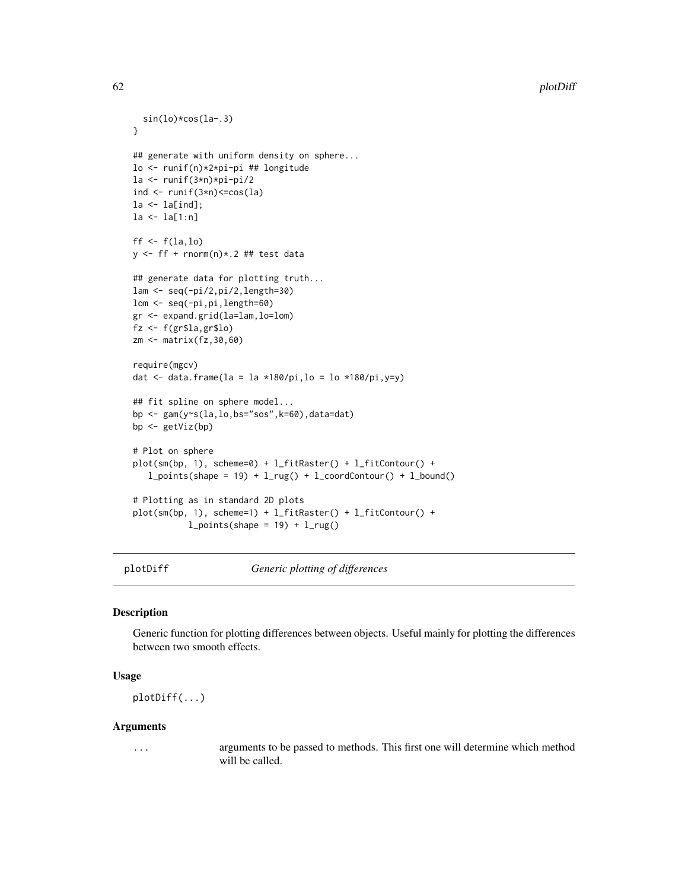```
  sin(lo)*cos(la-.3)
}

## generate with uniform density on sphere...
lo <- runif(n)*2*pi-pi ## longitude
la <- runif(3*n)*pi-pi/2
ind <- runif(3*n)<=cos(la)
la <- la[ind];
la <- la[1:n]

ff <- f(la,lo)
y <- ff + rnorm(n)*.2 ## test data

## generate data for plotting truth...
lam <- seq(-pi/2,pi/2,length=30)
lom <- seq(-pi,pi,length=60)
gr <- expand.grid(la=lam,lo=lom)
fz <- f(gr$la,gr$lo)
zm <- matrix(fz,30,60)

require(mgcv)
dat <- data.frame(la = la *180/pi,lo = lo *180/pi,y=y)

## fit spline on sphere model...
bp <- gam(y~s(la,lo,bs="sos",k=60),data=dat)
bp <- getViz(bp)

# Plot on sphere
plot(sm(bp, 1), scheme=0) + l_fitRaster() + l_fitContour() +
   l_points(shape = 19) + l_rug() + l_coordContour() + l_bound()

# Plotting as in standard 2D plots
plot(sm(bp, 1), scheme=1) + l_fitRaster() + l_fitContour() +
          l_points(shape = 19) + l_rug()
```

## plotDiff *Generic plotting of differences*

### Description

Generic function for plotting differences between objects. Useful mainly for plotting the differences between two smooth effects.

### Usage

```
plotDiff(...)
```

### Arguments

| | |
|---|---|
| ... | arguments to be passed to methods. This first one will determine which method will be called. |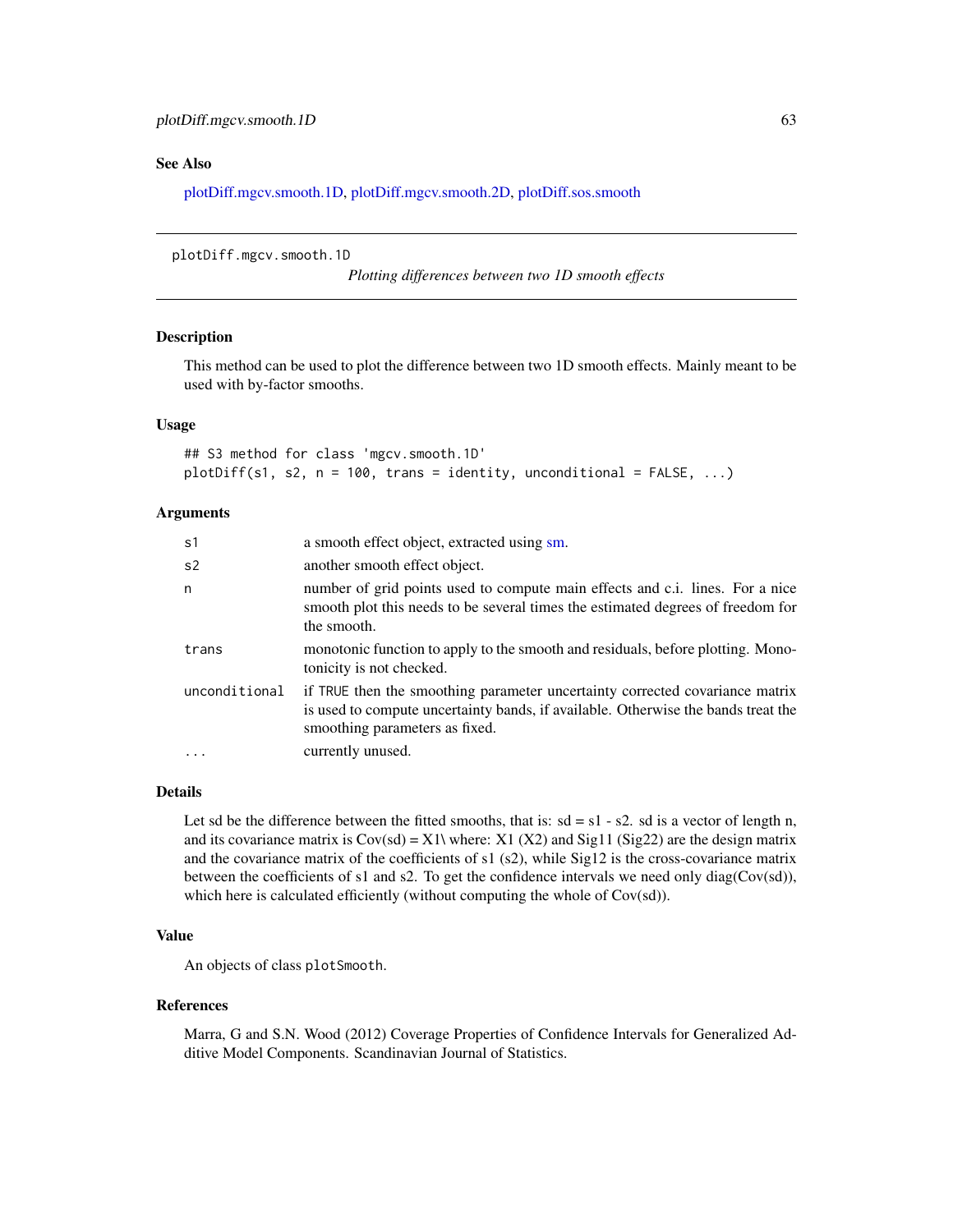## See Also

plotDiff.mgcv.smooth.1D, plotDiff.mgcv.smooth.2D, plotDiff.sos.smooth

---

plotDiff.mgcv.smooth.1D

*Plotting differences between two 1D smooth effects*

---

### Description

This method can be used to plot the difference between two 1D smooth effects. Mainly meant to be used with by-factor smooths.

### Usage

```
## S3 method for class 'mgcv.smooth.1D'
plotDiff(s1, s2, n = 100, trans = identity, unconditional = FALSE, ...)
```

### Arguments

| | |
|---|---|
| s1 | a smooth effect object, extracted using sm. |
| s2 | another smooth effect object. |
| n | number of grid points used to compute main effects and c.i. lines. For a nice smooth plot this needs to be several times the estimated degrees of freedom for the smooth. |
| trans | monotonic function to apply to the smooth and residuals, before plotting. Monotonicity is not checked. |
| unconditional | if TRUE then the smoothing parameter uncertainty corrected covariance matrix is used to compute uncertainty bands, if available. Otherwise the bands treat the smoothing parameters as fixed. |
| ... | currently unused. |

### Details

Let sd be the difference between the fitted smooths, that is: sd = s1 - s2. sd is a vector of length n, and its covariance matrix is Cov(sd) = X1\ where: X1 (X2) and Sig11 (Sig22) are the design matrix and the covariance matrix of the coefficients of s1 (s2), while Sig12 is the cross-covariance matrix between the coefficients of s1 and s2. To get the confidence intervals we need only diag(Cov(sd)), which here is calculated efficiently (without computing the whole of Cov(sd)).

### Value

An objects of class plotSmooth.

### References

Marra, G and S.N. Wood (2012) Coverage Properties of Confidence Intervals for Generalized Additive Model Components. Scandinavian Journal of Statistics.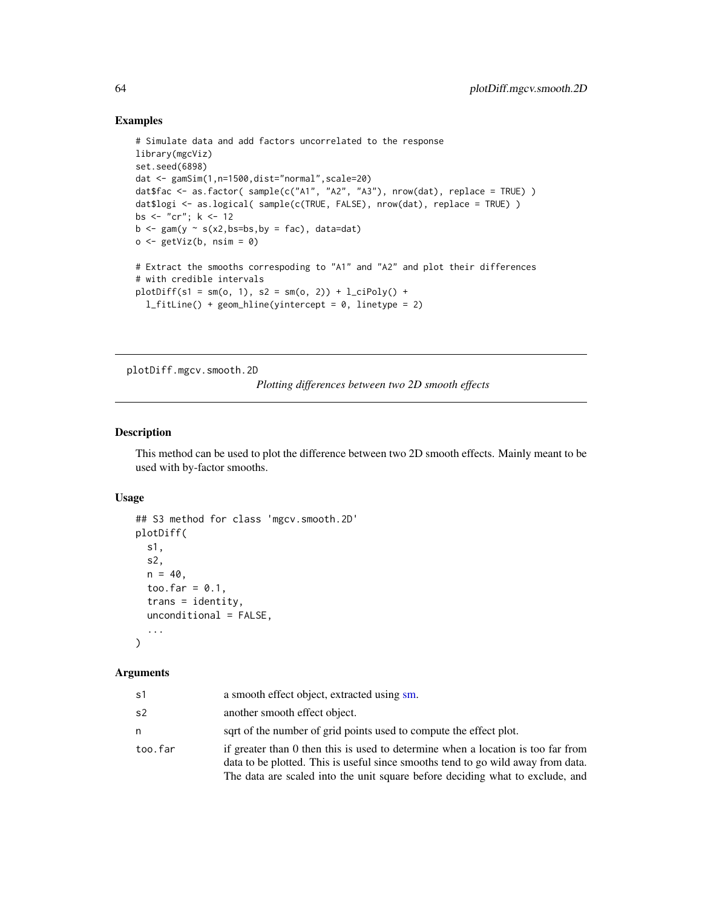## Examples

```
# Simulate data and add factors uncorrelated to the response
library(mgcViz)
set.seed(6898)
dat <- gamSim(1,n=1500,dist="normal",scale=20)
dat$fac <- as.factor( sample(c("A1", "A2", "A3"), nrow(dat), replace = TRUE) )
dat$logi <- as.logical( sample(c(TRUE, FALSE), nrow(dat), replace = TRUE) )
bs <- "cr"; k <- 12
b <- gam(y ~ s(x2,bs=bs,by = fac), data=dat)
o <- getViz(b, nsim = 0)

# Extract the smooths correspoding to "A1" and "A2" and plot their differences
# with credible intervals
plotDiff(s1 = sm(o, 1), s2 = sm(o, 2)) + l_ciPoly() +
  l_fitLine() + geom_hline(yintercept = 0, linetype = 2)
```

---

# plotDiff.mgcv.smooth.2D

*Plotting differences between two 2D smooth effects*

---

## Description

This method can be used to plot the difference between two 2D smooth effects. Mainly meant to be used with by-factor smooths.

## Usage

```
## S3 method for class 'mgcv.smooth.2D'
plotDiff(
  s1,
  s2,
  n = 40,
  too.far = 0.1,
  trans = identity,
  unconditional = FALSE,
  ...
)
```

## Arguments

| | |
|---|---|
| s1 | a smooth effect object, extracted using sm. |
| s2 | another smooth effect object. |
| n | sqrt of the number of grid points used to compute the effect plot. |
| too.far | if greater than 0 then this is used to determine when a location is too far from data to be plotted. This is useful since smooths tend to go wild away from data. The data are scaled into the unit square before deciding what to exclude, and |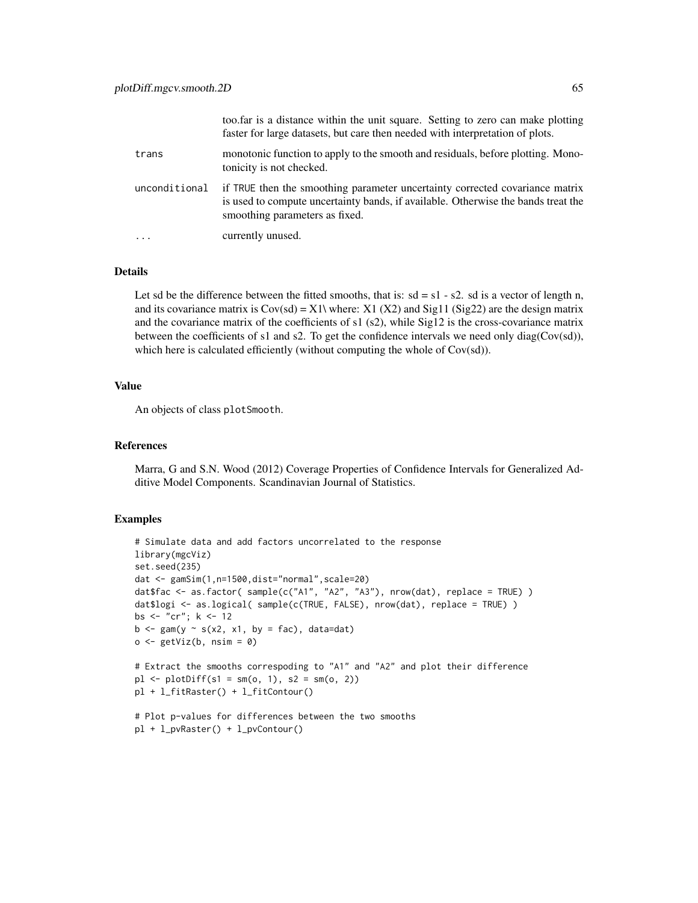| | |
|---|---|
| | too.far is a distance within the unit square. Setting to zero can make plotting faster for large datasets, but care then needed with interpretation of plots. |
| trans | monotonic function to apply to the smooth and residuals, before plotting. Monotonicity is not checked. |
| unconditional | if TRUE then the smoothing parameter uncertainty corrected covariance matrix is used to compute uncertainty bands, if available. Otherwise the bands treat the smoothing parameters as fixed. |
| ... | currently unused. |

## Details

Let sd be the difference between the fitted smooths, that is: sd = s1 - s2. sd is a vector of length n, and its covariance matrix is Cov(sd) = X1\ where: X1 (X2) and Sig11 (Sig22) are the design matrix and the covariance matrix of the coefficients of s1 (s2), while Sig12 is the cross-covariance matrix between the coefficients of s1 and s2. To get the confidence intervals we need only diag(Cov(sd)), which here is calculated efficiently (without computing the whole of Cov(sd)).

## Value

An objects of class plotSmooth.

## References

Marra, G and S.N. Wood (2012) Coverage Properties of Confidence Intervals for Generalized Additive Model Components. Scandinavian Journal of Statistics.

## Examples

```
# Simulate data and add factors uncorrelated to the response
library(mgcViz)
set.seed(235)
dat <- gamSim(1,n=1500,dist="normal",scale=20)
dat$fac <- as.factor( sample(c("A1", "A2", "A3"), nrow(dat), replace = TRUE) )
dat$logi <- as.logical( sample(c(TRUE, FALSE), nrow(dat), replace = TRUE) )
bs <- "cr"; k <- 12
b <- gam(y ~ s(x2, x1, by = fac), data=dat)
o <- getViz(b, nsim = 0)

# Extract the smooths correspoding to "A1" and "A2" and plot their difference
pl <- plotDiff(s1 = sm(o, 1), s2 = sm(o, 2))
pl + l_fitRaster() + l_fitContour()

# Plot p-values for differences between the two smooths
pl + l_pvRaster() + l_pvContour()
```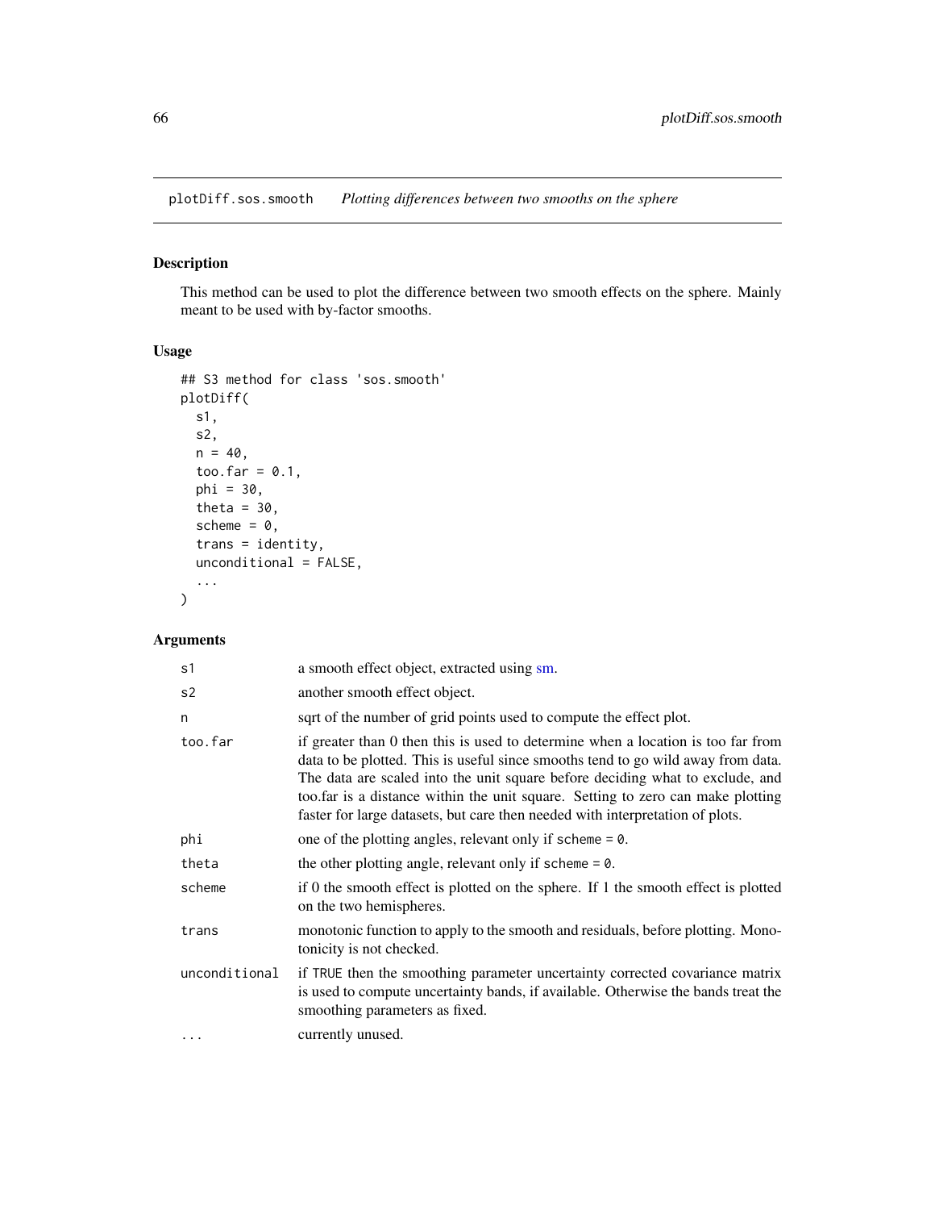plotDiff.sos.smooth *Plotting differences between two smooths on the sphere*

## Description

This method can be used to plot the difference between two smooth effects on the sphere. Mainly meant to be used with by-factor smooths.

## Usage

```
## S3 method for class 'sos.smooth'
plotDiff(
  s1,
  s2,
  n = 40,
  too.far = 0.1,
  phi = 30,
  theta = 30,
  scheme = 0,
  trans = identity,
  unconditional = FALSE,
  ...
)
```

## Arguments

| | |
|---|---|
| s1 | a smooth effect object, extracted using sm. |
| s2 | another smooth effect object. |
| n | sqrt of the number of grid points used to compute the effect plot. |
| too.far | if greater than 0 then this is used to determine when a location is too far from data to be plotted. This is useful since smooths tend to go wild away from data. The data are scaled into the unit square before deciding what to exclude, and too.far is a distance within the unit square. Setting to zero can make plotting faster for large datasets, but care then needed with interpretation of plots. |
| phi | one of the plotting angles, relevant only if `scheme = 0`. |
| theta | the other plotting angle, relevant only if `scheme = 0`. |
| scheme | if 0 the smooth effect is plotted on the sphere. If 1 the smooth effect is plotted on the two hemispheres. |
| trans | monotonic function to apply to the smooth and residuals, before plotting. Monotonicity is not checked. |
| unconditional | if `TRUE` then the smoothing parameter uncertainty corrected covariance matrix is used to compute uncertainty bands, if available. Otherwise the bands treat the smoothing parameters as fixed. |
| ... | currently unused. |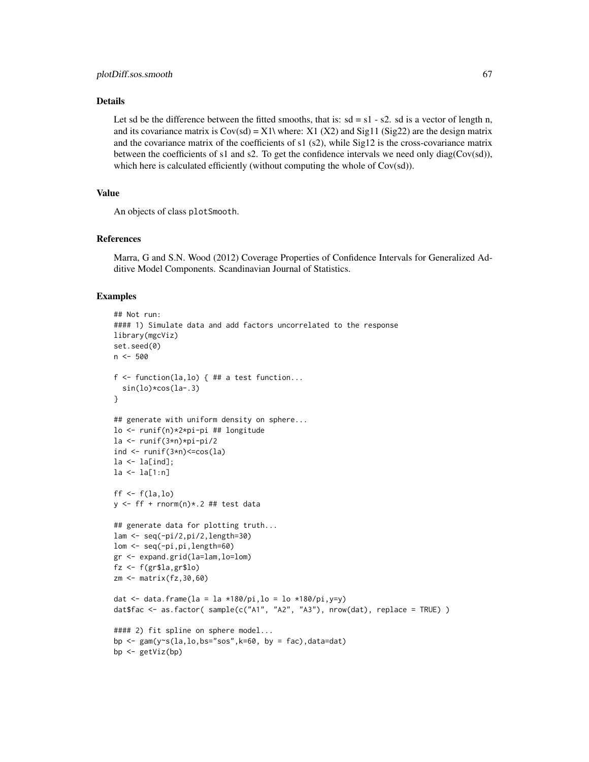## Details

Let sd be the difference between the fitted smooths, that is: sd = s1 - s2. sd is a vector of length n, and its covariance matrix is Cov(sd) = X1\ where: X1 (X2) and Sig11 (Sig22) are the design matrix and the covariance matrix of the coefficients of s1 (s2), while Sig12 is the cross-covariance matrix between the coefficients of s1 and s2. To get the confidence intervals we need only diag(Cov(sd)), which here is calculated efficiently (without computing the whole of Cov(sd)).

## Value

An objects of class plotSmooth.

## References

Marra, G and S.N. Wood (2012) Coverage Properties of Confidence Intervals for Generalized Additive Model Components. Scandinavian Journal of Statistics.

## Examples

```
## Not run:
#### 1) Simulate data and add factors uncorrelated to the response
library(mgcViz)
set.seed(0)
n <- 500

f <- function(la,lo) { ## a test function...
  sin(lo)*cos(la-.3)
}

## generate with uniform density on sphere...
lo <- runif(n)*2*pi-pi ## longitude
la <- runif(3*n)*pi-pi/2
ind <- runif(3*n)<=cos(la)
la <- la[ind];
la <- la[1:n]

ff <- f(la,lo)
y <- ff + rnorm(n)*.2 ## test data

## generate data for plotting truth...
lam <- seq(-pi/2,pi/2,length=30)
lom <- seq(-pi,pi,length=60)
gr <- expand.grid(la=lam,lo=lom)
fz <- f(gr$la,gr$lo)
zm <- matrix(fz,30,60)

dat <- data.frame(la = la *180/pi,lo = lo *180/pi,y=y)
dat$fac <- as.factor( sample(c("A1", "A2", "A3"), nrow(dat), replace = TRUE) )

#### 2) fit spline on sphere model...
bp <- gam(y~s(la,lo,bs="sos",k=60, by = fac),data=dat)
bp <- getViz(bp)
```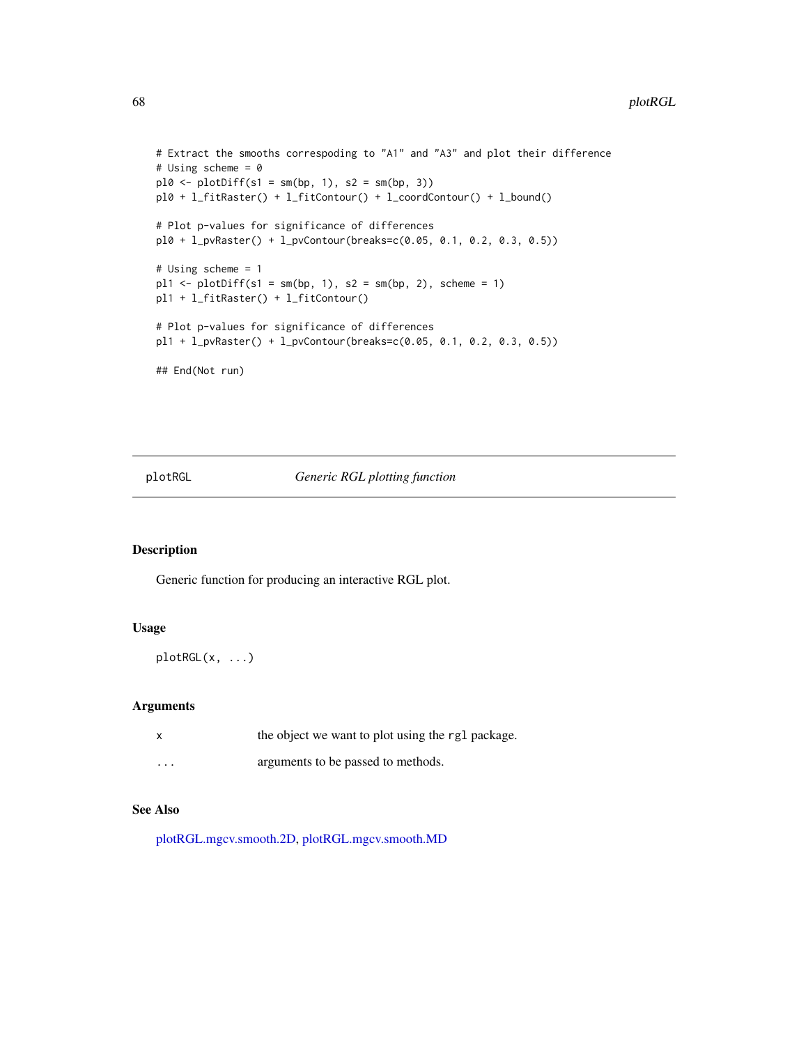```
# Extract the smooths correspoding to "A1" and "A3" and plot their difference
# Using scheme = 0
pl0 <- plotDiff(s1 = sm(bp, 1), s2 = sm(bp, 3))
pl0 + l_fitRaster() + l_fitContour() + l_coordContour() + l_bound()

# Plot p-values for significance of differences
pl0 + l_pvRaster() + l_pvContour(breaks=c(0.05, 0.1, 0.2, 0.3, 0.5))

# Using scheme = 1
pl1 <- plotDiff(s1 = sm(bp, 1), s2 = sm(bp, 2), scheme = 1)
pl1 + l_fitRaster() + l_fitContour()

# Plot p-values for significance of differences
pl1 + l_pvRaster() + l_pvContour(breaks=c(0.05, 0.1, 0.2, 0.3, 0.5))

## End(Not run)
```

---

## plotRGL — *Generic RGL plotting function*

### Description

Generic function for producing an interactive RGL plot.

### Usage

```
plotRGL(x, ...)
```

### Arguments

| | |
|---|---|
| `x` | the object we want to plot using the `rgl` package. |
| `...` | arguments to be passed to methods. |

### See Also

plotRGL.mgcv.smooth.2D, plotRGL.mgcv.smooth.MD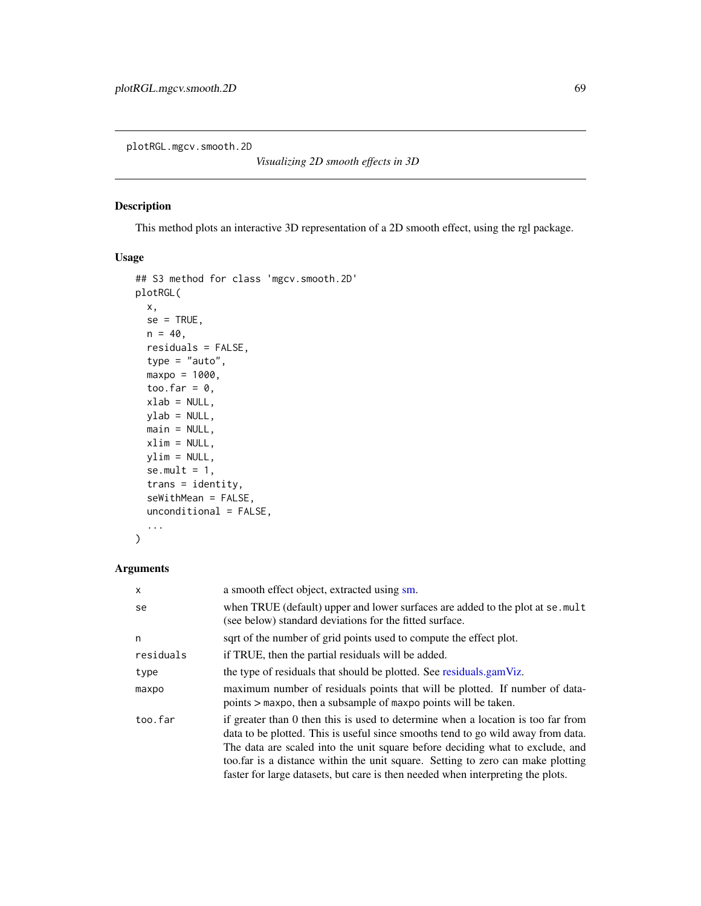plotRGL.mgcv.smooth.2D

*Visualizing 2D smooth effects in 3D*

## Description

This method plots an interactive 3D representation of a 2D smooth effect, using the rgl package.

## Usage

```
## S3 method for class 'mgcv.smooth.2D'
plotRGL(
  x,
  se = TRUE,
  n = 40,
  residuals = FALSE,
  type = "auto",
  maxpo = 1000,
  too.far = 0,
  xlab = NULL,
  ylab = NULL,
  main = NULL,
  xlim = NULL,
  ylim = NULL,
  se.mult = 1,
  trans = identity,
  seWithMean = FALSE,
  unconditional = FALSE,
  ...
)
```

## Arguments

| | |
|---|---|
| `x` | a smooth effect object, extracted using sm. |
| `se` | when TRUE (default) upper and lower surfaces are added to the plot at `se.mult` (see below) standard deviations for the fitted surface. |
| `n` | sqrt of the number of grid points used to compute the effect plot. |
| `residuals` | if TRUE, then the partial residuals will be added. |
| `type` | the type of residuals that should be plotted. See residuals.gamViz. |
| `maxpo` | maximum number of residuals points that will be plotted. If number of datapoints > `maxpo`, then a subsample of `maxpo` points will be taken. |
| `too.far` | if greater than 0 then this is used to determine when a location is too far from data to be plotted. This is useful since smooths tend to go wild away from data. The data are scaled into the unit square before deciding what to exclude, and too.far is a distance within the unit square. Setting to zero can make plotting faster for large datasets, but care is then needed when interpreting the plots. |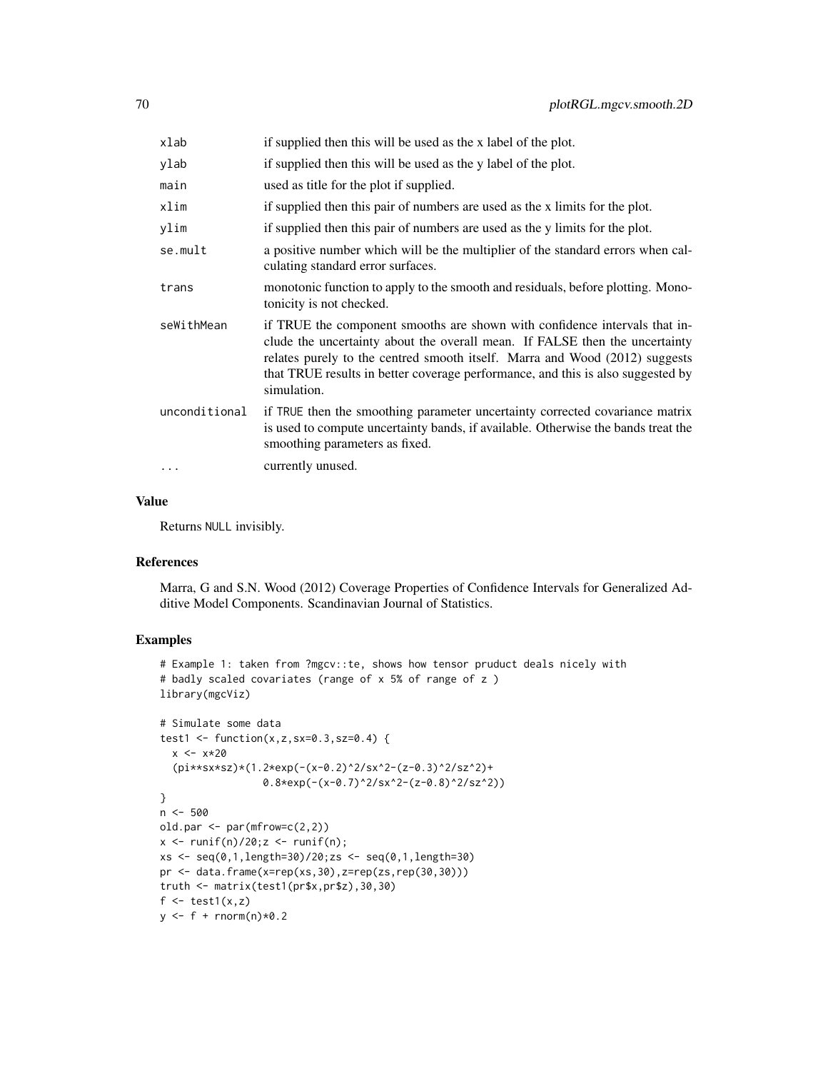| | |
|---|---|
| xlab | if supplied then this will be used as the x label of the plot. |
| ylab | if supplied then this will be used as the y label of the plot. |
| main | used as title for the plot if supplied. |
| xlim | if supplied then this pair of numbers are used as the x limits for the plot. |
| ylim | if supplied then this pair of numbers are used as the y limits for the plot. |
| se.mult | a positive number which will be the multiplier of the standard errors when calculating standard error surfaces. |
| trans | monotonic function to apply to the smooth and residuals, before plotting. Monotonicity is not checked. |
| seWithMean | if TRUE the component smooths are shown with confidence intervals that include the uncertainty about the overall mean. If FALSE then the uncertainty relates purely to the centred smooth itself. Marra and Wood (2012) suggests that TRUE results in better coverage performance, and this is also suggested by simulation. |
| unconditional | if TRUE then the smoothing parameter uncertainty corrected covariance matrix is used to compute uncertainty bands, if available. Otherwise the bands treat the smoothing parameters as fixed. |
| ... | currently unused. |

### Value

Returns NULL invisibly.

### References

Marra, G and S.N. Wood (2012) Coverage Properties of Confidence Intervals for Generalized Additive Model Components. Scandinavian Journal of Statistics.

### Examples

```
# Example 1: taken from ?mgcv::te, shows how tensor pruduct deals nicely with
# badly scaled covariates (range of x 5% of range of z )
library(mgcViz)

# Simulate some data
test1 <- function(x,z,sx=0.3,sz=0.4) {
  x <- x*20
  (pi**sx*sz)*(1.2*exp(-(x-0.2)^2/sx^2-(z-0.3)^2/sz^2)+
                 0.8*exp(-(x-0.7)^2/sx^2-(z-0.8)^2/sz^2))
}
n <- 500
old.par <- par(mfrow=c(2,2))
x <- runif(n)/20;z <- runif(n);
xs <- seq(0,1,length=30)/20;zs <- seq(0,1,length=30)
pr <- data.frame(x=rep(xs,30),z=rep(zs,rep(30,30)))
truth <- matrix(test1(pr$x,pr$z),30,30)
f <- test1(x,z)
y <- f + rnorm(n)*0.2
```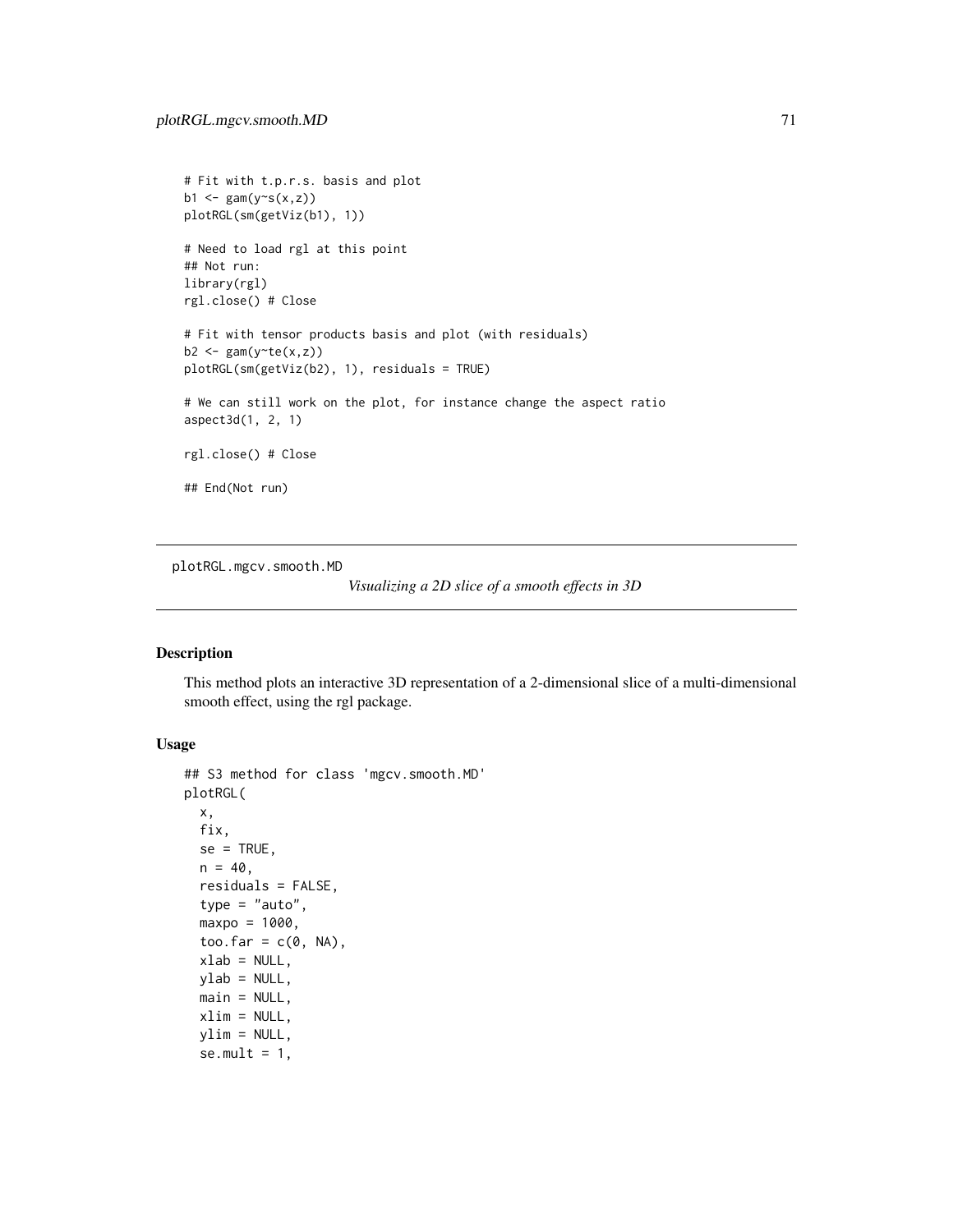```
# Fit with t.p.r.s. basis and plot
b1 <- gam(y~s(x,z))
plotRGL(sm(getViz(b1), 1))

# Need to load rgl at this point
## Not run:
library(rgl)
rgl.close() # Close

# Fit with tensor products basis and plot (with residuals)
b2 <- gam(y~te(x,z))
plotRGL(sm(getViz(b2), 1), residuals = TRUE)

# We can still work on the plot, for instance change the aspect ratio
aspect3d(1, 2, 1)

rgl.close() # Close

## End(Not run)
```

---

## plotRGL.mgcv.smooth.MD

*Visualizing a 2D slice of a smooth effects in 3D*

---

### Description

This method plots an interactive 3D representation of a 2-dimensional slice of a multi-dimensional smooth effect, using the rgl package.

### Usage

```
## S3 method for class 'mgcv.smooth.MD'
plotRGL(
  x,
  fix,
  se = TRUE,
  n = 40,
  residuals = FALSE,
  type = "auto",
  maxpo = 1000,
  too.far = c(0, NA),
  xlab = NULL,
  ylab = NULL,
  main = NULL,
  xlim = NULL,
  ylim = NULL,
  se.mult = 1,
```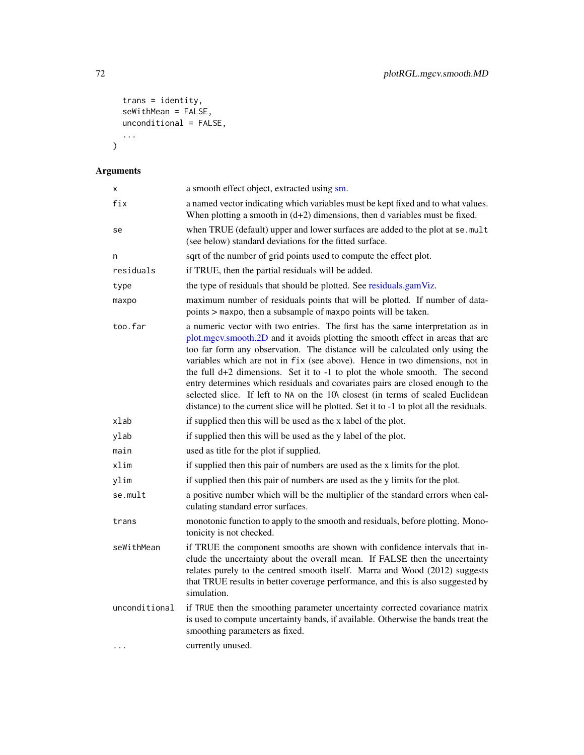```
  trans = identity,
  seWithMean = FALSE,
  unconditional = FALSE,
  ...
)
```

## Arguments

| | |
|---|---|
| `x` | a smooth effect object, extracted using sm. |
| `fix` | a named vector indicating which variables must be kept fixed and to what values. When plotting a smooth in (d+2) dimensions, then d variables must be fixed. |
| `se` | when TRUE (default) upper and lower surfaces are added to the plot at `se.mult` (see below) standard deviations for the fitted surface. |
| `n` | sqrt of the number of grid points used to compute the effect plot. |
| `residuals` | if TRUE, then the partial residuals will be added. |
| `type` | the type of residuals that should be plotted. See residuals.gamViz. |
| `maxpo` | maximum number of residuals points that will be plotted. If number of datapoints > `maxpo`, then a subsample of `maxpo` points will be taken. |
| `too.far` | a numeric vector with two entries. The first has the same interpretation as in plot.mgcv.smooth.2D and it avoids plotting the smooth effect in areas that are too far form any observation. The distance will be calculated only using the variables which are not in `fix` (see above). Hence in two dimensions, not in the full d+2 dimensions. Set it to -1 to plot the whole smooth. The second entry determines which residuals and covariates pairs are closed enough to the selected slice. If left to `NA` on the 10\ closest (in terms of scaled Euclidean distance) to the current slice will be plotted. Set it to -1 to plot all the residuals. |
| `xlab` | if supplied then this will be used as the x label of the plot. |
| `ylab` | if supplied then this will be used as the y label of the plot. |
| `main` | used as title for the plot if supplied. |
| `xlim` | if supplied then this pair of numbers are used as the x limits for the plot. |
| `ylim` | if supplied then this pair of numbers are used as the y limits for the plot. |
| `se.mult` | a positive number which will be the multiplier of the standard errors when calculating standard error surfaces. |
| `trans` | monotonic function to apply to the smooth and residuals, before plotting. Monotonicity is not checked. |
| `seWithMean` | if TRUE the component smooths are shown with confidence intervals that include the uncertainty about the overall mean. If FALSE then the uncertainty relates purely to the centred smooth itself. Marra and Wood (2012) suggests that TRUE results in better coverage performance, and this is also suggested by simulation. |
| `unconditional` | if `TRUE` then the smoothing parameter uncertainty corrected covariance matrix is used to compute uncertainty bands, if available. Otherwise the bands treat the smoothing parameters as fixed. |
| `...` | currently unused. |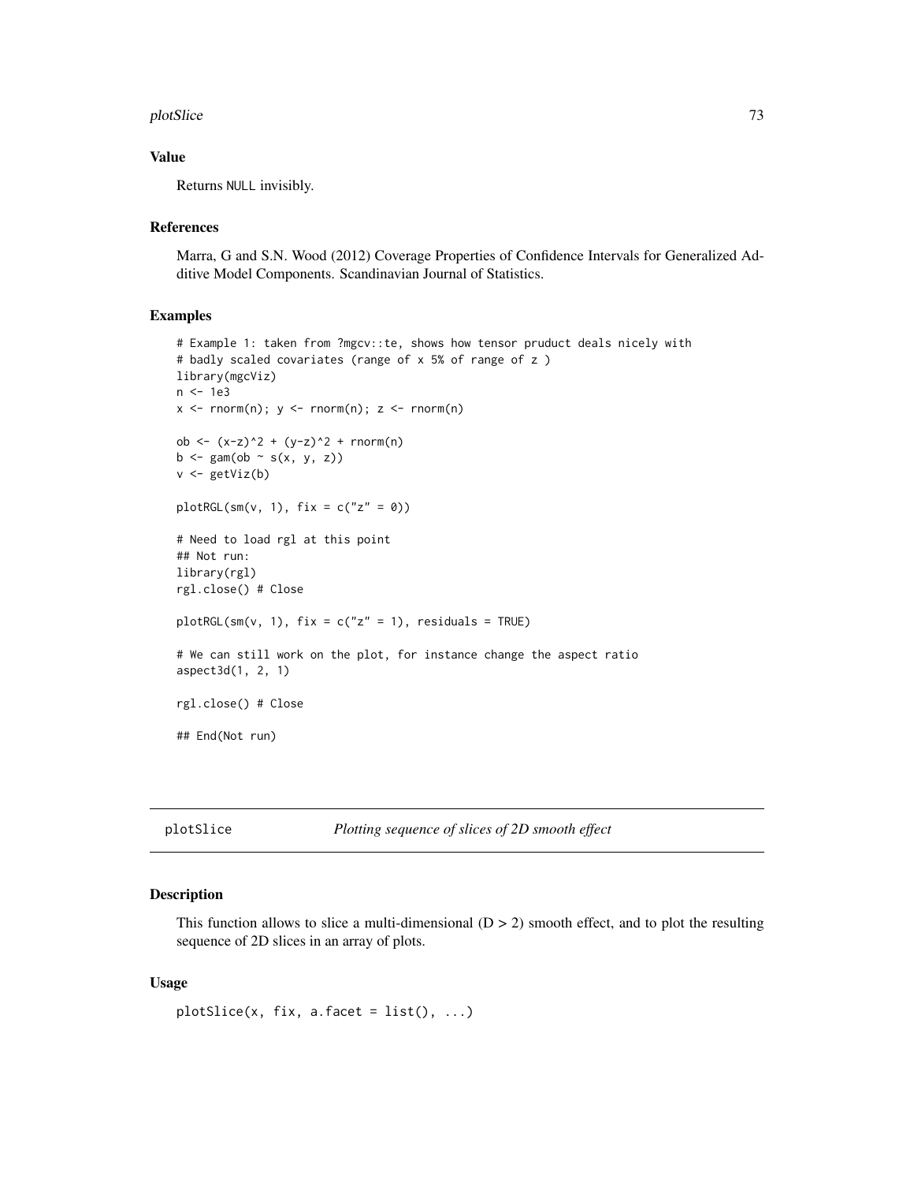### Value

Returns NULL invisibly.

### References

Marra, G and S.N. Wood (2012) Coverage Properties of Confidence Intervals for Generalized Additive Model Components. Scandinavian Journal of Statistics.

### Examples

```
# Example 1: taken from ?mgcv::te, shows how tensor pruduct deals nicely with
# badly scaled covariates (range of x 5% of range of z )
library(mgcViz)
n <- 1e3
x <- rnorm(n); y <- rnorm(n); z <- rnorm(n)

ob <- (x-z)^2 + (y-z)^2 + rnorm(n)
b <- gam(ob ~ s(x, y, z))
v <- getViz(b)

plotRGL(sm(v, 1), fix = c("z" = 0))

# Need to load rgl at this point
## Not run:
library(rgl)
rgl.close() # Close

plotRGL(sm(v, 1), fix = c("z" = 1), residuals = TRUE)

# We can still work on the plot, for instance change the aspect ratio
aspect3d(1, 2, 1)

rgl.close() # Close

## End(Not run)
```

---

## plotSlice &nbsp;&nbsp;&nbsp;&nbsp; *Plotting sequence of slices of 2D smooth effect*

### Description

This function allows to slice a multi-dimensional (D > 2) smooth effect, and to plot the resulting sequence of 2D slices in an array of plots.

### Usage

```
plotSlice(x, fix, a.facet = list(), ...)
```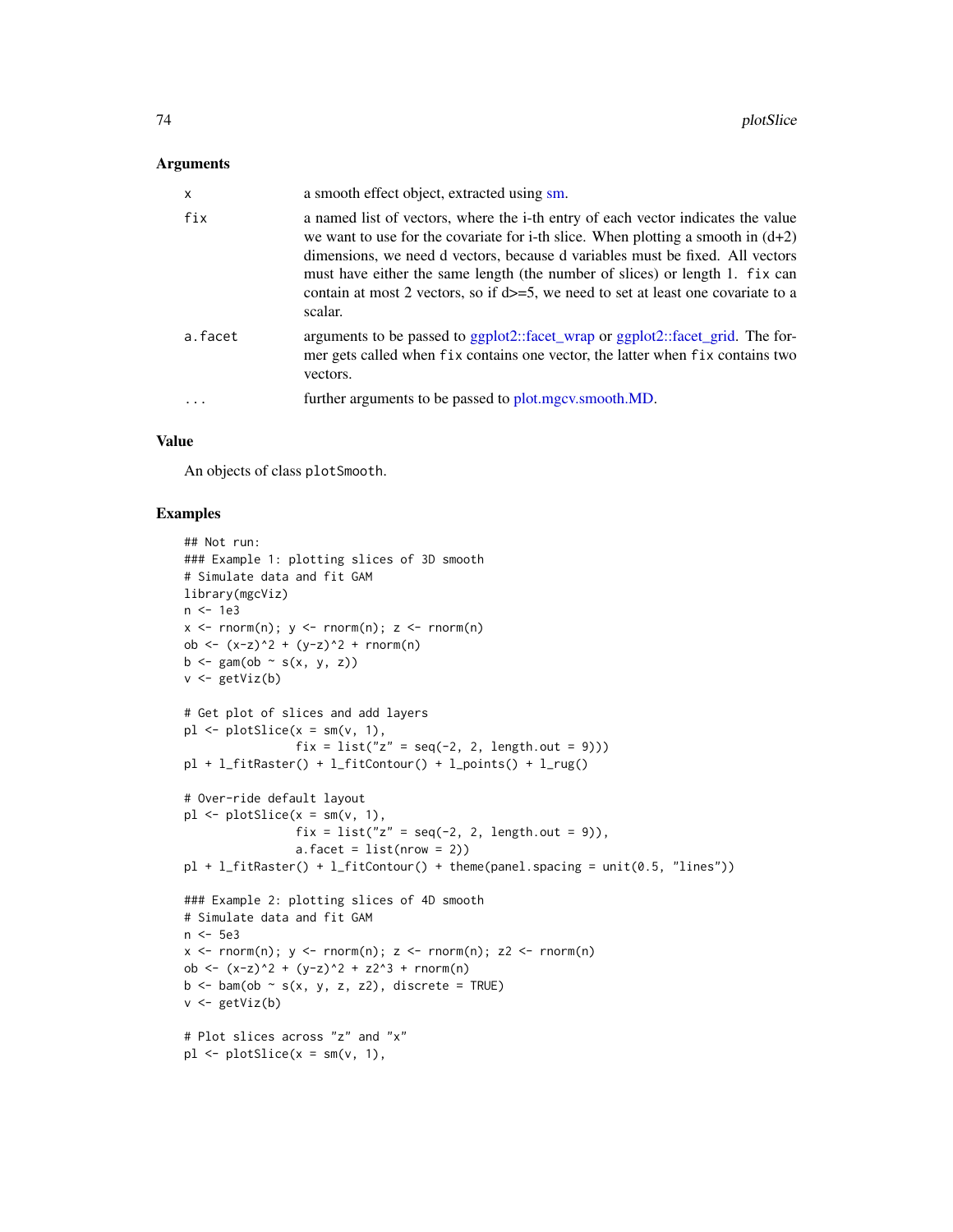## Arguments

| | |
|---|---|
| x | a smooth effect object, extracted using sm. |
| fix | a named list of vectors, where the i-th entry of each vector indicates the value we want to use for the covariate for i-th slice. When plotting a smooth in (d+2) dimensions, we need d vectors, because d variables must be fixed. All vectors must have either the same length (the number of slices) or length 1. `fix` can contain at most 2 vectors, so if d>=5, we need to set at least one covariate to a scalar. |
| a.facet | arguments to be passed to ggplot2::facet_wrap or ggplot2::facet_grid. The former gets called when `fix` contains one vector, the latter when `fix` contains two vectors. |
| ... | further arguments to be passed to plot.mgcv.smooth.MD. |

## Value

An objects of class `plotSmooth`.

## Examples

```
## Not run:
### Example 1: plotting slices of 3D smooth
# Simulate data and fit GAM
library(mgcViz)
n <- 1e3
x <- rnorm(n); y <- rnorm(n); z <- rnorm(n)
ob <- (x-z)^2 + (y-z)^2 + rnorm(n)
b <- gam(ob ~ s(x, y, z))
v <- getViz(b)

# Get plot of slices and add layers
pl <- plotSlice(x = sm(v, 1),
                fix = list("z" = seq(-2, 2, length.out = 9)))
pl + l_fitRaster() + l_fitContour() + l_points() + l_rug()

# Over-ride default layout
pl <- plotSlice(x = sm(v, 1),
                fix = list("z" = seq(-2, 2, length.out = 9)),
                a.facet = list(nrow = 2))
pl + l_fitRaster() + l_fitContour() + theme(panel.spacing = unit(0.5, "lines"))

### Example 2: plotting slices of 4D smooth
# Simulate data and fit GAM
n <- 5e3
x <- rnorm(n); y <- rnorm(n); z <- rnorm(n); z2 <- rnorm(n)
ob <- (x-z)^2 + (y-z)^2 + z2^3 + rnorm(n)
b <- bam(ob ~ s(x, y, z, z2), discrete = TRUE)
v <- getViz(b)

# Plot slices across "z" and "x"
pl <- plotSlice(x = sm(v, 1),
```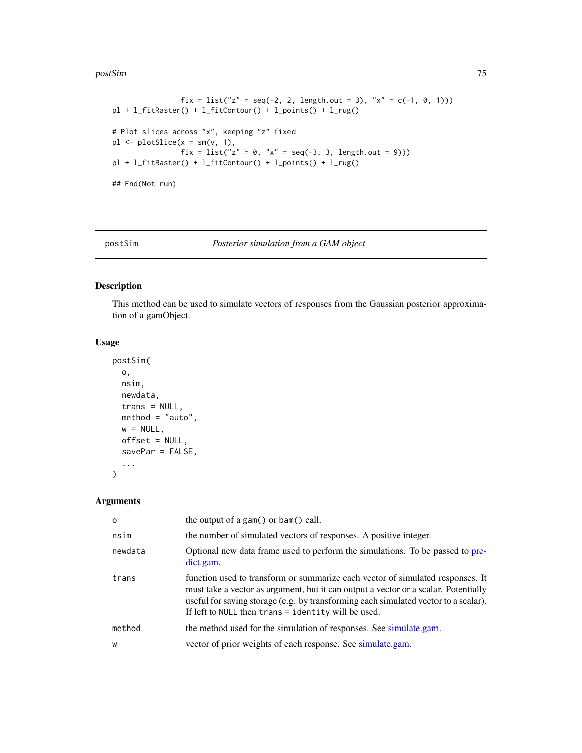```
                fix = list("z" = seq(-2, 2, length.out = 3), "x" = c(-1, 0, 1)))
pl + l_fitRaster() + l_fitContour() + l_points() + l_rug()

# Plot slices across "x", keeping "z" fixed
pl <- plotSlice(x = sm(v, 1),
                fix = list("z" = 0, "x" = seq(-3, 3, length.out = 9)))
pl + l_fitRaster() + l_fitContour() + l_points() + l_rug()

## End(Not run)
```

---

postSim *Posterior simulation from a GAM object*

---

## Description

This method can be used to simulate vectors of responses from the Gaussian posterior approximation of a gamObject.

## Usage

```
postSim(
  o,
  nsim,
  newdata,
  trans = NULL,
  method = "auto",
  w = NULL,
  offset = NULL,
  savePar = FALSE,
  ...
)
```

## Arguments

| | |
|---|---|
| o | the output of a gam() or bam() call. |
| nsim | the number of simulated vectors of responses. A positive integer. |
| newdata | Optional new data frame used to perform the simulations. To be passed to predict.gam. |
| trans | function used to transform or summarize each vector of simulated responses. It must take a vector as argument, but it can output a vector or a scalar. Potentially useful for saving storage (e.g. by transforming each simulated vector to a scalar). If left to NULL then trans = identity will be used. |
| method | the method used for the simulation of responses. See simulate.gam. |
| w | vector of prior weights of each response. See simulate.gam. |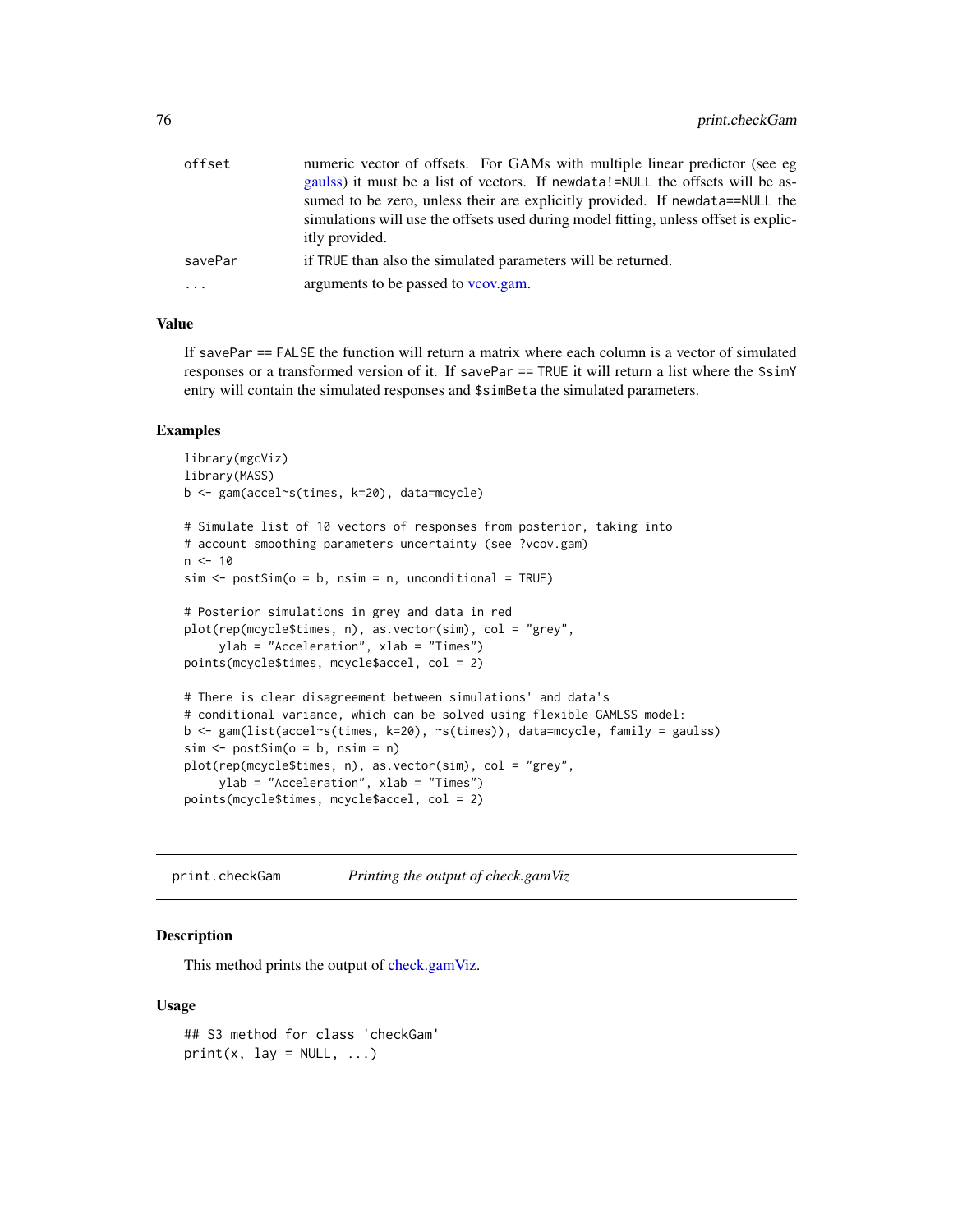| | |
|---|---|
| offset | numeric vector of offsets. For GAMs with multiple linear predictor (see eg gaulss) it must be a list of vectors. If newdata!=NULL the offsets will be assumed to be zero, unless their are explicitly provided. If newdata==NULL the simulations will use the offsets used during model fitting, unless offset is explicitly provided. |
| savePar | if TRUE than also the simulated parameters will be returned. |
| ... | arguments to be passed to vcov.gam. |

### Value

If savePar == FALSE the function will return a matrix where each column is a vector of simulated responses or a transformed version of it. If savePar == TRUE it will return a list where the $simY entry will contain the simulated responses and $simBeta the simulated parameters.

### Examples

```
library(mgcViz)
library(MASS)
b <- gam(accel~s(times, k=20), data=mcycle)

# Simulate list of 10 vectors of responses from posterior, taking into
# account smoothing parameters uncertainty (see ?vcov.gam)
n <- 10
sim <- postSim(o = b, nsim = n, unconditional = TRUE)

# Posterior simulations in grey and data in red
plot(rep(mcycle$times, n), as.vector(sim), col = "grey",
     ylab = "Acceleration", xlab = "Times")
points(mcycle$times, mcycle$accel, col = 2)

# There is clear disagreement between simulations' and data's
# conditional variance, which can be solved using flexible GAMLSS model:
b <- gam(list(accel~s(times, k=20), ~s(times)), data=mcycle, family = gaulss)
sim <- postSim(o = b, nsim = n)
plot(rep(mcycle$times, n), as.vector(sim), col = "grey",
     ylab = "Acceleration", xlab = "Times")
points(mcycle$times, mcycle$accel, col = 2)
```

## print.checkGam &nbsp;&nbsp;&nbsp; *Printing the output of check.gamViz*

### Description

This method prints the output of check.gamViz.

### Usage

```
## S3 method for class 'checkGam'
print(x, lay = NULL, ...)
```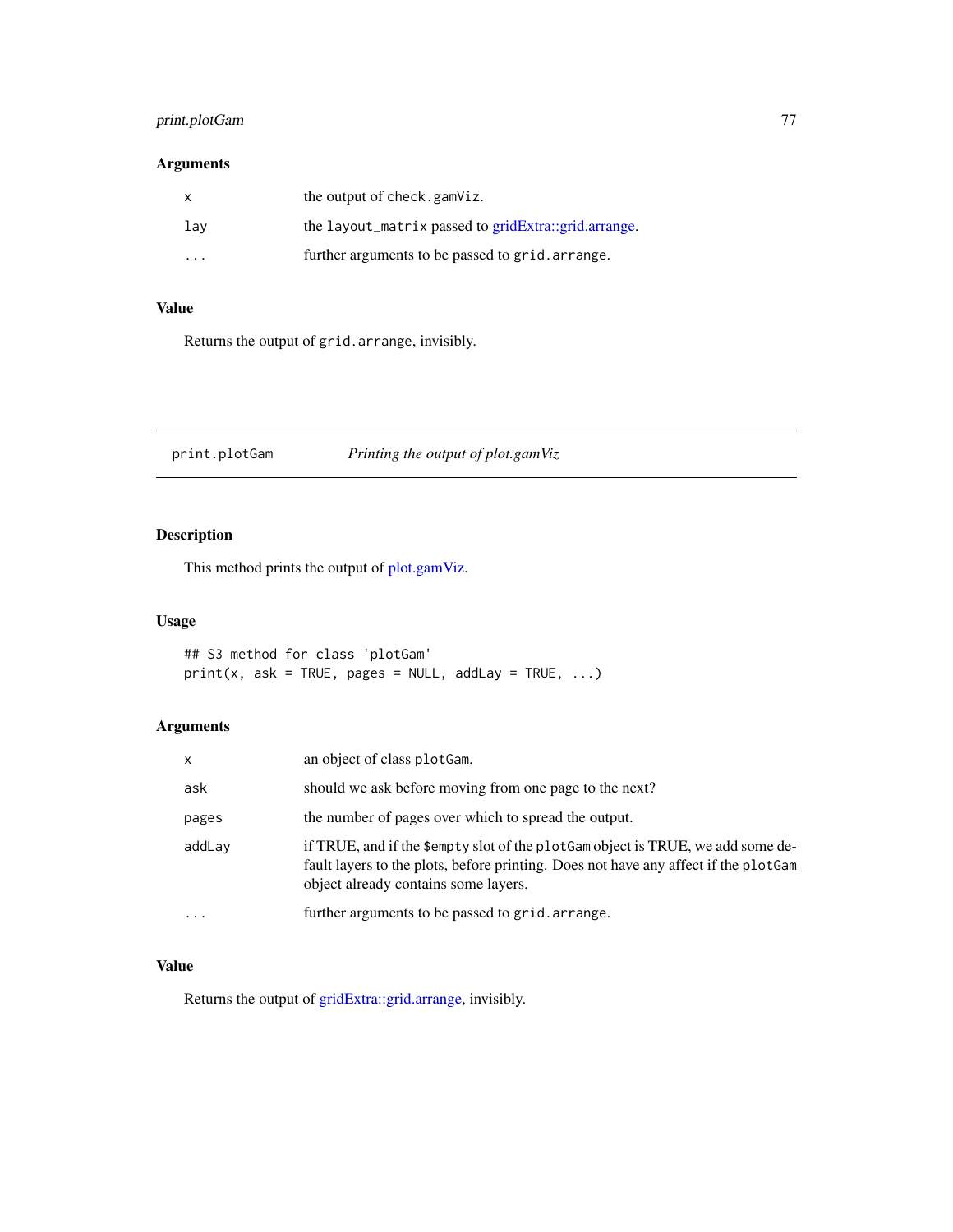## Arguments

| | |
|---|---|
| x | the output of `check.gamViz`. |
| lay | the `layout_matrix` passed to gridExtra::grid.arrange. |
| ... | further arguments to be passed to `grid.arrange`. |

## Value

Returns the output of `grid.arrange`, invisibly.

---

# print.plotGam — *Printing the output of plot.gamViz*

## Description

This method prints the output of plot.gamViz.

## Usage

```
## S3 method for class 'plotGam'
print(x, ask = TRUE, pages = NULL, addLay = TRUE, ...)
```

## Arguments

| | |
|---|---|
| x | an object of class `plotGam`. |
| ask | should we ask before moving from one page to the next? |
| pages | the number of pages over which to spread the output. |
| addLay | if TRUE, and if the `$empty` slot of the `plotGam` object is TRUE, we add some default layers to the plots, before printing. Does not have any affect if the `plotGam` object already contains some layers. |
| ... | further arguments to be passed to `grid.arrange`. |

## Value

Returns the output of gridExtra::grid.arrange, invisibly.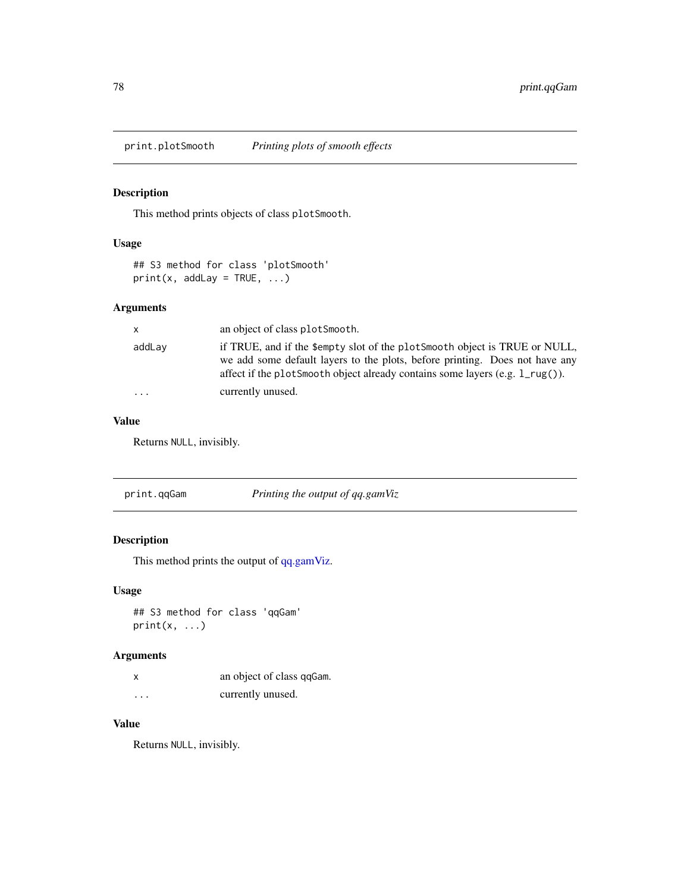## print.plotSmooth — *Printing plots of smooth effects*

### Description

This method prints objects of class `plotSmooth`.

### Usage

```
## S3 method for class 'plotSmooth'
print(x, addLay = TRUE, ...)
```

### Arguments

| | |
|---|---|
| `x` | an object of class `plotSmooth`. |
| `addLay` | if TRUE, and if the `$empty` slot of the `plotSmooth` object is TRUE or NULL, we add some default layers to the plots, before printing. Does not have any affect if the `plotSmooth` object already contains some layers (e.g. `l_rug()`). |
| `...` | currently unused. |

### Value

Returns `NULL`, invisibly.

## print.qqGam — *Printing the output of qq.gamViz*

### Description

This method prints the output of qq.gamViz.

### Usage

```
## S3 method for class 'qqGam'
print(x, ...)
```

### Arguments

| | |
|---|---|
| `x` | an object of class `qqGam`. |
| `...` | currently unused. |

### Value

Returns `NULL`, invisibly.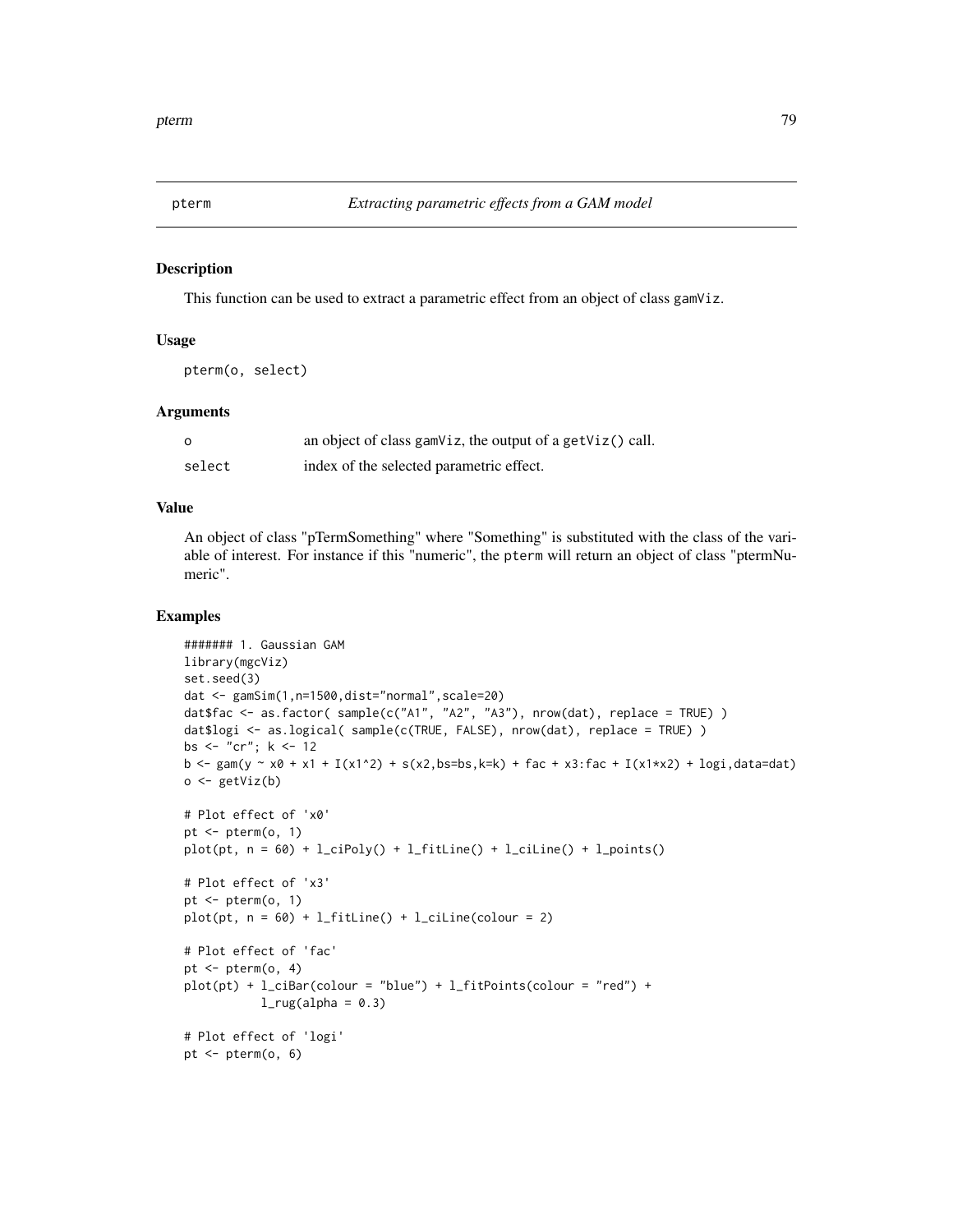pterm *Extracting parametric effects from a GAM model*

## Description

This function can be used to extract a parametric effect from an object of class gamViz.

## Usage

```
pterm(o, select)
```

## Arguments

| | |
|---|---|
| o | an object of class gamViz, the output of a getViz() call. |
| select | index of the selected parametric effect. |

## Value

An object of class "pTermSomething" where "Something" is substituted with the class of the variable of interest. For instance if this "numeric", the pterm will return an object of class "ptermNumeric".

## Examples

```
####### 1. Gaussian GAM
library(mgcViz)
set.seed(3)
dat <- gamSim(1,n=1500,dist="normal",scale=20)
dat$fac <- as.factor( sample(c("A1", "A2", "A3"), nrow(dat), replace = TRUE) )
dat$logi <- as.logical( sample(c(TRUE, FALSE), nrow(dat), replace = TRUE) )
bs <- "cr"; k <- 12
b <- gam(y ~ x0 + x1 + I(x1^2) + s(x2,bs=bs,k=k) + fac + x3:fac + I(x1*x2) + logi,data=dat)
o <- getViz(b)

# Plot effect of 'x0'
pt <- pterm(o, 1)
plot(pt, n = 60) + l_ciPoly() + l_fitLine() + l_ciLine() + l_points()

# Plot effect of 'x3'
pt <- pterm(o, 1)
plot(pt, n = 60) + l_fitLine() + l_ciLine(colour = 2)

# Plot effect of 'fac'
pt <- pterm(o, 4)
plot(pt) + l_ciBar(colour = "blue") + l_fitPoints(colour = "red") +
          l_rug(alpha = 0.3)

# Plot effect of 'logi'
pt <- pterm(o, 6)
```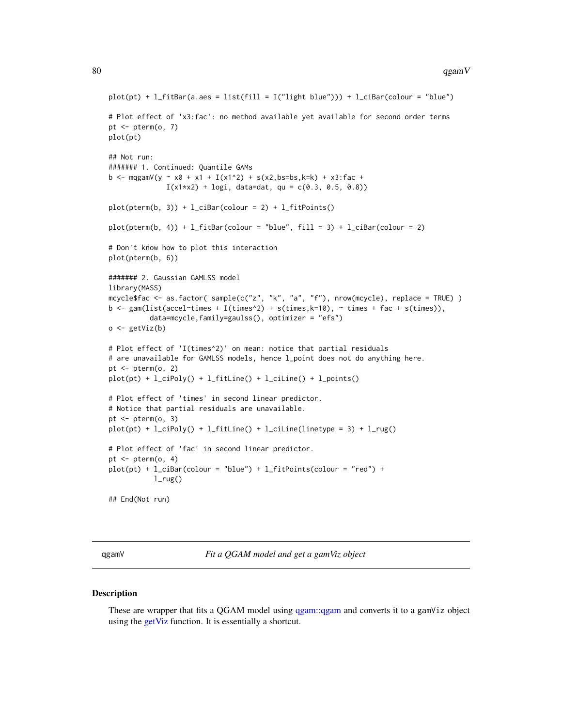```
plot(pt) + l_fitBar(a.aes = list(fill = I("light blue"))) + l_ciBar(colour = "blue")

# Plot effect of 'x3:fac': no method available yet available for second order terms
pt <- pterm(o, 7)
plot(pt)

## Not run:
####### 1. Continued: Quantile GAMs
b <- mqgamV(y ~ x0 + x1 + I(x1^2) + s(x2,bs=bs,k=k) + x3:fac +
              I(x1*x2) + logi, data=dat, qu = c(0.3, 0.5, 0.8))

plot(pterm(b, 3)) + l_ciBar(colour = 2) + l_fitPoints()

plot(pterm(b, 4)) + l_fitBar(colour = "blue", fill = 3) + l_ciBar(colour = 2)

# Don't know how to plot this interaction
plot(pterm(b, 6))

####### 2. Gaussian GAMLSS model
library(MASS)
mcycle$fac <- as.factor( sample(c("z", "k", "a", "f"), nrow(mcycle), replace = TRUE) )
b <- gam(list(accel~times + I(times^2) + s(times,k=10), ~ times + fac + s(times)),
         data=mcycle,family=gaulss(), optimizer = "efs")
o <- getViz(b)

# Plot effect of 'I(times^2)' on mean: notice that partial residuals
# are unavailable for GAMLSS models, hence l_point does not do anything here.
pt <- pterm(o, 2)
plot(pt) + l_ciPoly() + l_fitLine() + l_ciLine() + l_points()

# Plot effect of 'times' in second linear predictor.
# Notice that partial residuals are unavailable.
pt <- pterm(o, 3)
plot(pt) + l_ciPoly() + l_fitLine() + l_ciLine(linetype = 3) + l_rug()

# Plot effect of 'fac' in second linear predictor.
pt <- pterm(o, 4)
plot(pt) + l_ciBar(colour = "blue") + l_fitPoints(colour = "red") +
           l_rug()

## End(Not run)
```

---

## qgamV &nbsp;&nbsp;&nbsp;&nbsp;&nbsp;&nbsp;&nbsp; *Fit a QGAM model and get a gamViz object*

---

### Description

These are wrapper that fits a QGAM model using qgam::qgam and converts it to a gamViz object using the getViz function. It is essentially a shortcut.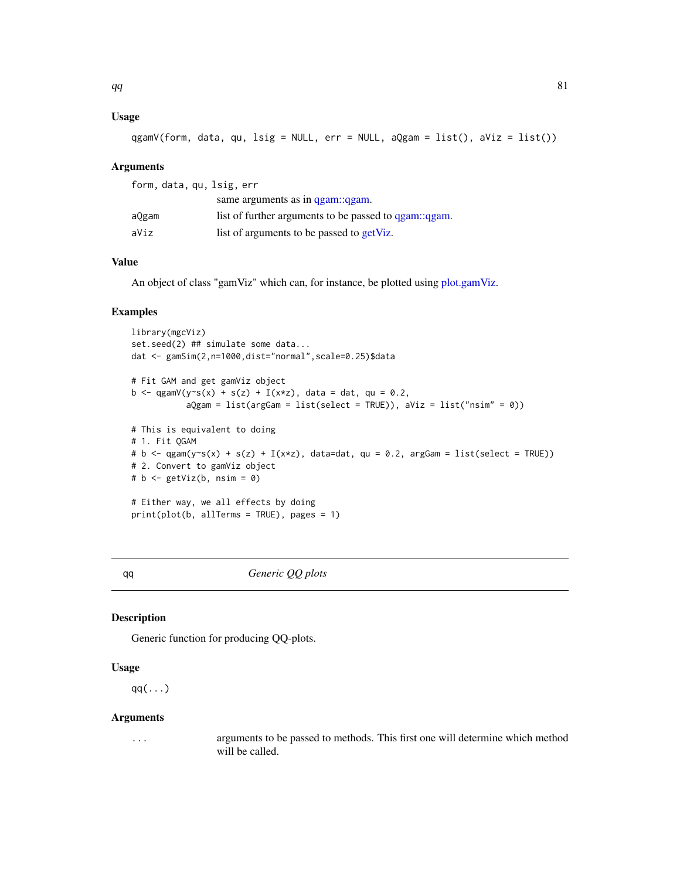### Usage

```
qgamV(form, data, qu, lsig = NULL, err = NULL, aQgam = list(), aViz = list())
```

### Arguments

| | |
|---|---|
| form, data, qu, lsig, err | same arguments as in qgam::qgam. |
| aQgam | list of further arguments to be passed to qgam::qgam. |
| aViz | list of arguments to be passed to getViz. |

### Value

An object of class "gamViz" which can, for instance, be plotted using plot.gamViz.

### Examples

```
library(mgcViz)
set.seed(2) ## simulate some data...
dat <- gamSim(2,n=1000,dist="normal",scale=0.25)$data

# Fit GAM and get gamViz object
b <- qgamV(y~s(x) + s(z) + I(x*z), data = dat, qu = 0.2,
           aQgam = list(argGam = list(select = TRUE)), aViz = list("nsim" = 0))

# This is equivalent to doing
# 1. Fit QGAM
# b <- qgam(y~s(x) + s(z) + I(x*z), data=dat, qu = 0.2, argGam = list(select = TRUE))
# 2. Convert to gamViz object
# b <- getViz(b, nsim = 0)

# Either way, we all effects by doing
print(plot(b, allTerms = TRUE), pages = 1)
```

---

## qq *Generic QQ plots*

### Description

Generic function for producing QQ-plots.

### Usage

```
qq(...)
```

### Arguments

| | |
|---|---|
| ... | arguments to be passed to methods. This first one will determine which method will be called. |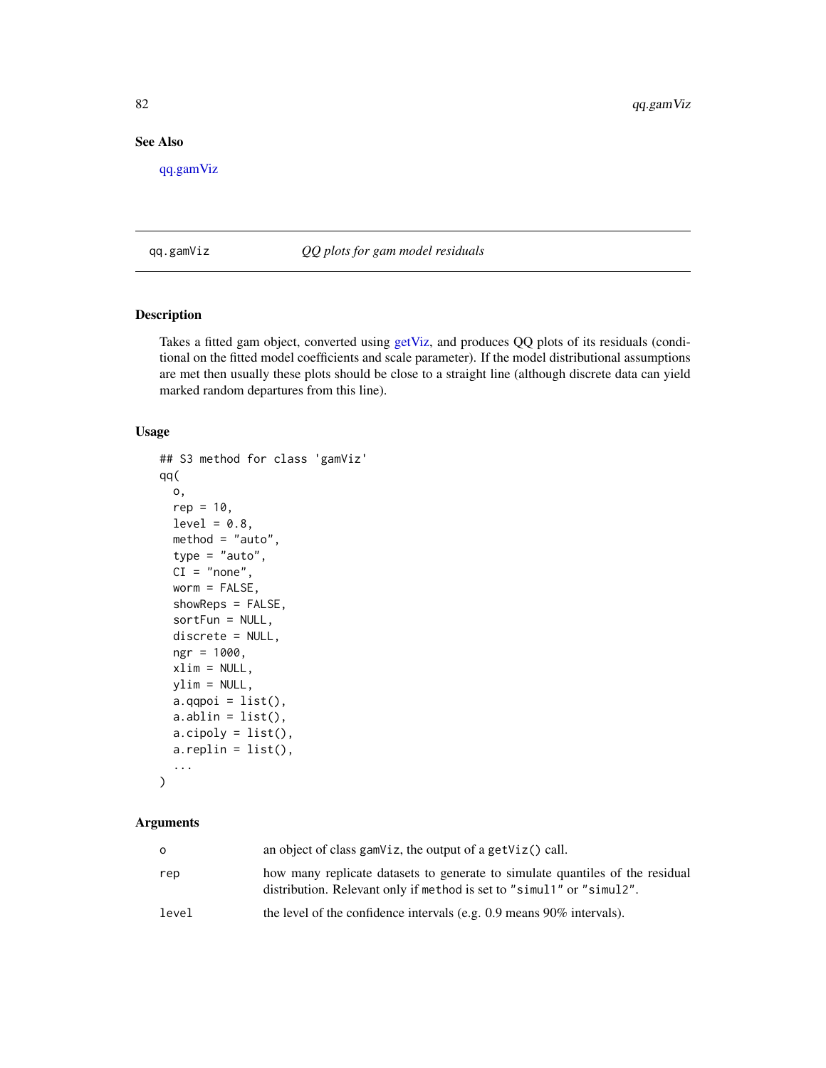## See Also

qq.gamViz

---

## qq.gamViz *QQ plots for gam model residuals*

---

### Description

Takes a fitted gam object, converted using getViz, and produces QQ plots of its residuals (conditional on the fitted model coefficients and scale parameter). If the model distributional assumptions are met then usually these plots should be close to a straight line (although discrete data can yield marked random departures from this line).

### Usage

```
## S3 method for class 'gamViz'
qq(
  o,
  rep = 10,
  level = 0.8,
  method = "auto",
  type = "auto",
  CI = "none",
  worm = FALSE,
  showReps = FALSE,
  sortFun = NULL,
  discrete = NULL,
  ngr = 1000,
  xlim = NULL,
  ylim = NULL,
  a.qqpoi = list(),
  a.ablin = list(),
  a.cipoly = list(),
  a.replin = list(),
  ...
)
```

### Arguments

| | |
|---|---|
| o | an object of class gamViz, the output of a getViz() call. |
| rep | how many replicate datasets to generate to simulate quantiles of the residual distribution. Relevant only if method is set to "simul1" or "simul2". |
| level | the level of the confidence intervals (e.g. 0.9 means 90% intervals). |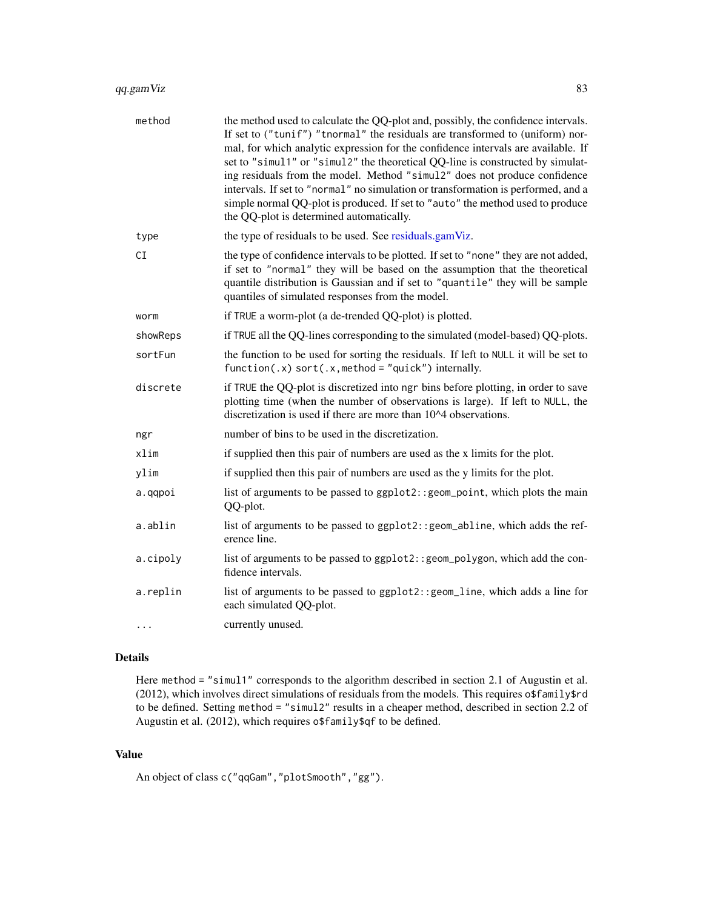| | |
|---|---|
| `method` | the method used to calculate the QQ-plot and, possibly, the confidence intervals. If set to ("tunif") "tnormal" the residuals are transformed to (uniform) normal, for which analytic expression for the confidence intervals are available. If set to "simul1" or "simul2" the theoretical QQ-line is constructed by simulating residuals from the model. Method "simul2" does not produce confidence intervals. If set to "normal" no simulation or transformation is performed, and a simple normal QQ-plot is produced. If set to "auto" the method used to produce the QQ-plot is determined automatically. |
| `type` | the type of residuals to be used. See residuals.gamViz. |
| `CI` | the type of confidence intervals to be plotted. If set to "none" they are not added, if set to "normal" they will be based on the assumption that the theoretical quantile distribution is Gaussian and if set to "quantile" they will be sample quantiles of simulated responses from the model. |
| `worm` | if TRUE a worm-plot (a de-trended QQ-plot) is plotted. |
| `showReps` | if TRUE all the QQ-lines corresponding to the simulated (model-based) QQ-plots. |
| `sortFun` | the function to be used for sorting the residuals. If left to NULL it will be set to `function(.x) sort(.x,method = "quick")` internally. |
| `discrete` | if TRUE the QQ-plot is discretized into ngr bins before plotting, in order to save plotting time (when the number of observations is large). If left to NULL, the discretization is used if there are more than 10^4 observations. |
| `ngr` | number of bins to be used in the discretization. |
| `xlim` | if supplied then this pair of numbers are used as the x limits for the plot. |
| `ylim` | if supplied then this pair of numbers are used as the y limits for the plot. |
| `a.qqpoi` | list of arguments to be passed to `ggplot2::geom_point`, which plots the main QQ-plot. |
| `a.ablin` | list of arguments to be passed to `ggplot2::geom_abline`, which adds the reference line. |
| `a.cipoly` | list of arguments to be passed to `ggplot2::geom_polygon`, which add the confidence intervals. |
| `a.replin` | list of arguments to be passed to `ggplot2::geom_line`, which adds a line for each simulated QQ-plot. |
| `...` | currently unused. |

## Details

Here `method = "simul1"` corresponds to the algorithm described in section 2.1 of Augustin et al. (2012), which involves direct simulations of residuals from the models. This requires `o$family$rd` to be defined. Setting `method = "simul2"` results in a cheaper method, described in section 2.2 of Augustin et al. (2012), which requires `o$family$qf` to be defined.

## Value

An object of class `c("qqGam","plotSmooth","gg")`.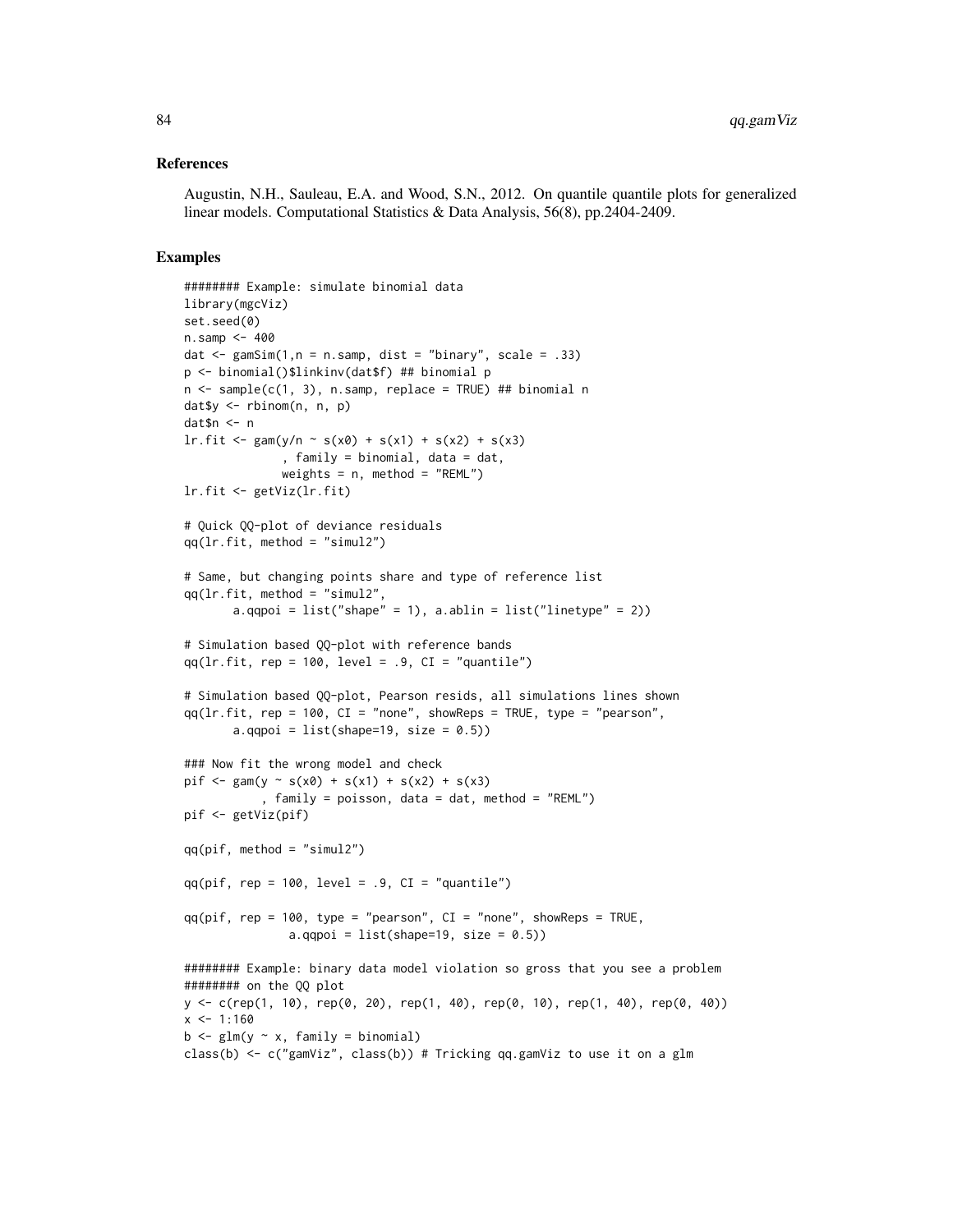## References

Augustin, N.H., Sauleau, E.A. and Wood, S.N., 2012. On quantile quantile plots for generalized linear models. Computational Statistics & Data Analysis, 56(8), pp.2404-2409.

## Examples

```
######## Example: simulate binomial data
library(mgcViz)
set.seed(0)
n.samp <- 400
dat <- gamSim(1,n = n.samp, dist = "binary", scale = .33)
p <- binomial()$linkinv(dat$f) ## binomial p
n <- sample(c(1, 3), n.samp, replace = TRUE) ## binomial n
dat$y <- rbinom(n, n, p)
dat$n <- n
lr.fit <- gam(y/n ~ s(x0) + s(x1) + s(x2) + s(x3)
              , family = binomial, data = dat,
              weights = n, method = "REML")
lr.fit <- getViz(lr.fit)

# Quick QQ-plot of deviance residuals
qq(lr.fit, method = "simul2")

# Same, but changing points share and type of reference list
qq(lr.fit, method = "simul2",
       a.qqpoi = list("shape" = 1), a.ablin = list("linetype" = 2))

# Simulation based QQ-plot with reference bands
qq(lr.fit, rep = 100, level = .9, CI = "quantile")

# Simulation based QQ-plot, Pearson resids, all simulations lines shown
qq(lr.fit, rep = 100, CI = "none", showReps = TRUE, type = "pearson",
       a.qqpoi = list(shape=19, size = 0.5))

### Now fit the wrong model and check
pif <- gam(y ~ s(x0) + s(x1) + s(x2) + s(x3)
           , family = poisson, data = dat, method = "REML")
pif <- getViz(pif)

qq(pif, method = "simul2")

qq(pif, rep = 100, level = .9, CI = "quantile")

qq(pif, rep = 100, type = "pearson", CI = "none", showReps = TRUE,
              a.qqpoi = list(shape=19, size = 0.5))

######## Example: binary data model violation so gross that you see a problem
######## on the QQ plot
y <- c(rep(1, 10), rep(0, 20), rep(1, 40), rep(0, 10), rep(1, 40), rep(0, 40))
x <- 1:160
b <- glm(y ~ x, family = binomial)
class(b) <- c("gamViz", class(b)) # Tricking qq.gamViz to use it on a glm
```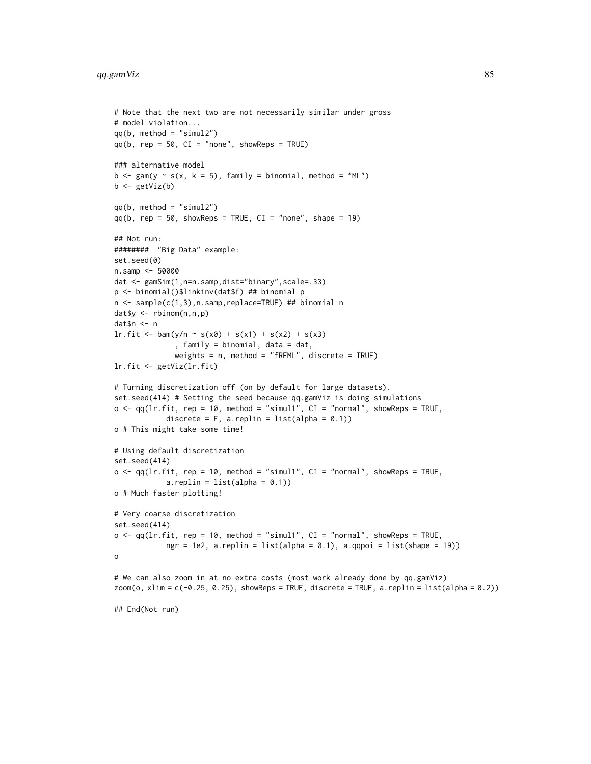```
# Note that the next two are not necessarily similar under gross
# model violation...
qq(b, method = "simul2")
qq(b, rep = 50, CI = "none", showReps = TRUE)

### alternative model
b <- gam(y ~ s(x, k = 5), family = binomial, method = "ML")
b <- getViz(b)

qq(b, method = "simul2")
qq(b, rep = 50, showReps = TRUE, CI = "none", shape = 19)

## Not run:
########  "Big Data" example:
set.seed(0)
n.samp <- 50000
dat <- gamSim(1,n=n.samp,dist="binary",scale=.33)
p <- binomial()$linkinv(dat$f) ## binomial p
n <- sample(c(1,3),n.samp,replace=TRUE) ## binomial n
dat$y <- rbinom(n,n,p)
dat$n <- n
lr.fit <- bam(y/n ~ s(x0) + s(x1) + s(x2) + s(x3)
              , family = binomial, data = dat,
              weights = n, method = "fREML", discrete = TRUE)
lr.fit <- getViz(lr.fit)

# Turning discretization off (on by default for large datasets).
set.seed(414) # Setting the seed because qq.gamViz is doing simulations
o <- qq(lr.fit, rep = 10, method = "simul1", CI = "normal", showReps = TRUE,
           discrete = F, a.replin = list(alpha = 0.1))
o # This might take some time!

# Using default discretization
set.seed(414)
o <- qq(lr.fit, rep = 10, method = "simul1", CI = "normal", showReps = TRUE,
           a.replin = list(alpha = 0.1))
o # Much faster plotting!

# Very coarse discretization
set.seed(414)
o <- qq(lr.fit, rep = 10, method = "simul1", CI = "normal", showReps = TRUE,
           ngr = 1e2, a.replin = list(alpha = 0.1), a.qqpoi = list(shape = 19))
o

# We can also zoom in at no extra costs (most work already done by qq.gamViz)
zoom(o, xlim = c(-0.25, 0.25), showReps = TRUE, discrete = TRUE, a.replin = list(alpha = 0.2))

## End(Not run)
```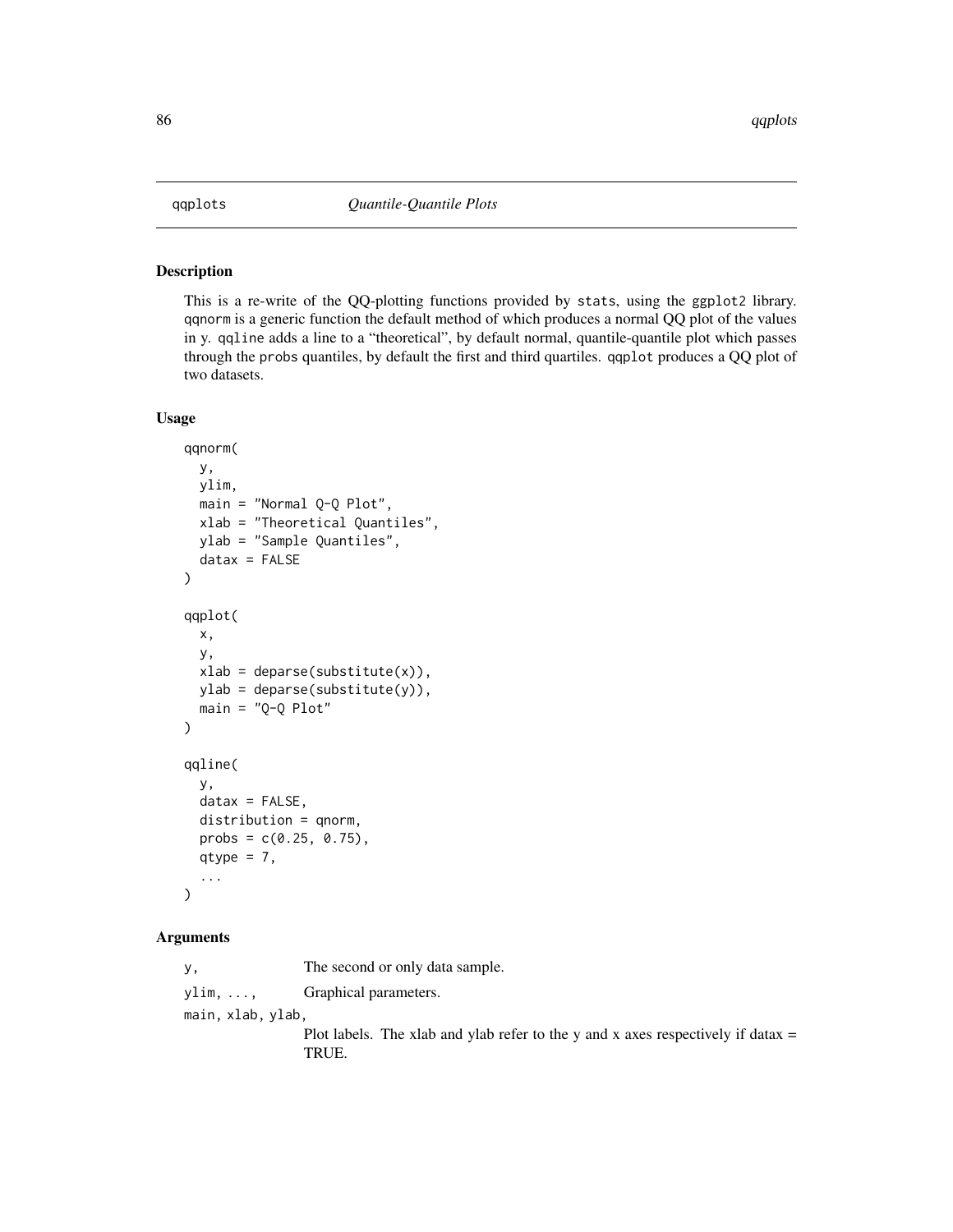## qqplots — *Quantile-Quantile Plots*

### Description

This is a re-write of the QQ-plotting functions provided by stats, using the ggplot2 library. qqnorm is a generic function the default method of which produces a normal QQ plot of the values in y. qqline adds a line to a "theoretical", by default normal, quantile-quantile plot which passes through the probs quantiles, by default the first and third quartiles. qqplot produces a QQ plot of two datasets.

### Usage

```
qqnorm(
  y,
  ylim,
  main = "Normal Q-Q Plot",
  xlab = "Theoretical Quantiles",
  ylab = "Sample Quantiles",
  datax = FALSE
)

qqplot(
  x,
  y,
  xlab = deparse(substitute(x)),
  ylab = deparse(substitute(y)),
  main = "Q-Q Plot"
)

qqline(
  y,
  datax = FALSE,
  distribution = qnorm,
  probs = c(0.25, 0.75),
  qtype = 7,
  ...
)
```

### Arguments

| | |
|---|---|
| `y,` | The second or only data sample. |
| `ylim, ...,` | Graphical parameters. |
| `main, xlab, ylab,` | Plot labels. The xlab and ylab refer to the y and x axes respectively if datax = TRUE. |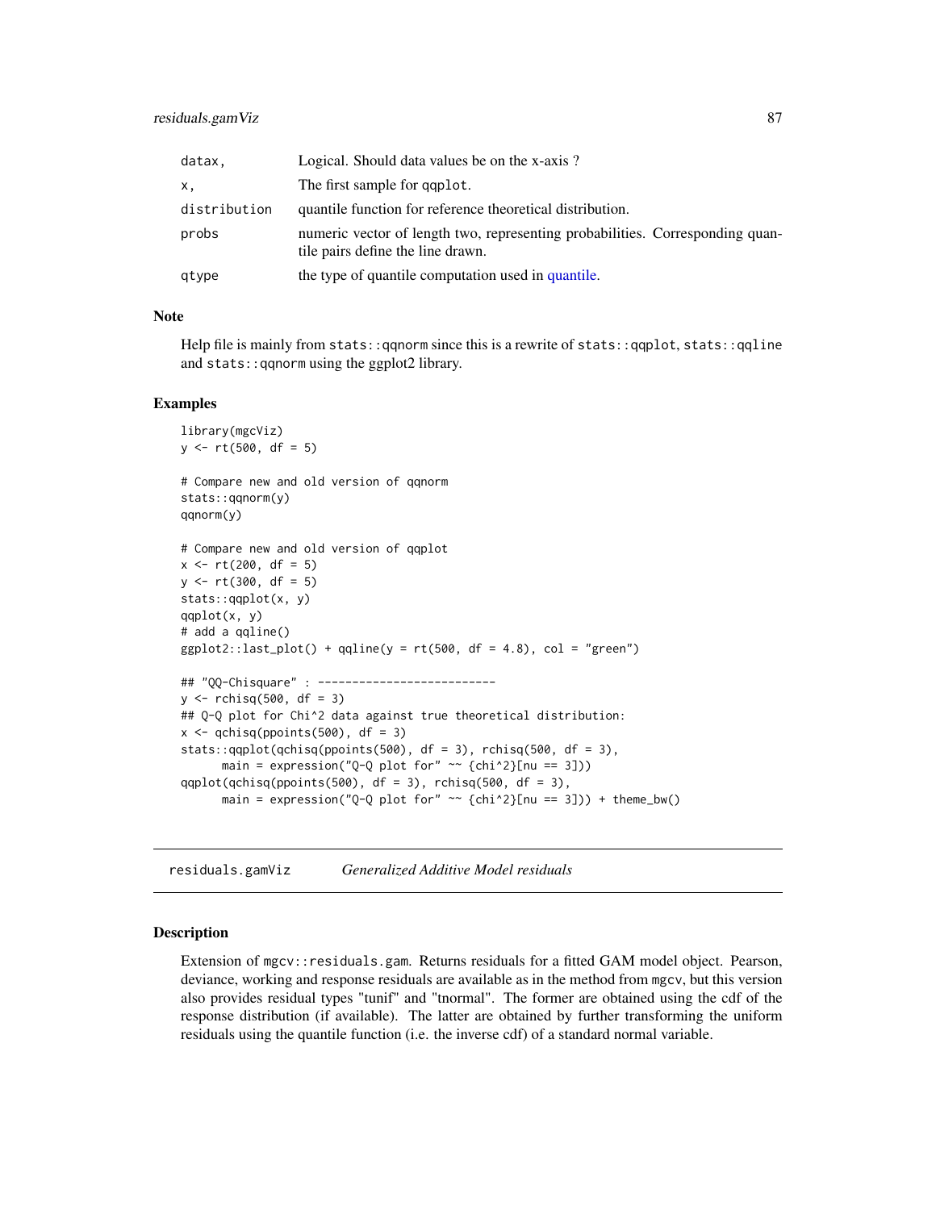| | |
|---|---|
| datax, | Logical. Should data values be on the x-axis ? |
| x, | The first sample for qqplot. |
| distribution | quantile function for reference theoretical distribution. |
| probs | numeric vector of length two, representing probabilities. Corresponding quantile pairs define the line drawn. |
| qtype | the type of quantile computation used in quantile. |

### Note

Help file is mainly from `stats::qqnorm` since this is a rewrite of `stats::qqplot`, `stats::qqline` and `stats::qqnorm` using the ggplot2 library.

### Examples

```
library(mgcViz)
y <- rt(500, df = 5)

# Compare new and old version of qqnorm
stats::qqnorm(y)
qqnorm(y)

# Compare new and old version of qqplot
x <- rt(200, df = 5)
y <- rt(300, df = 5)
stats::qqplot(x, y)
qqplot(x, y)
# add a qqline()
ggplot2::last_plot() + qqline(y = rt(500, df = 4.8), col = "green")

## "QQ-Chisquare" : --------------------------
y <- rchisq(500, df = 3)
## Q-Q plot for Chi^2 data against true theoretical distribution:
x <- qchisq(ppoints(500), df = 3)
stats::qqplot(qchisq(ppoints(500), df = 3), rchisq(500, df = 3),
      main = expression("Q-Q plot for" ~~ {chi^2}[nu == 3]))
qqplot(qchisq(ppoints(500), df = 3), rchisq(500, df = 3),
      main = expression("Q-Q plot for" ~~ {chi^2}[nu == 3])) + theme_bw()
```

---

## residuals.gamViz — *Generalized Additive Model residuals*

### Description

Extension of `mgcv::residuals.gam`. Returns residuals for a fitted GAM model object. Pearson, deviance, working and response residuals are available as in the method from `mgcv`, but this version also provides residual types "tunif" and "tnormal". The former are obtained using the cdf of the response distribution (if available). The latter are obtained by further transforming the uniform residuals using the quantile function (i.e. the inverse cdf) of a standard normal variable.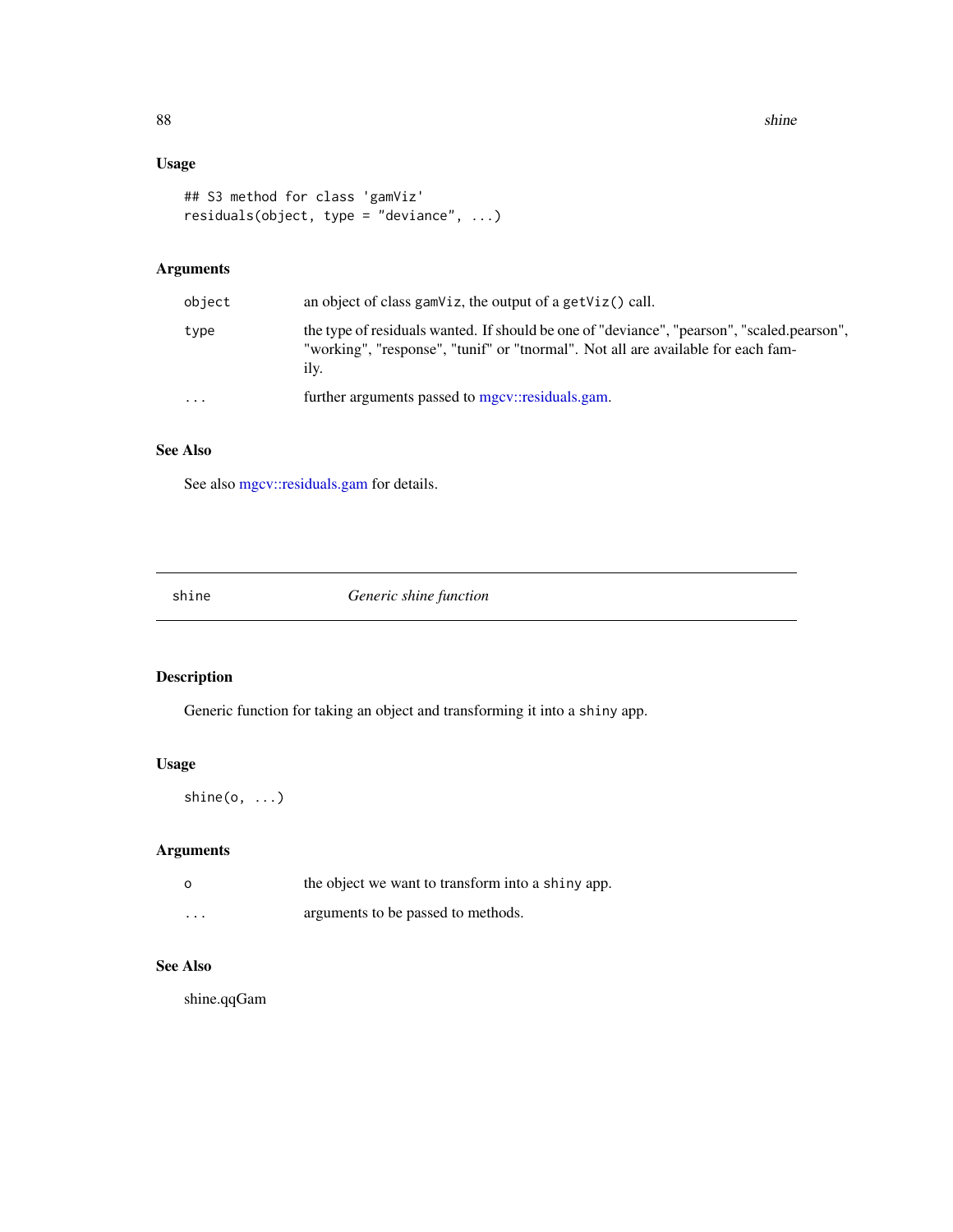## Usage

```
## S3 method for class 'gamViz'
residuals(object, type = "deviance", ...)
```

## Arguments

| | |
|---|---|
| object | an object of class gamViz, the output of a getViz() call. |
| type | the type of residuals wanted. If should be one of "deviance", "pearson", "scaled.pearson", "working", "response", "tunif" or "tnormal". Not all are available for each family. |
| ... | further arguments passed to mgcv::residuals.gam. |

## See Also

See also mgcv::residuals.gam for details.

---

# shine — *Generic shine function*

## Description

Generic function for taking an object and transforming it into a shiny app.

## Usage

```
shine(o, ...)
```

## Arguments

| | |
|---|---|
| o | the object we want to transform into a shiny app. |
| ... | arguments to be passed to methods. |

## See Also

shine.qqGam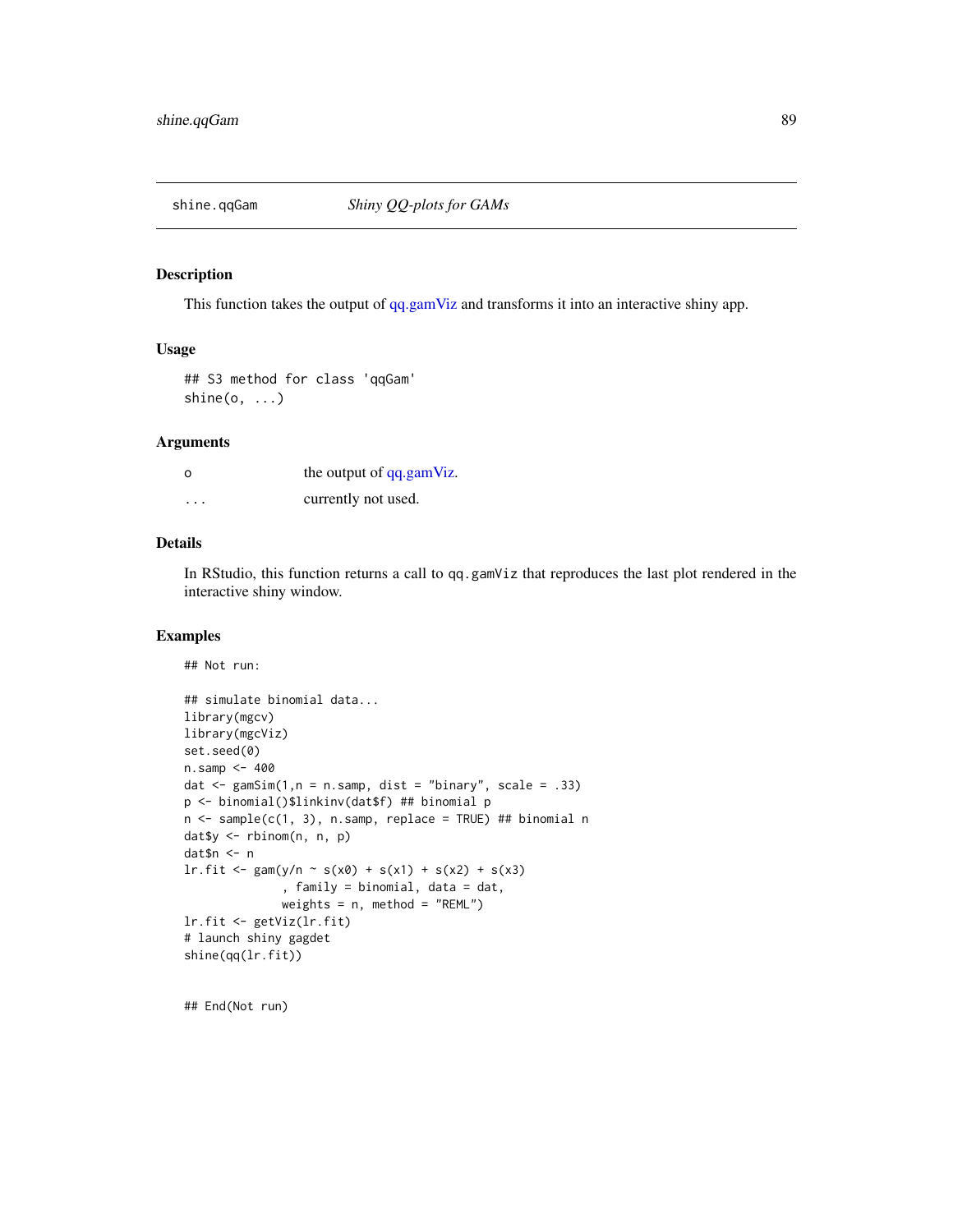## shine.qqGam — *Shiny QQ-plots for GAMs*

### Description

This function takes the output of qq.gamViz and transforms it into an interactive shiny app.

### Usage

```
## S3 method for class 'qqGam'
shine(o, ...)
```

### Arguments

| | |
|---|---|
| o | the output of qq.gamViz. |
| ... | currently not used. |

### Details

In RStudio, this function returns a call to `qq.gamViz` that reproduces the last plot rendered in the interactive shiny window.

### Examples

```
## Not run:

## simulate binomial data...
library(mgcv)
library(mgcViz)
set.seed(0)
n.samp <- 400
dat <- gamSim(1,n = n.samp, dist = "binary", scale = .33)
p <- binomial()$linkinv(dat$f) ## binomial p
n <- sample(c(1, 3), n.samp, replace = TRUE) ## binomial n
dat$y <- rbinom(n, n, p)
dat$n <- n
lr.fit <- gam(y/n ~ s(x0) + s(x1) + s(x2) + s(x3)
              , family = binomial, data = dat,
              weights = n, method = "REML")
lr.fit <- getViz(lr.fit)
# launch shiny gagdet
shine(qq(lr.fit))


## End(Not run)
```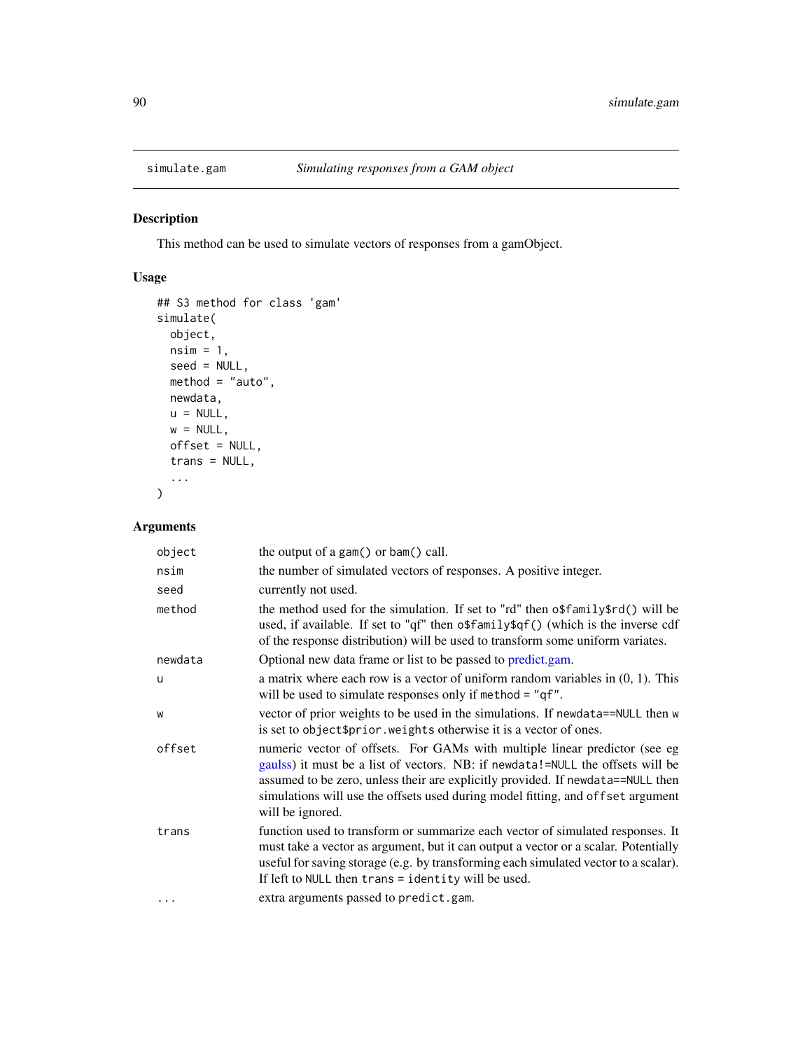# simulate.gam — *Simulating responses from a GAM object*

## Description

This method can be used to simulate vectors of responses from a gamObject.

## Usage

```
## S3 method for class 'gam'
simulate(
  object,
  nsim = 1,
  seed = NULL,
  method = "auto",
  newdata,
  u = NULL,
  w = NULL,
  offset = NULL,
  trans = NULL,
  ...
)
```

## Arguments

| | |
|---|---|
| `object` | the output of a `gam()` or `bam()` call. |
| `nsim` | the number of simulated vectors of responses. A positive integer. |
| `seed` | currently not used. |
| `method` | the method used for the simulation. If set to "rd" then `o$family$rd()` will be used, if available. If set to "qf" then `o$family$qf()` (which is the inverse cdf of the response distribution) will be used to transform some uniform variates. |
| `newdata` | Optional new data frame or list to be passed to predict.gam. |
| `u` | a matrix where each row is a vector of uniform random variables in (0, 1). This will be used to simulate responses only if `method = "qf"`. |
| `w` | vector of prior weights to be used in the simulations. If `newdata==NULL` then `w` is set to `object$prior.weights` otherwise it is a vector of ones. |
| `offset` | numeric vector of offsets. For GAMs with multiple linear predictor (see eg gaulss) it must be a list of vectors. NB: if `newdata!=NULL` the offsets will be assumed to be zero, unless their are explicitly provided. If `newdata==NULL` then simulations will use the offsets used during model fitting, and `offset` argument will be ignored. |
| `trans` | function used to transform or summarize each vector of simulated responses. It must take a vector as argument, but it can output a vector or a scalar. Potentially useful for saving storage (e.g. by transforming each simulated vector to a scalar). If left to `NULL` then `trans = identity` will be used. |
| `...` | extra arguments passed to `predict.gam`. |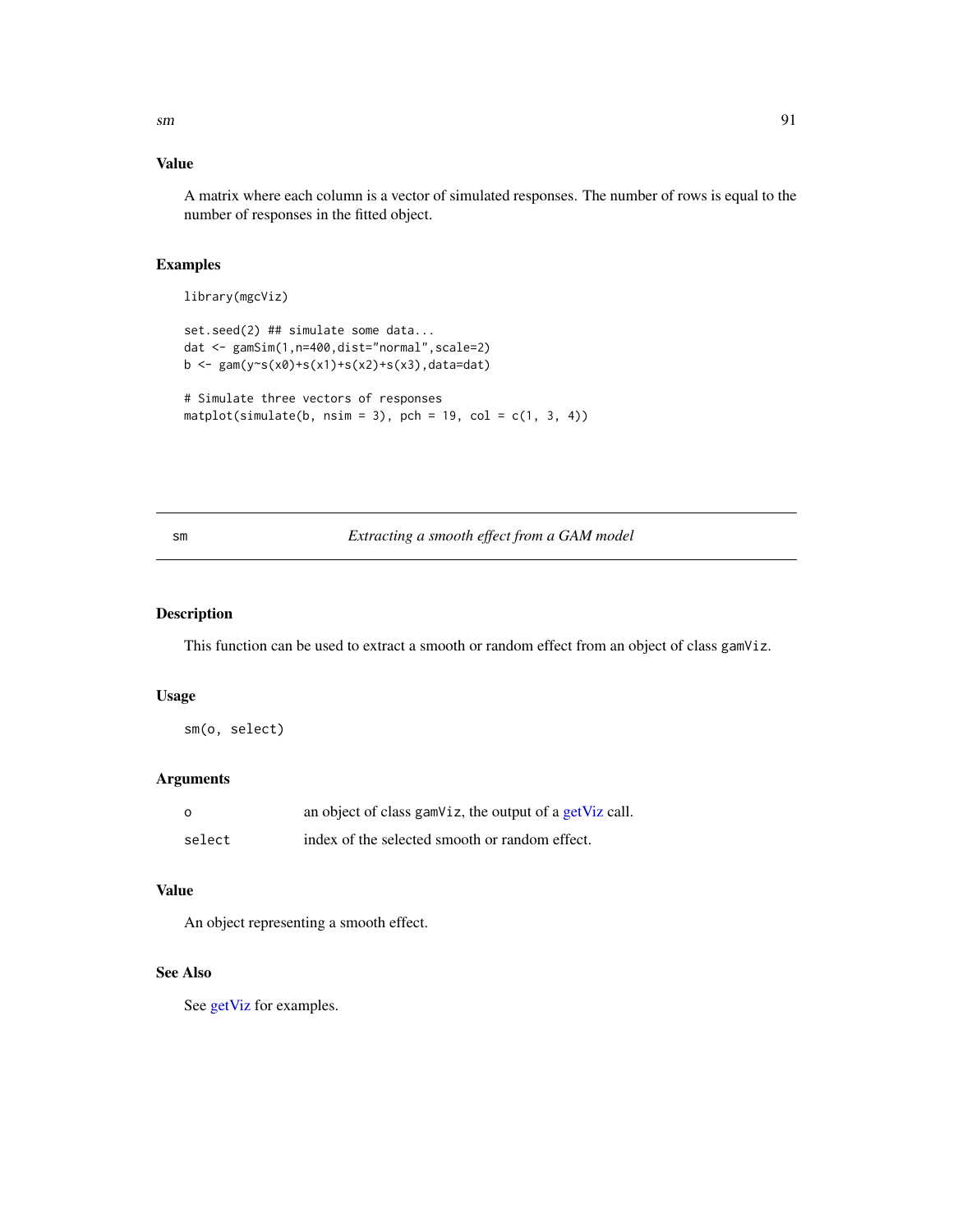## Value

A matrix where each column is a vector of simulated responses. The number of rows is equal to the number of responses in the fitted object.

## Examples

```
library(mgcViz)

set.seed(2) ## simulate some data...
dat <- gamSim(1,n=400,dist="normal",scale=2)
b <- gam(y~s(x0)+s(x1)+s(x2)+s(x3),data=dat)

# Simulate three vectors of responses
matplot(simulate(b, nsim = 3), pch = 19, col = c(1, 3, 4))
```

---

# sm — *Extracting a smooth effect from a GAM model*

## Description

This function can be used to extract a smooth or random effect from an object of class `gamViz`.

## Usage

```
sm(o, select)
```

## Arguments

| | |
|---|---|
| `o` | an object of class `gamViz`, the output of a getViz call. |
| `select` | index of the selected smooth or random effect. |

## Value

An object representing a smooth effect.

## See Also

See getViz for examples.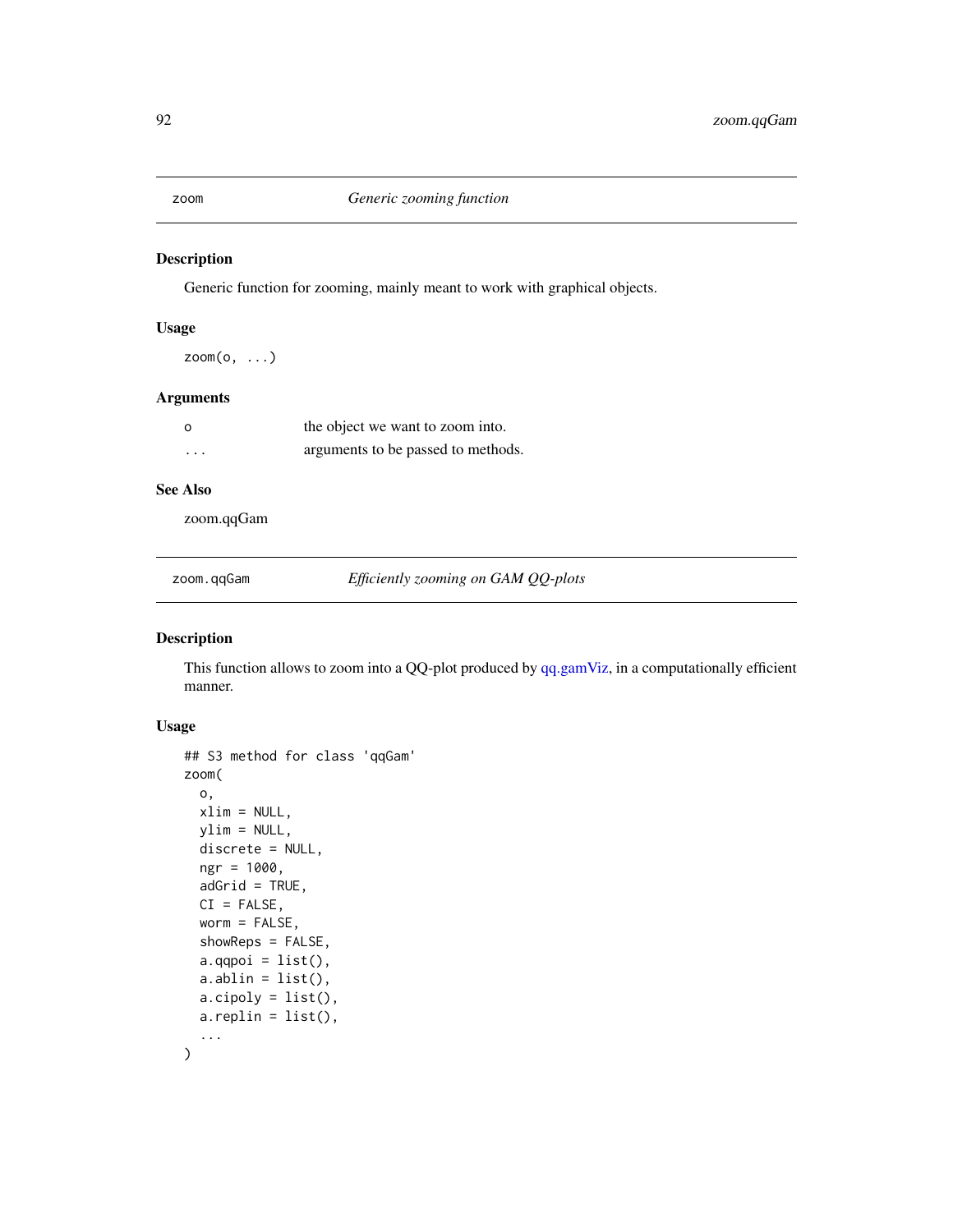## zoom *Generic zooming function*

### Description

Generic function for zooming, mainly meant to work with graphical objects.

### Usage

```
zoom(o, ...)
```

### Arguments

| | |
|---|---|
| o | the object we want to zoom into. |
| ... | arguments to be passed to methods. |

### See Also

zoom.qqGam

## zoom.qqGam *Efficiently zooming on GAM QQ-plots*

### Description

This function allows to zoom into a QQ-plot produced by qq.gamViz, in a computationally efficient manner.

### Usage

```
## S3 method for class 'qqGam'
zoom(
  o,
  xlim = NULL,
  ylim = NULL,
  discrete = NULL,
  ngr = 1000,
  adGrid = TRUE,
  CI = FALSE,
  worm = FALSE,
  showReps = FALSE,
  a.qqpoi = list(),
  a.ablin = list(),
  a.cipoly = list(),
  a.replin = list(),
  ...
)
```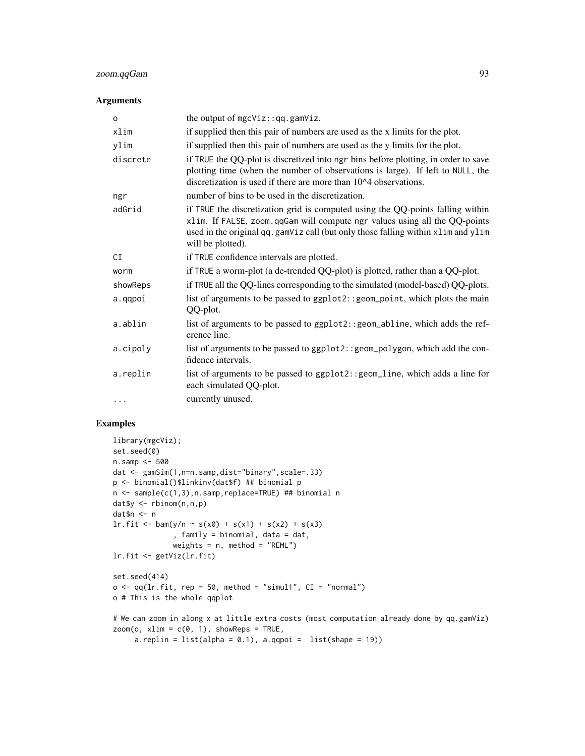## Arguments

| | |
|---|---|
| o | the output of mgcViz::qq.gamViz. |
| xlim | if supplied then this pair of numbers are used as the x limits for the plot. |
| ylim | if supplied then this pair of numbers are used as the y limits for the plot. |
| discrete | if TRUE the QQ-plot is discretized into ngr bins before plotting, in order to save plotting time (when the number of observations is large). If left to NULL, the discretization is used if there are more than 10^4 observations. |
| ngr | number of bins to be used in the discretization. |
| adGrid | if TRUE the discretization grid is computed using the QQ-points falling within xlim. If FALSE, zoom.qqGam will compute ngr values using all the QQ-points used in the original qq.gamViz call (but only those falling within xlim and ylim will be plotted). |
| CI | if TRUE confidence intervals are plotted. |
| worm | if TRUE a worm-plot (a de-trended QQ-plot) is plotted, rather than a QQ-plot. |
| showReps | if TRUE all the QQ-lines corresponding to the simulated (model-based) QQ-plots. |
| a.qqpoi | list of arguments to be passed to ggplot2::geom_point, which plots the main QQ-plot. |
| a.ablin | list of arguments to be passed to ggplot2::geom_abline, which adds the reference line. |
| a.cipoly | list of arguments to be passed to ggplot2::geom_polygon, which add the confidence intervals. |
| a.replin | list of arguments to be passed to ggplot2::geom_line, which adds a line for each simulated QQ-plot. |
| ... | currently unused. |

## Examples

```
library(mgcViz);
set.seed(0)
n.samp <- 500
dat <- gamSim(1,n=n.samp,dist="binary",scale=.33)
p <- binomial()$linkinv(dat$f) ## binomial p
n <- sample(c(1,3),n.samp,replace=TRUE) ## binomial n
dat$y <- rbinom(n,n,p)
dat$n <- n
lr.fit <- bam(y/n ~ s(x0) + s(x1) + s(x2) + s(x3)
              , family = binomial, data = dat,
              weights = n, method = "REML")
lr.fit <- getViz(lr.fit)

set.seed(414)
o <- qq(lr.fit, rep = 50, method = "simul1", CI = "normal")
o # This is the whole qqplot

# We can zoom in along x at little extra costs (most computation already done by qq.gamViz)
zoom(o, xlim = c(0, 1), showReps = TRUE,
     a.replin = list(alpha = 0.1), a.qqpoi =  list(shape = 19))
```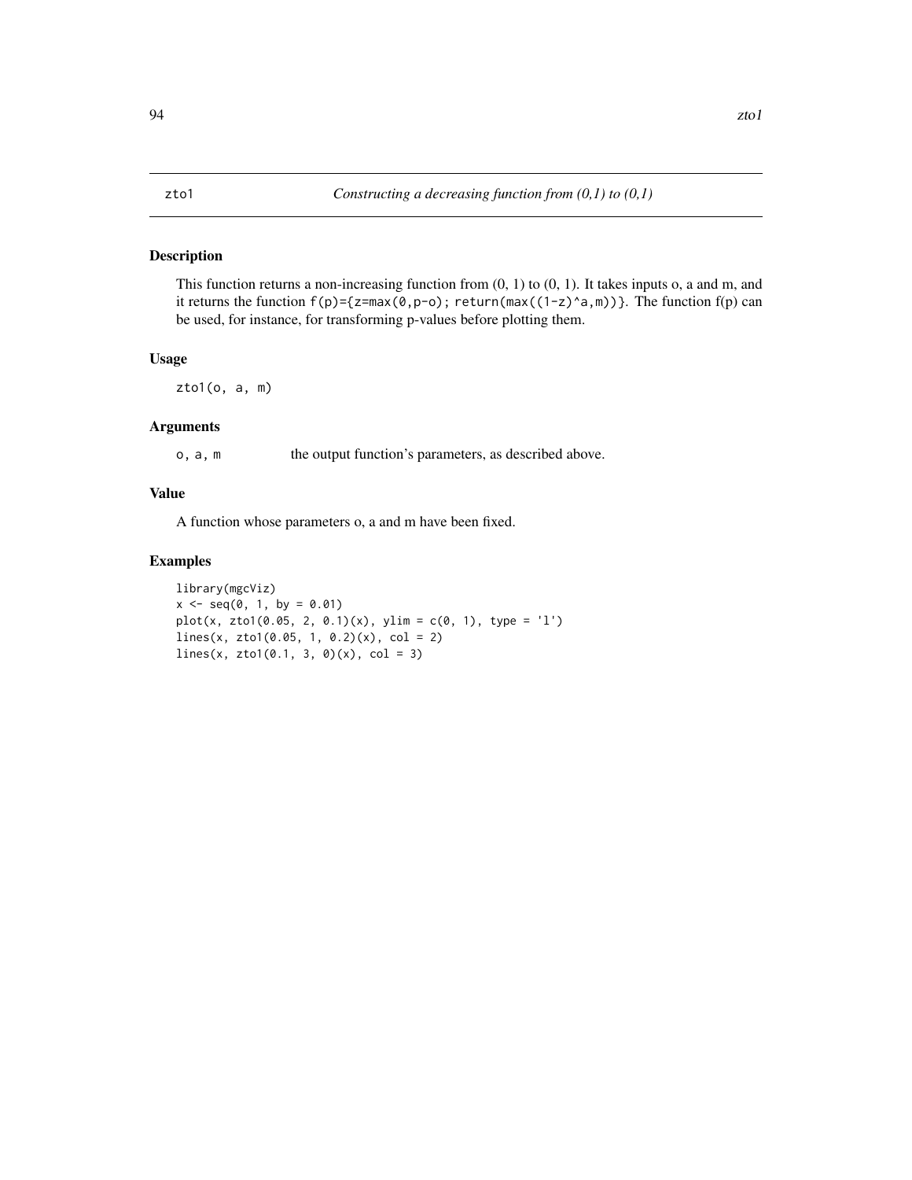zto1 *Constructing a decreasing function from (0,1) to (0,1)*

## Description

This function returns a non-increasing function from (0, 1) to (0, 1). It takes inputs o, a and m, and it returns the function `f(p)={z=max(0,p-o); return(max((1-z)^a,m))}`. The function f(p) can be used, for instance, for transforming p-values before plotting them.

## Usage

```
zto1(o, a, m)
```

## Arguments

`o, a, m` the output function's parameters, as described above.

## Value

A function whose parameters o, a and m have been fixed.

## Examples

```
library(mgcViz)
x <- seq(0, 1, by = 0.01)
plot(x, zto1(0.05, 2, 0.1)(x), ylim = c(0, 1), type = 'l')
lines(x, zto1(0.05, 1, 0.2)(x), col = 2)
lines(x, zto1(0.1, 3, 0)(x), col = 3)
```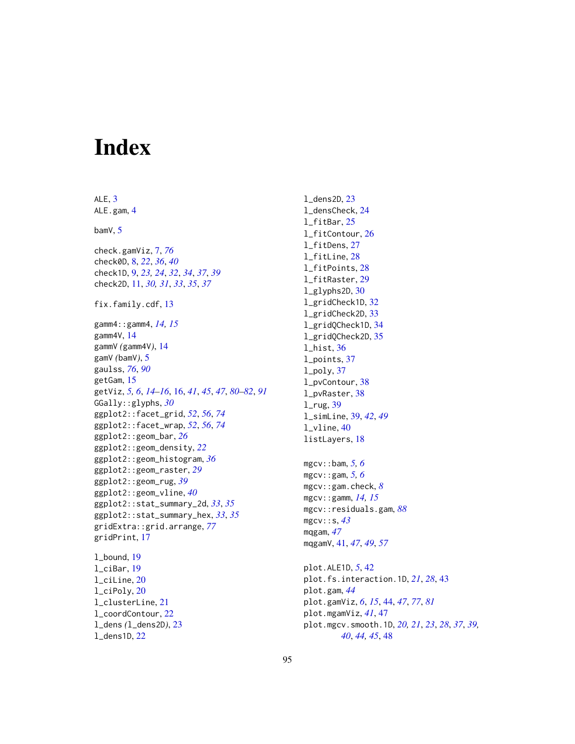# Index

ALE, 3
ALE.gam, 4

bamV, 5

check.gamViz, 7, *76*
check0D, 8, *22*, *36*, *40*
check1D, 9, *23, 24*, *32*, *34*, *37*, *39*
check2D, 11, *30, 31*, *33*, *35*, *37*

fix.family.cdf, 13

gamm4::gamm4, *14, 15*
gamm4V, 14
gammV *(*gamm4V*)*, 14
gamV *(*bamV*)*, 5
gaulss, *76*, *90*
getGam, 15
getViz, *5, 6*, *14–16*, 16, *41*, *45*, *47*, *80–82*, *91*
GGally::glyphs, *30*
ggplot2::facet_grid, *52*, *56*, *74*
ggplot2::facet_wrap, *52*, *56*, *74*
ggplot2::geom_bar, *26*
ggplot2::geom_density, *22*
ggplot2::geom_histogram, *36*
ggplot2::geom_raster, *29*
ggplot2::geom_rug, *39*
ggplot2::geom_vline, *40*
ggplot2::stat_summary_2d, *33*, *35*
ggplot2::stat_summary_hex, *33*, *35*
gridExtra::grid.arrange, *77*
gridPrint, 17

l_bound, 19
l_ciBar, 19
l_ciLine, 20
l_ciPoly, 20
l_clusterLine, 21
l_coordContour, 22
l_dens *(*l_dens2D*)*, 23
l_dens1D, 22
l_dens2D, 23
l_densCheck, 24
l_fitBar, 25
l_fitContour, 26
l_fitDens, 27
l_fitLine, 28
l_fitPoints, 28
l_fitRaster, 29
l_glyphs2D, 30
l_gridCheck1D, 32
l_gridCheck2D, 33
l_gridQCheck1D, 34
l_gridQCheck2D, 35
l_hist, 36
l_points, 37
l_poly, 37
l_pvContour, 38
l_pvRaster, 38
l_rug, 39
l_simLine, 39, *42*, *49*
l_vline, 40
listLayers, 18

mgcv::bam, *5, 6*
mgcv::gam, *5, 6*
mgcv::gam.check, *8*
mgcv::gamm, *14, 15*
mgcv::residuals.gam, *88*
mgcv::s, *43*
mqgam, *47*
mqgamV, 41, *47*, *49*, *57*

plot.ALE1D, *5*, 42
plot.fs.interaction.1D, *21*, *28*, 43
plot.gam, *44*
plot.gamViz, *6*, *15*, 44, *47*, *77*, *81*
plot.mgamViz, *41*, 47
plot.mgcv.smooth.1D, *20, 21*, *23*, *28*, *37*, *39*, *40*, *44, 45*, 48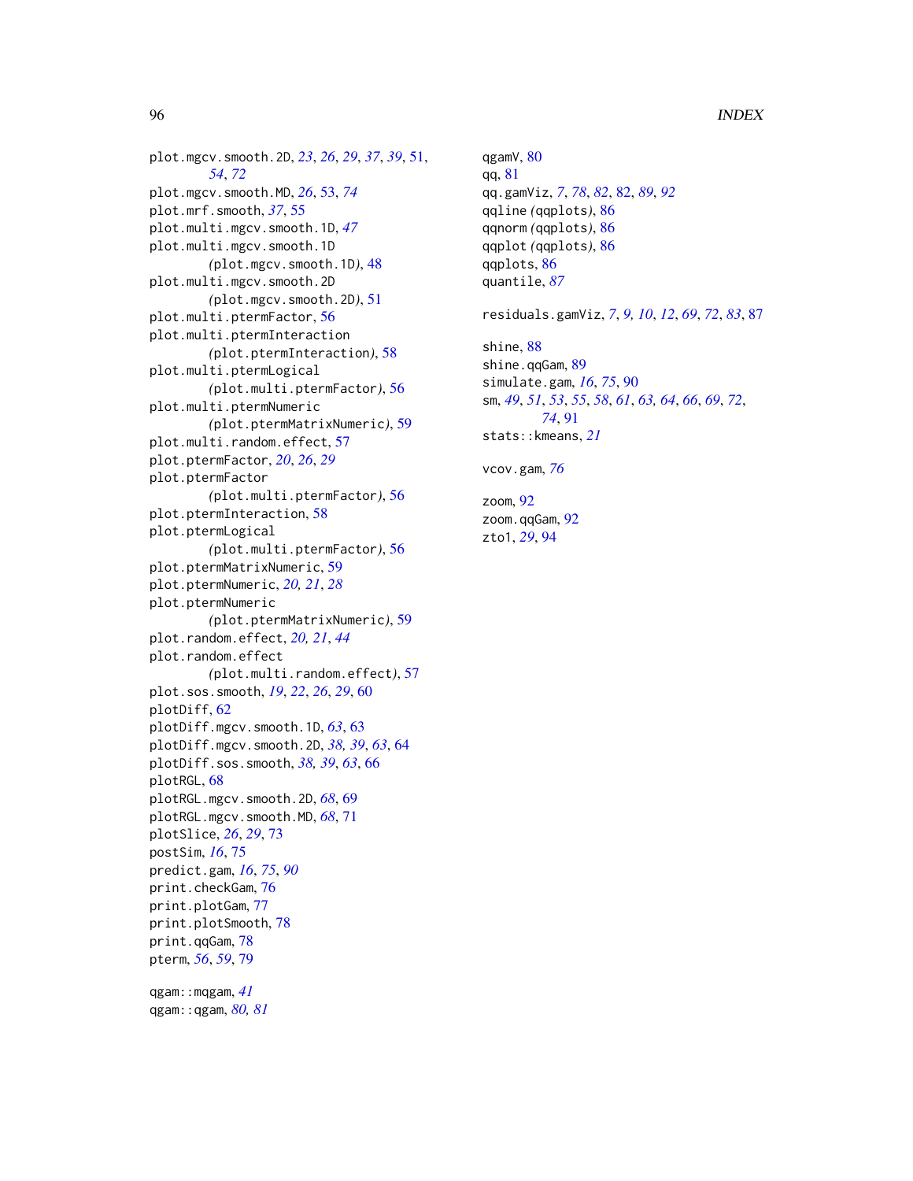plot.mgcv.smooth.2D, *23*, *26*, *29*, *37*, *39*, 51, *54*, *72*
plot.mgcv.smooth.MD, *26*, 53, *74*
plot.mrf.smooth, *37*, 55
plot.multi.mgcv.smooth.1D, *47*
plot.multi.mgcv.smooth.1D (plot.mgcv.smooth.1D), 48
plot.multi.mgcv.smooth.2D (plot.mgcv.smooth.2D), 51
plot.multi.ptermFactor, 56
plot.multi.ptermInteraction (plot.ptermInteraction), 58
plot.multi.ptermLogical (plot.multi.ptermFactor), 56
plot.multi.ptermNumeric (plot.ptermMatrixNumeric), 59
plot.multi.random.effect, 57
plot.ptermFactor, *20*, *26*, *29*
plot.ptermFactor (plot.multi.ptermFactor), 56
plot.ptermInteraction, 58
plot.ptermLogical (plot.multi.ptermFactor), 56
plot.ptermMatrixNumeric, 59
plot.ptermNumeric, *20, 21*, *28*
plot.ptermNumeric (plot.ptermMatrixNumeric), 59
plot.random.effect, *20, 21*, *44*
plot.random.effect (plot.multi.random.effect), 57
plot.sos.smooth, *19*, *22*, *26*, *29*, 60
plotDiff, 62
plotDiff.mgcv.smooth.1D, *63*, 63
plotDiff.mgcv.smooth.2D, *38, 39*, *63*, 64
plotDiff.sos.smooth, *38, 39*, *63*, 66
plotRGL, 68
plotRGL.mgcv.smooth.2D, *68*, 69
plotRGL.mgcv.smooth.MD, *68*, 71
plotSlice, *26*, *29*, 73
postSim, *16*, 75
predict.gam, *16*, *75*, *90*
print.checkGam, 76
print.plotGam, 77
print.plotSmooth, 78
print.qqGam, 78
pterm, *56*, *59*, 79

qgam::mqgam, *41*
qgam::qgam, *80, 81*
qgamV, 80
qq, 81
qq.gamViz, *7*, *78*, *82*, 82, *89*, *92*
qqline (qqplots), 86
qqnorm (qqplots), 86
qqplot (qqplots), 86
qqplots, 86
quantile, *87*

residuals.gamViz, *7*, *9*, *10*, *12*, *69*, *72*, *83*, 87

shine, 88
shine.qqGam, 89
simulate.gam, *16*, *75*, 90
sm, *49*, *51*, *53*, *55*, *58*, *61*, *63, 64*, *66*, *69*, *72*, *74*, 91
stats::kmeans, *21*

vcov.gam, *76*

zoom, 92
zoom.qqGam, 92
zto1, *29*, 94